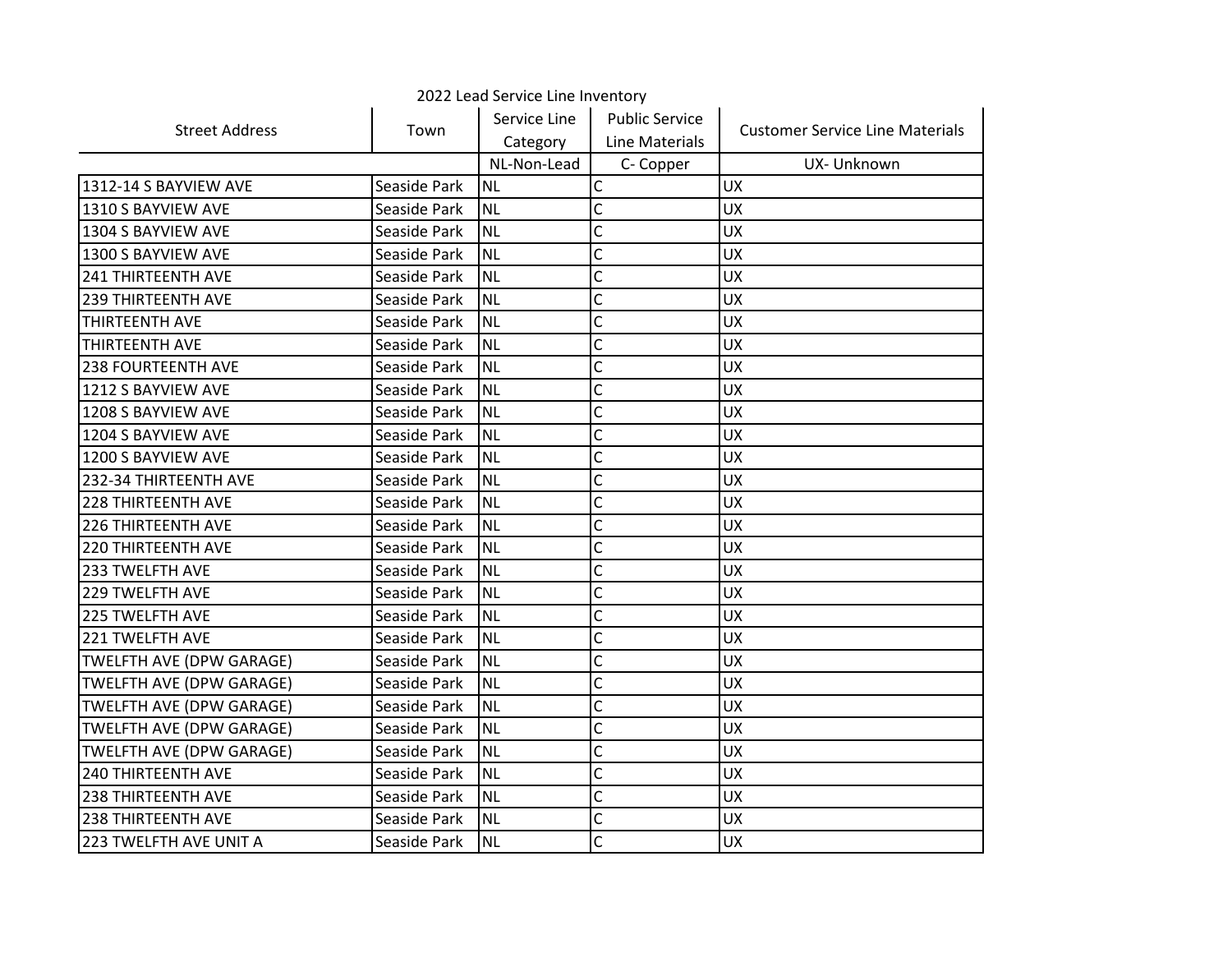2022 Lead Service Line Inventory

| Street Address | Town | Service Line Category | Public Service Line Materials | Customer Service Line Materials |
|---|---|---|---|---|
| | | NL-Non-Lead | C- Copper | UX- Unknown |
| 1312-14 S BAYVIEW AVE | Seaside Park | NL | C | UX |
| 1310 S BAYVIEW AVE | Seaside Park | NL | C | UX |
| 1304 S BAYVIEW AVE | Seaside Park | NL | C | UX |
| 1300 S BAYVIEW AVE | Seaside Park | NL | C | UX |
| 241 THIRTEENTH AVE | Seaside Park | NL | C | UX |
| 239 THIRTEENTH AVE | Seaside Park | NL | C | UX |
| THIRTEENTH AVE | Seaside Park | NL | C | UX |
| THIRTEENTH AVE | Seaside Park | NL | C | UX |
| 238 FOURTEENTH AVE | Seaside Park | NL | C | UX |
| 1212 S BAYVIEW AVE | Seaside Park | NL | C | UX |
| 1208 S BAYVIEW AVE | Seaside Park | NL | C | UX |
| 1204 S BAYVIEW AVE | Seaside Park | NL | C | UX |
| 1200 S BAYVIEW AVE | Seaside Park | NL | C | UX |
| 232-34 THIRTEENTH AVE | Seaside Park | NL | C | UX |
| 228 THIRTEENTH AVE | Seaside Park | NL | C | UX |
| 226 THIRTEENTH AVE | Seaside Park | NL | C | UX |
| 220 THIRTEENTH AVE | Seaside Park | NL | C | UX |
| 233 TWELFTH AVE | Seaside Park | NL | C | UX |
| 229 TWELFTH AVE | Seaside Park | NL | C | UX |
| 225 TWELFTH AVE | Seaside Park | NL | C | UX |
| 221 TWELFTH AVE | Seaside Park | NL | C | UX |
| TWELFTH AVE (DPW GARAGE) | Seaside Park | NL | C | UX |
| TWELFTH AVE (DPW GARAGE) | Seaside Park | NL | C | UX |
| TWELFTH AVE (DPW GARAGE) | Seaside Park | NL | C | UX |
| TWELFTH AVE (DPW GARAGE) | Seaside Park | NL | C | UX |
| TWELFTH AVE (DPW GARAGE) | Seaside Park | NL | C | UX |
| 240 THIRTEENTH AVE | Seaside Park | NL | C | UX |
| 238 THIRTEENTH AVE | Seaside Park | NL | C | UX |
| 238 THIRTEENTH AVE | Seaside Park | NL | C | UX |
| 223 TWELFTH AVE UNIT A | Seaside Park | NL | C | UX |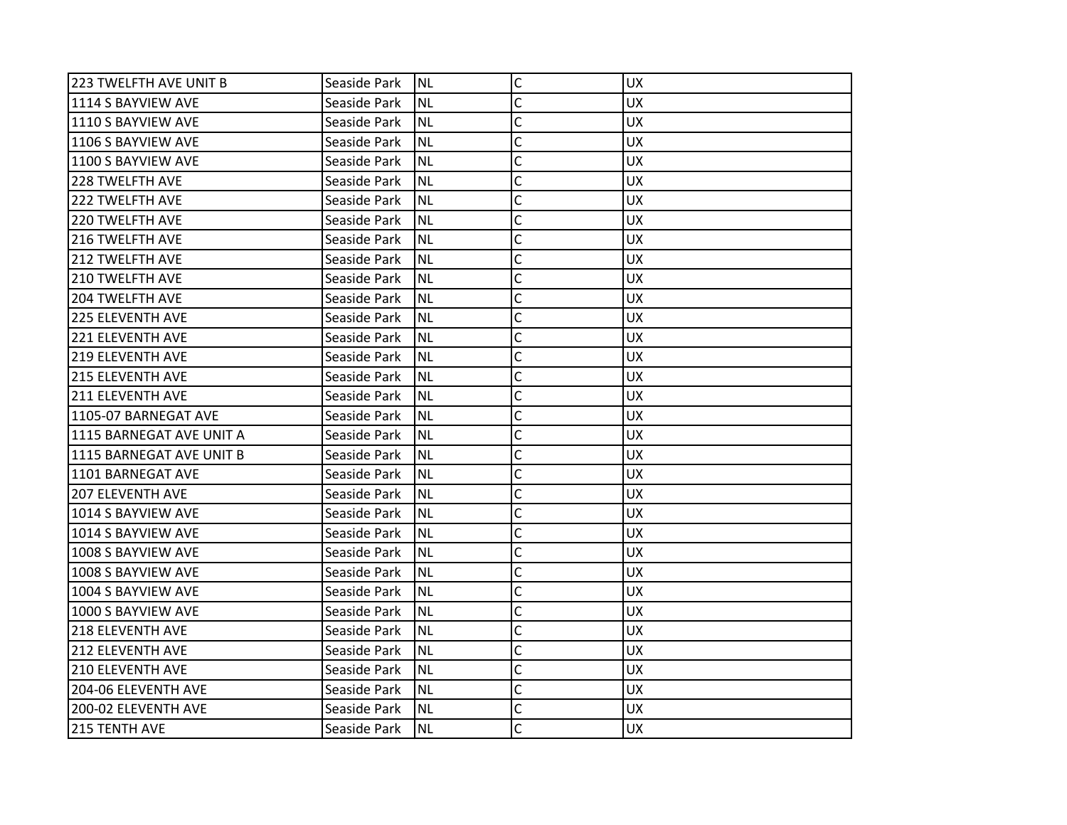| 223 TWELFTH AVE UNIT B | Seaside Park | NL | C | UX |
|---|---|---|---|---|
| 1114 S BAYVIEW AVE | Seaside Park | NL | C | UX |
| 1110 S BAYVIEW AVE | Seaside Park | NL | C | UX |
| 1106 S BAYVIEW AVE | Seaside Park | NL | C | UX |
| 1100 S BAYVIEW AVE | Seaside Park | NL | C | UX |
| 228 TWELFTH AVE | Seaside Park | NL | C | UX |
| 222 TWELFTH AVE | Seaside Park | NL | C | UX |
| 220 TWELFTH AVE | Seaside Park | NL | C | UX |
| 216 TWELFTH AVE | Seaside Park | NL | C | UX |
| 212 TWELFTH AVE | Seaside Park | NL | C | UX |
| 210 TWELFTH AVE | Seaside Park | NL | C | UX |
| 204 TWELFTH AVE | Seaside Park | NL | C | UX |
| 225 ELEVENTH AVE | Seaside Park | NL | C | UX |
| 221 ELEVENTH AVE | Seaside Park | NL | C | UX |
| 219 ELEVENTH AVE | Seaside Park | NL | C | UX |
| 215 ELEVENTH AVE | Seaside Park | NL | C | UX |
| 211 ELEVENTH AVE | Seaside Park | NL | C | UX |
| 1105-07 BARNEGAT AVE | Seaside Park | NL | C | UX |
| 1115 BARNEGAT AVE UNIT A | Seaside Park | NL | C | UX |
| 1115 BARNEGAT AVE UNIT B | Seaside Park | NL | C | UX |
| 1101 BARNEGAT AVE | Seaside Park | NL | C | UX |
| 207 ELEVENTH AVE | Seaside Park | NL | C | UX |
| 1014 S BAYVIEW AVE | Seaside Park | NL | C | UX |
| 1014 S BAYVIEW AVE | Seaside Park | NL | C | UX |
| 1008 S BAYVIEW AVE | Seaside Park | NL | C | UX |
| 1008 S BAYVIEW AVE | Seaside Park | NL | C | UX |
| 1004 S BAYVIEW AVE | Seaside Park | NL | C | UX |
| 1000 S BAYVIEW AVE | Seaside Park | NL | C | UX |
| 218 ELEVENTH AVE | Seaside Park | NL | C | UX |
| 212 ELEVENTH AVE | Seaside Park | NL | C | UX |
| 210 ELEVENTH AVE | Seaside Park | NL | C | UX |
| 204-06 ELEVENTH AVE | Seaside Park | NL | C | UX |
| 200-02 ELEVENTH AVE | Seaside Park | NL | C | UX |
| 215 TENTH AVE | Seaside Park | NL | C | UX |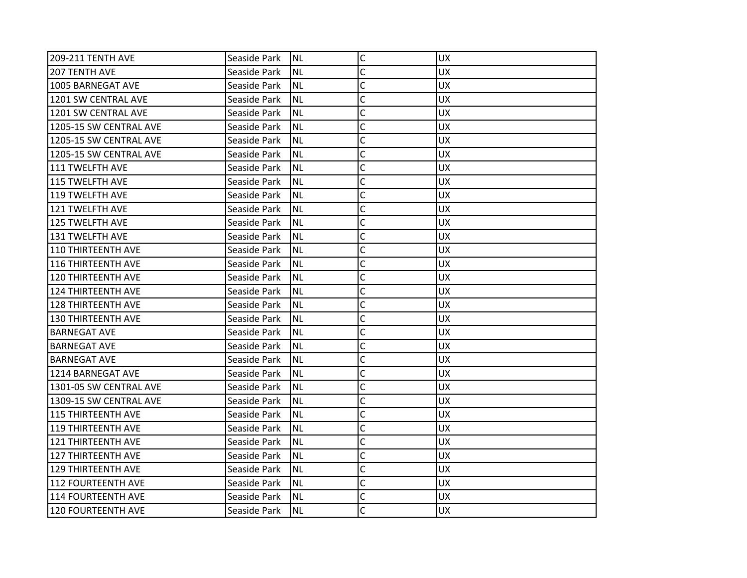| | | | | |
|---|---|---|---|---|
| 209-211 TENTH AVE | Seaside Park | NL | C | UX |
| 207 TENTH AVE | Seaside Park | NL | C | UX |
| 1005 BARNEGAT AVE | Seaside Park | NL | C | UX |
| 1201 SW CENTRAL AVE | Seaside Park | NL | C | UX |
| 1201 SW CENTRAL AVE | Seaside Park | NL | C | UX |
| 1205-15 SW CENTRAL AVE | Seaside Park | NL | C | UX |
| 1205-15 SW CENTRAL AVE | Seaside Park | NL | C | UX |
| 1205-15 SW CENTRAL AVE | Seaside Park | NL | C | UX |
| 111 TWELFTH AVE | Seaside Park | NL | C | UX |
| 115 TWELFTH AVE | Seaside Park | NL | C | UX |
| 119 TWELFTH AVE | Seaside Park | NL | C | UX |
| 121 TWELFTH AVE | Seaside Park | NL | C | UX |
| 125 TWELFTH AVE | Seaside Park | NL | C | UX |
| 131 TWELFTH AVE | Seaside Park | NL | C | UX |
| 110 THIRTEENTH AVE | Seaside Park | NL | C | UX |
| 116 THIRTEENTH AVE | Seaside Park | NL | C | UX |
| 120 THIRTEENTH AVE | Seaside Park | NL | C | UX |
| 124 THIRTEENTH AVE | Seaside Park | NL | C | UX |
| 128 THIRTEENTH AVE | Seaside Park | NL | C | UX |
| 130 THIRTEENTH AVE | Seaside Park | NL | C | UX |
| BARNEGAT AVE | Seaside Park | NL | C | UX |
| BARNEGAT AVE | Seaside Park | NL | C | UX |
| BARNEGAT AVE | Seaside Park | NL | C | UX |
| 1214 BARNEGAT AVE | Seaside Park | NL | C | UX |
| 1301-05 SW CENTRAL AVE | Seaside Park | NL | C | UX |
| 1309-15 SW CENTRAL AVE | Seaside Park | NL | C | UX |
| 115 THIRTEENTH AVE | Seaside Park | NL | C | UX |
| 119 THIRTEENTH AVE | Seaside Park | NL | C | UX |
| 121 THIRTEENTH AVE | Seaside Park | NL | C | UX |
| 127 THIRTEENTH AVE | Seaside Park | NL | C | UX |
| 129 THIRTEENTH AVE | Seaside Park | NL | C | UX |
| 112 FOURTEENTH AVE | Seaside Park | NL | C | UX |
| 114 FOURTEENTH AVE | Seaside Park | NL | C | UX |
| 120 FOURTEENTH AVE | Seaside Park | NL | C | UX |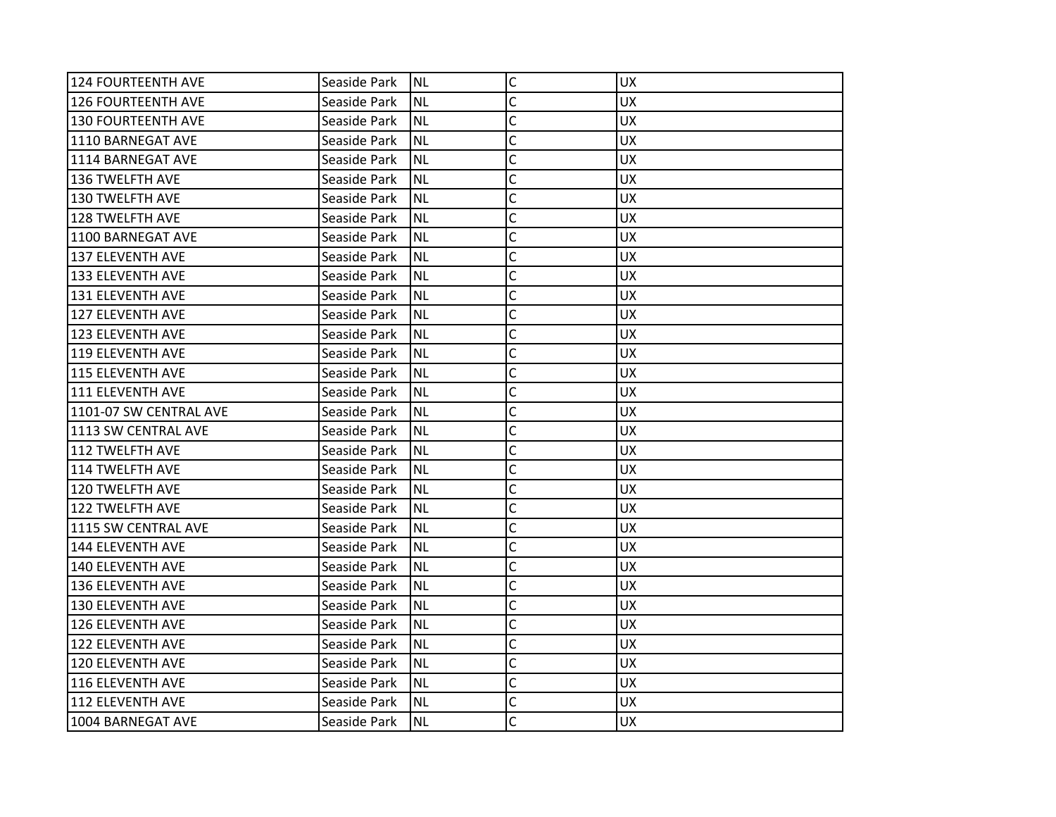| | | | | |
|---|---|---|---|---|
| 124 FOURTEENTH AVE | Seaside Park | NL | C | UX |
| 126 FOURTEENTH AVE | Seaside Park | NL | C | UX |
| 130 FOURTEENTH AVE | Seaside Park | NL | C | UX |
| 1110 BARNEGAT AVE | Seaside Park | NL | C | UX |
| 1114 BARNEGAT AVE | Seaside Park | NL | C | UX |
| 136 TWELFTH AVE | Seaside Park | NL | C | UX |
| 130 TWELFTH AVE | Seaside Park | NL | C | UX |
| 128 TWELFTH AVE | Seaside Park | NL | C | UX |
| 1100 BARNEGAT AVE | Seaside Park | NL | C | UX |
| 137 ELEVENTH AVE | Seaside Park | NL | C | UX |
| 133 ELEVENTH AVE | Seaside Park | NL | C | UX |
| 131 ELEVENTH AVE | Seaside Park | NL | C | UX |
| 127 ELEVENTH AVE | Seaside Park | NL | C | UX |
| 123 ELEVENTH AVE | Seaside Park | NL | C | UX |
| 119 ELEVENTH AVE | Seaside Park | NL | C | UX |
| 115 ELEVENTH AVE | Seaside Park | NL | C | UX |
| 111 ELEVENTH AVE | Seaside Park | NL | C | UX |
| 1101-07 SW CENTRAL AVE | Seaside Park | NL | C | UX |
| 1113 SW CENTRAL AVE | Seaside Park | NL | C | UX |
| 112 TWELFTH AVE | Seaside Park | NL | C | UX |
| 114 TWELFTH AVE | Seaside Park | NL | C | UX |
| 120 TWELFTH AVE | Seaside Park | NL | C | UX |
| 122 TWELFTH AVE | Seaside Park | NL | C | UX |
| 1115 SW CENTRAL AVE | Seaside Park | NL | C | UX |
| 144 ELEVENTH AVE | Seaside Park | NL | C | UX |
| 140 ELEVENTH AVE | Seaside Park | NL | C | UX |
| 136 ELEVENTH AVE | Seaside Park | NL | C | UX |
| 130 ELEVENTH AVE | Seaside Park | NL | C | UX |
| 126 ELEVENTH AVE | Seaside Park | NL | C | UX |
| 122 ELEVENTH AVE | Seaside Park | NL | C | UX |
| 120 ELEVENTH AVE | Seaside Park | NL | C | UX |
| 116 ELEVENTH AVE | Seaside Park | NL | C | UX |
| 112 ELEVENTH AVE | Seaside Park | NL | C | UX |
| 1004 BARNEGAT AVE | Seaside Park | NL | C | UX |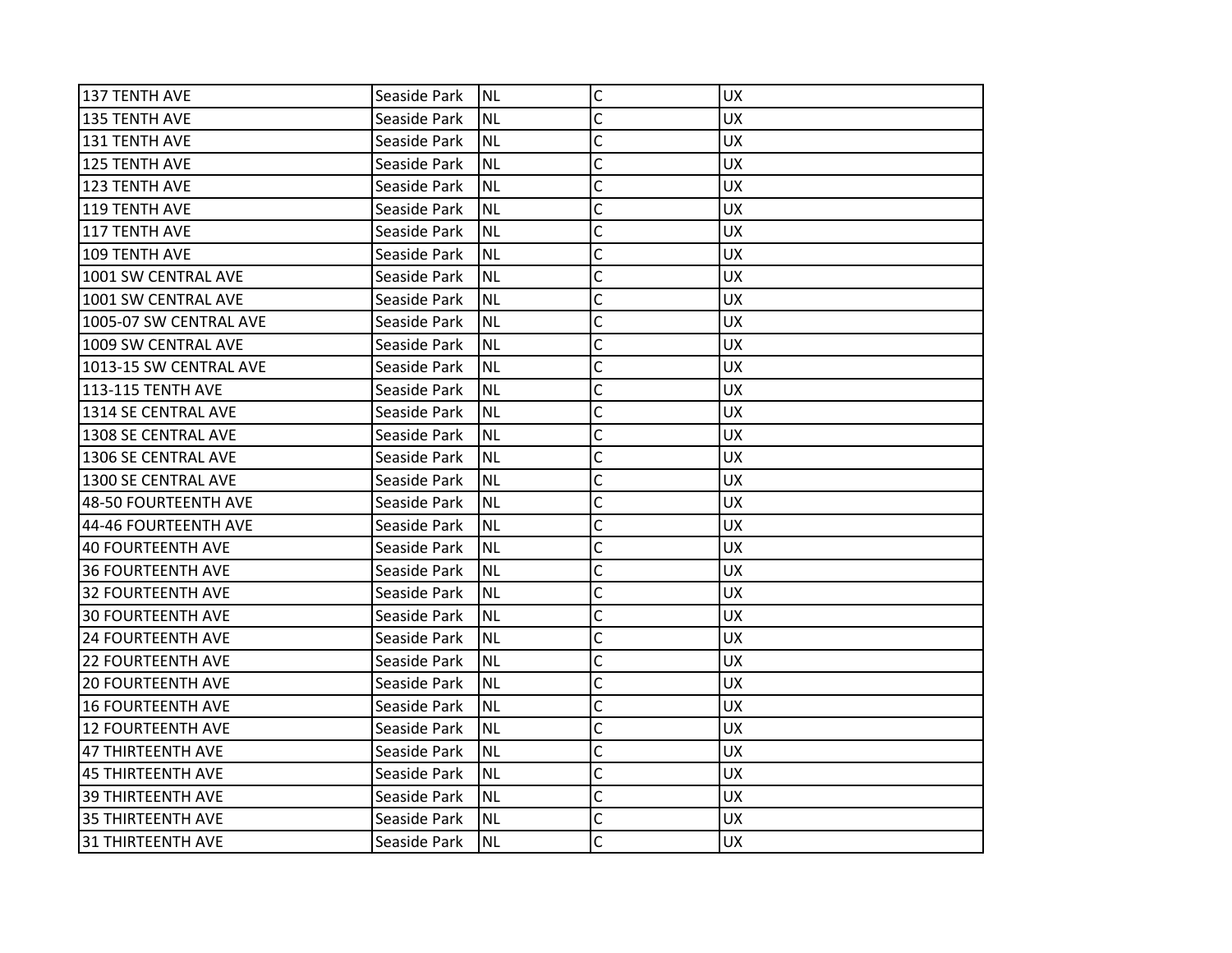| | | | | |
|---|---|---|---|---|
| 137 TENTH AVE | Seaside Park | NL | C | UX |
| 135 TENTH AVE | Seaside Park | NL | C | UX |
| 131 TENTH AVE | Seaside Park | NL | C | UX |
| 125 TENTH AVE | Seaside Park | NL | C | UX |
| 123 TENTH AVE | Seaside Park | NL | C | UX |
| 119 TENTH AVE | Seaside Park | NL | C | UX |
| 117 TENTH AVE | Seaside Park | NL | C | UX |
| 109 TENTH AVE | Seaside Park | NL | C | UX |
| 1001 SW CENTRAL AVE | Seaside Park | NL | C | UX |
| 1001 SW CENTRAL AVE | Seaside Park | NL | C | UX |
| 1005-07 SW CENTRAL AVE | Seaside Park | NL | C | UX |
| 1009 SW CENTRAL AVE | Seaside Park | NL | C | UX |
| 1013-15 SW CENTRAL AVE | Seaside Park | NL | C | UX |
| 113-115 TENTH AVE | Seaside Park | NL | C | UX |
| 1314 SE CENTRAL AVE | Seaside Park | NL | C | UX |
| 1308 SE CENTRAL AVE | Seaside Park | NL | C | UX |
| 1306 SE CENTRAL AVE | Seaside Park | NL | C | UX |
| 1300 SE CENTRAL AVE | Seaside Park | NL | C | UX |
| 48-50 FOURTEENTH AVE | Seaside Park | NL | C | UX |
| 44-46 FOURTEENTH AVE | Seaside Park | NL | C | UX |
| 40 FOURTEENTH AVE | Seaside Park | NL | C | UX |
| 36 FOURTEENTH AVE | Seaside Park | NL | C | UX |
| 32 FOURTEENTH AVE | Seaside Park | NL | C | UX |
| 30 FOURTEENTH AVE | Seaside Park | NL | C | UX |
| 24 FOURTEENTH AVE | Seaside Park | NL | C | UX |
| 22 FOURTEENTH AVE | Seaside Park | NL | C | UX |
| 20 FOURTEENTH AVE | Seaside Park | NL | C | UX |
| 16 FOURTEENTH AVE | Seaside Park | NL | C | UX |
| 12 FOURTEENTH AVE | Seaside Park | NL | C | UX |
| 47 THIRTEENTH AVE | Seaside Park | NL | C | UX |
| 45 THIRTEENTH AVE | Seaside Park | NL | C | UX |
| 39 THIRTEENTH AVE | Seaside Park | NL | C | UX |
| 35 THIRTEENTH AVE | Seaside Park | NL | C | UX |
| 31 THIRTEENTH AVE | Seaside Park | NL | C | UX |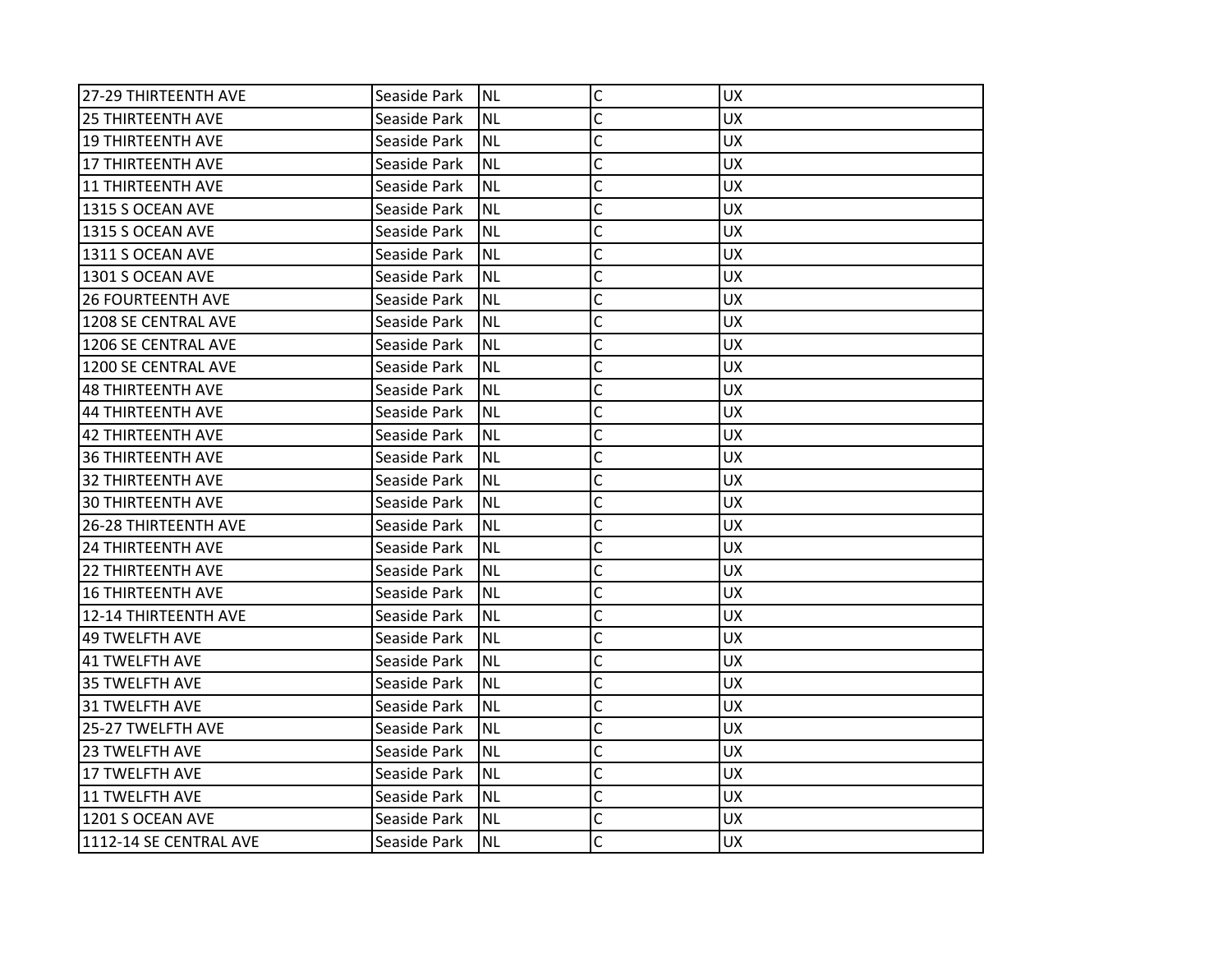| 27-29 THIRTEENTH AVE | Seaside Park | NL | C | UX |
|---|---|---|---|---|
| 25 THIRTEENTH AVE | Seaside Park | NL | C | UX |
| 19 THIRTEENTH AVE | Seaside Park | NL | C | UX |
| 17 THIRTEENTH AVE | Seaside Park | NL | C | UX |
| 11 THIRTEENTH AVE | Seaside Park | NL | C | UX |
| 1315 S OCEAN AVE | Seaside Park | NL | C | UX |
| 1315 S OCEAN AVE | Seaside Park | NL | C | UX |
| 1311 S OCEAN AVE | Seaside Park | NL | C | UX |
| 1301 S OCEAN AVE | Seaside Park | NL | C | UX |
| 26 FOURTEENTH AVE | Seaside Park | NL | C | UX |
| 1208 SE CENTRAL AVE | Seaside Park | NL | C | UX |
| 1206 SE CENTRAL AVE | Seaside Park | NL | C | UX |
| 1200 SE CENTRAL AVE | Seaside Park | NL | C | UX |
| 48 THIRTEENTH AVE | Seaside Park | NL | C | UX |
| 44 THIRTEENTH AVE | Seaside Park | NL | C | UX |
| 42 THIRTEENTH AVE | Seaside Park | NL | C | UX |
| 36 THIRTEENTH AVE | Seaside Park | NL | C | UX |
| 32 THIRTEENTH AVE | Seaside Park | NL | C | UX |
| 30 THIRTEENTH AVE | Seaside Park | NL | C | UX |
| 26-28 THIRTEENTH AVE | Seaside Park | NL | C | UX |
| 24 THIRTEENTH AVE | Seaside Park | NL | C | UX |
| 22 THIRTEENTH AVE | Seaside Park | NL | C | UX |
| 16 THIRTEENTH AVE | Seaside Park | NL | C | UX |
| 12-14 THIRTEENTH AVE | Seaside Park | NL | C | UX |
| 49 TWELFTH AVE | Seaside Park | NL | C | UX |
| 41 TWELFTH AVE | Seaside Park | NL | C | UX |
| 35 TWELFTH AVE | Seaside Park | NL | C | UX |
| 31 TWELFTH AVE | Seaside Park | NL | C | UX |
| 25-27 TWELFTH AVE | Seaside Park | NL | C | UX |
| 23 TWELFTH AVE | Seaside Park | NL | C | UX |
| 17 TWELFTH AVE | Seaside Park | NL | C | UX |
| 11 TWELFTH AVE | Seaside Park | NL | C | UX |
| 1201 S OCEAN AVE | Seaside Park | NL | C | UX |
| 1112-14 SE CENTRAL AVE | Seaside Park | NL | C | UX |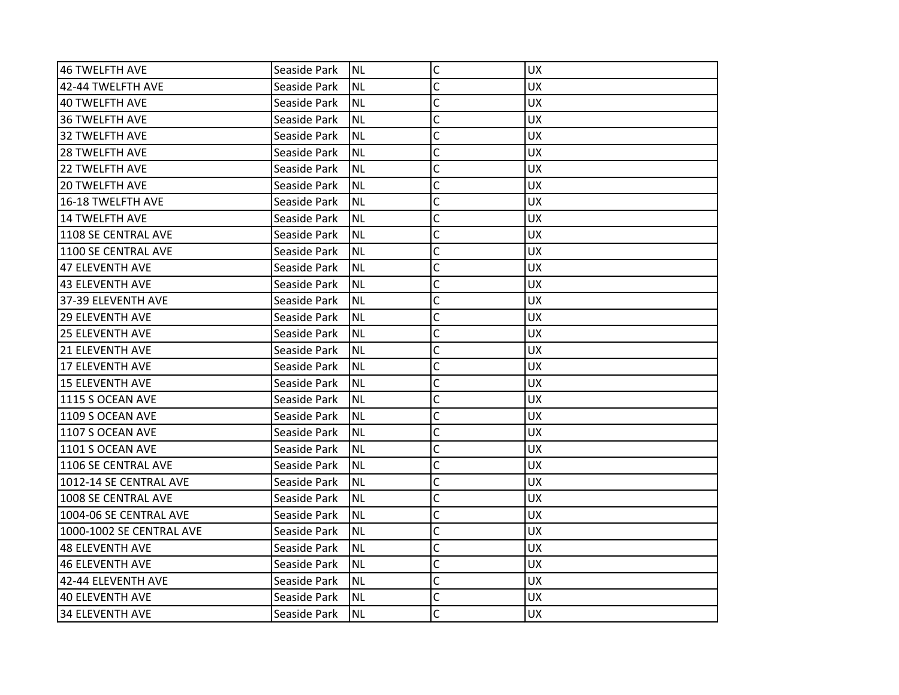| 46 TWELFTH AVE | Seaside Park | NL | C | UX |
|---|---|---|---|---|
| 42-44 TWELFTH AVE | Seaside Park | NL | C | UX |
| 40 TWELFTH AVE | Seaside Park | NL | C | UX |
| 36 TWELFTH AVE | Seaside Park | NL | C | UX |
| 32 TWELFTH AVE | Seaside Park | NL | C | UX |
| 28 TWELFTH AVE | Seaside Park | NL | C | UX |
| 22 TWELFTH AVE | Seaside Park | NL | C | UX |
| 20 TWELFTH AVE | Seaside Park | NL | C | UX |
| 16-18 TWELFTH AVE | Seaside Park | NL | C | UX |
| 14 TWELFTH AVE | Seaside Park | NL | C | UX |
| 1108 SE CENTRAL AVE | Seaside Park | NL | C | UX |
| 1100 SE CENTRAL AVE | Seaside Park | NL | C | UX |
| 47 ELEVENTH AVE | Seaside Park | NL | C | UX |
| 43 ELEVENTH AVE | Seaside Park | NL | C | UX |
| 37-39 ELEVENTH AVE | Seaside Park | NL | C | UX |
| 29 ELEVENTH AVE | Seaside Park | NL | C | UX |
| 25 ELEVENTH AVE | Seaside Park | NL | C | UX |
| 21 ELEVENTH AVE | Seaside Park | NL | C | UX |
| 17 ELEVENTH AVE | Seaside Park | NL | C | UX |
| 15 ELEVENTH AVE | Seaside Park | NL | C | UX |
| 1115 S OCEAN AVE | Seaside Park | NL | C | UX |
| 1109 S OCEAN AVE | Seaside Park | NL | C | UX |
| 1107 S OCEAN AVE | Seaside Park | NL | C | UX |
| 1101 S OCEAN AVE | Seaside Park | NL | C | UX |
| 1106 SE CENTRAL AVE | Seaside Park | NL | C | UX |
| 1012-14 SE CENTRAL AVE | Seaside Park | NL | C | UX |
| 1008 SE CENTRAL AVE | Seaside Park | NL | C | UX |
| 1004-06 SE CENTRAL AVE | Seaside Park | NL | C | UX |
| 1000-1002 SE CENTRAL AVE | Seaside Park | NL | C | UX |
| 48 ELEVENTH AVE | Seaside Park | NL | C | UX |
| 46 ELEVENTH AVE | Seaside Park | NL | C | UX |
| 42-44 ELEVENTH AVE | Seaside Park | NL | C | UX |
| 40 ELEVENTH AVE | Seaside Park | NL | C | UX |
| 34 ELEVENTH AVE | Seaside Park | NL | C | UX |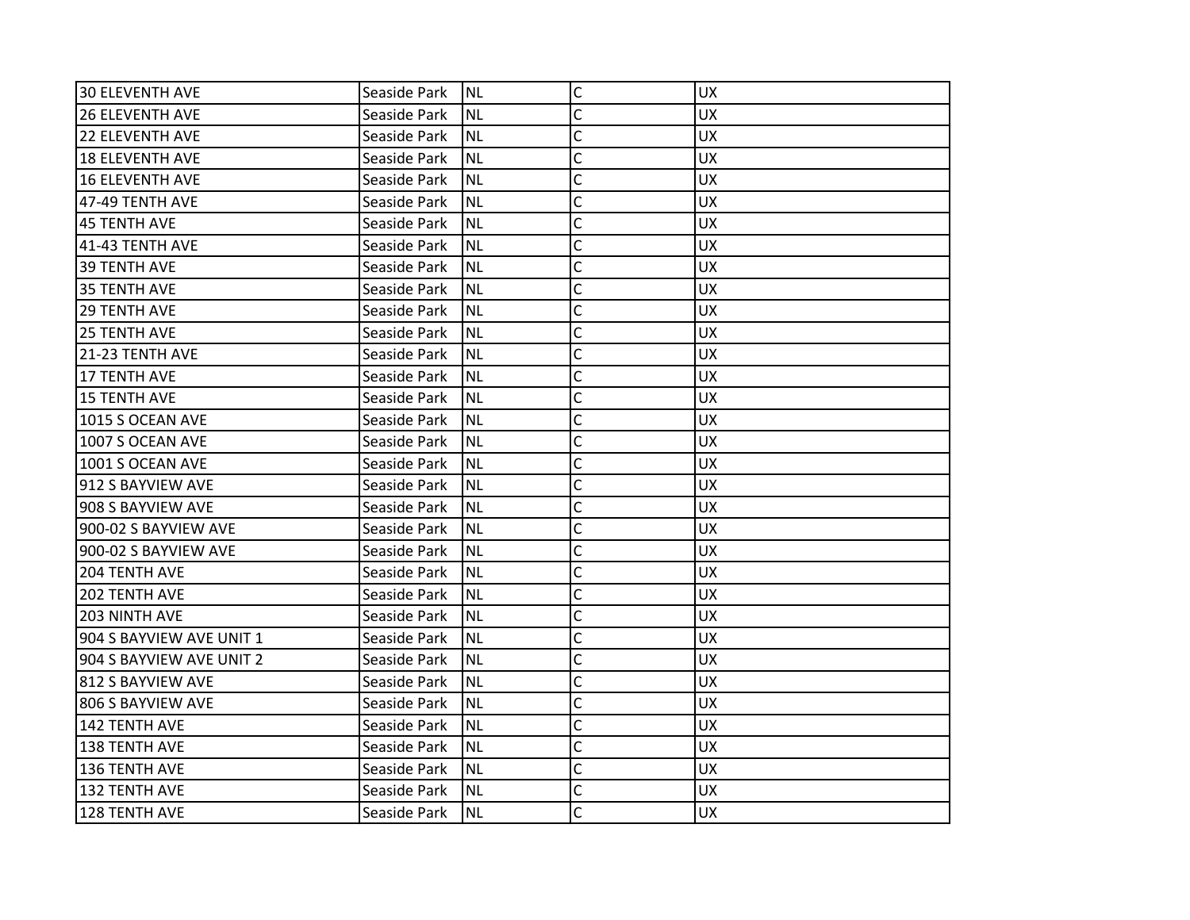| | | | | |
|---|---|---|---|---|
| 30 ELEVENTH AVE | Seaside Park | NL | C | UX |
| 26 ELEVENTH AVE | Seaside Park | NL | C | UX |
| 22 ELEVENTH AVE | Seaside Park | NL | C | UX |
| 18 ELEVENTH AVE | Seaside Park | NL | C | UX |
| 16 ELEVENTH AVE | Seaside Park | NL | C | UX |
| 47-49 TENTH AVE | Seaside Park | NL | C | UX |
| 45 TENTH AVE | Seaside Park | NL | C | UX |
| 41-43 TENTH AVE | Seaside Park | NL | C | UX |
| 39 TENTH AVE | Seaside Park | NL | C | UX |
| 35 TENTH AVE | Seaside Park | NL | C | UX |
| 29 TENTH AVE | Seaside Park | NL | C | UX |
| 25 TENTH AVE | Seaside Park | NL | C | UX |
| 21-23 TENTH AVE | Seaside Park | NL | C | UX |
| 17 TENTH AVE | Seaside Park | NL | C | UX |
| 15 TENTH AVE | Seaside Park | NL | C | UX |
| 1015 S OCEAN AVE | Seaside Park | NL | C | UX |
| 1007 S OCEAN AVE | Seaside Park | NL | C | UX |
| 1001 S OCEAN AVE | Seaside Park | NL | C | UX |
| 912 S BAYVIEW AVE | Seaside Park | NL | C | UX |
| 908 S BAYVIEW AVE | Seaside Park | NL | C | UX |
| 900-02 S BAYVIEW AVE | Seaside Park | NL | C | UX |
| 900-02 S BAYVIEW AVE | Seaside Park | NL | C | UX |
| 204 TENTH AVE | Seaside Park | NL | C | UX |
| 202 TENTH AVE | Seaside Park | NL | C | UX |
| 203 NINTH AVE | Seaside Park | NL | C | UX |
| 904 S BAYVIEW AVE UNIT 1 | Seaside Park | NL | C | UX |
| 904 S BAYVIEW AVE UNIT 2 | Seaside Park | NL | C | UX |
| 812 S BAYVIEW AVE | Seaside Park | NL | C | UX |
| 806 S BAYVIEW AVE | Seaside Park | NL | C | UX |
| 142 TENTH AVE | Seaside Park | NL | C | UX |
| 138 TENTH AVE | Seaside Park | NL | C | UX |
| 136 TENTH AVE | Seaside Park | NL | C | UX |
| 132 TENTH AVE | Seaside Park | NL | C | UX |
| 128 TENTH AVE | Seaside Park | NL | C | UX |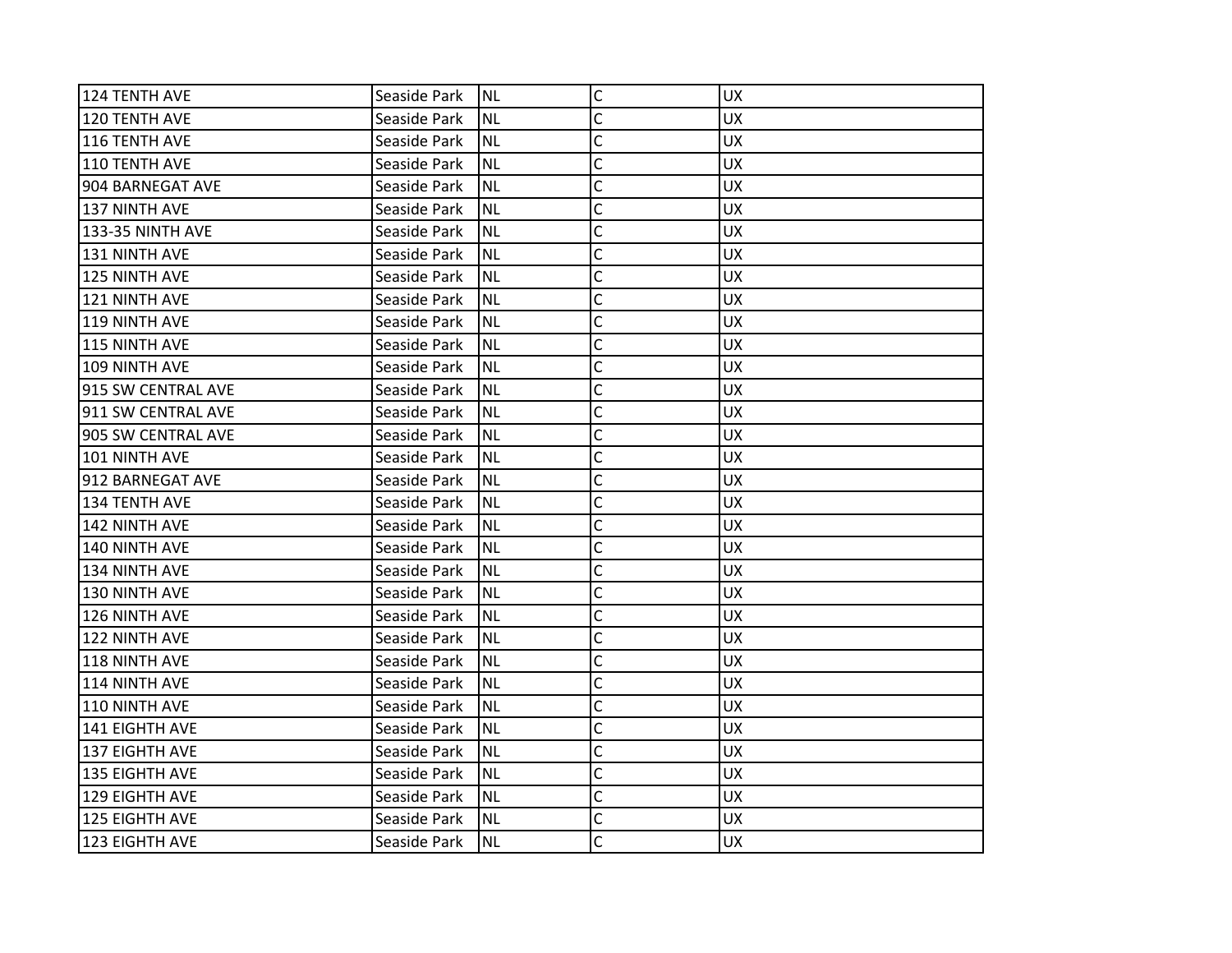| | | | | |
|---|---|---|---|---|
| 124 TENTH AVE | Seaside Park | NL | C | UX |
| 120 TENTH AVE | Seaside Park | NL | C | UX |
| 116 TENTH AVE | Seaside Park | NL | C | UX |
| 110 TENTH AVE | Seaside Park | NL | C | UX |
| 904 BARNEGAT AVE | Seaside Park | NL | C | UX |
| 137 NINTH AVE | Seaside Park | NL | C | UX |
| 133-35 NINTH AVE | Seaside Park | NL | C | UX |
| 131 NINTH AVE | Seaside Park | NL | C | UX |
| 125 NINTH AVE | Seaside Park | NL | C | UX |
| 121 NINTH AVE | Seaside Park | NL | C | UX |
| 119 NINTH AVE | Seaside Park | NL | C | UX |
| 115 NINTH AVE | Seaside Park | NL | C | UX |
| 109 NINTH AVE | Seaside Park | NL | C | UX |
| 915 SW CENTRAL AVE | Seaside Park | NL | C | UX |
| 911 SW CENTRAL AVE | Seaside Park | NL | C | UX |
| 905 SW CENTRAL AVE | Seaside Park | NL | C | UX |
| 101 NINTH AVE | Seaside Park | NL | C | UX |
| 912 BARNEGAT AVE | Seaside Park | NL | C | UX |
| 134 TENTH AVE | Seaside Park | NL | C | UX |
| 142 NINTH AVE | Seaside Park | NL | C | UX |
| 140 NINTH AVE | Seaside Park | NL | C | UX |
| 134 NINTH AVE | Seaside Park | NL | C | UX |
| 130 NINTH AVE | Seaside Park | NL | C | UX |
| 126 NINTH AVE | Seaside Park | NL | C | UX |
| 122 NINTH AVE | Seaside Park | NL | C | UX |
| 118 NINTH AVE | Seaside Park | NL | C | UX |
| 114 NINTH AVE | Seaside Park | NL | C | UX |
| 110 NINTH AVE | Seaside Park | NL | C | UX |
| 141 EIGHTH AVE | Seaside Park | NL | C | UX |
| 137 EIGHTH AVE | Seaside Park | NL | C | UX |
| 135 EIGHTH AVE | Seaside Park | NL | C | UX |
| 129 EIGHTH AVE | Seaside Park | NL | C | UX |
| 125 EIGHTH AVE | Seaside Park | NL | C | UX |
| 123 EIGHTH AVE | Seaside Park | NL | C | UX |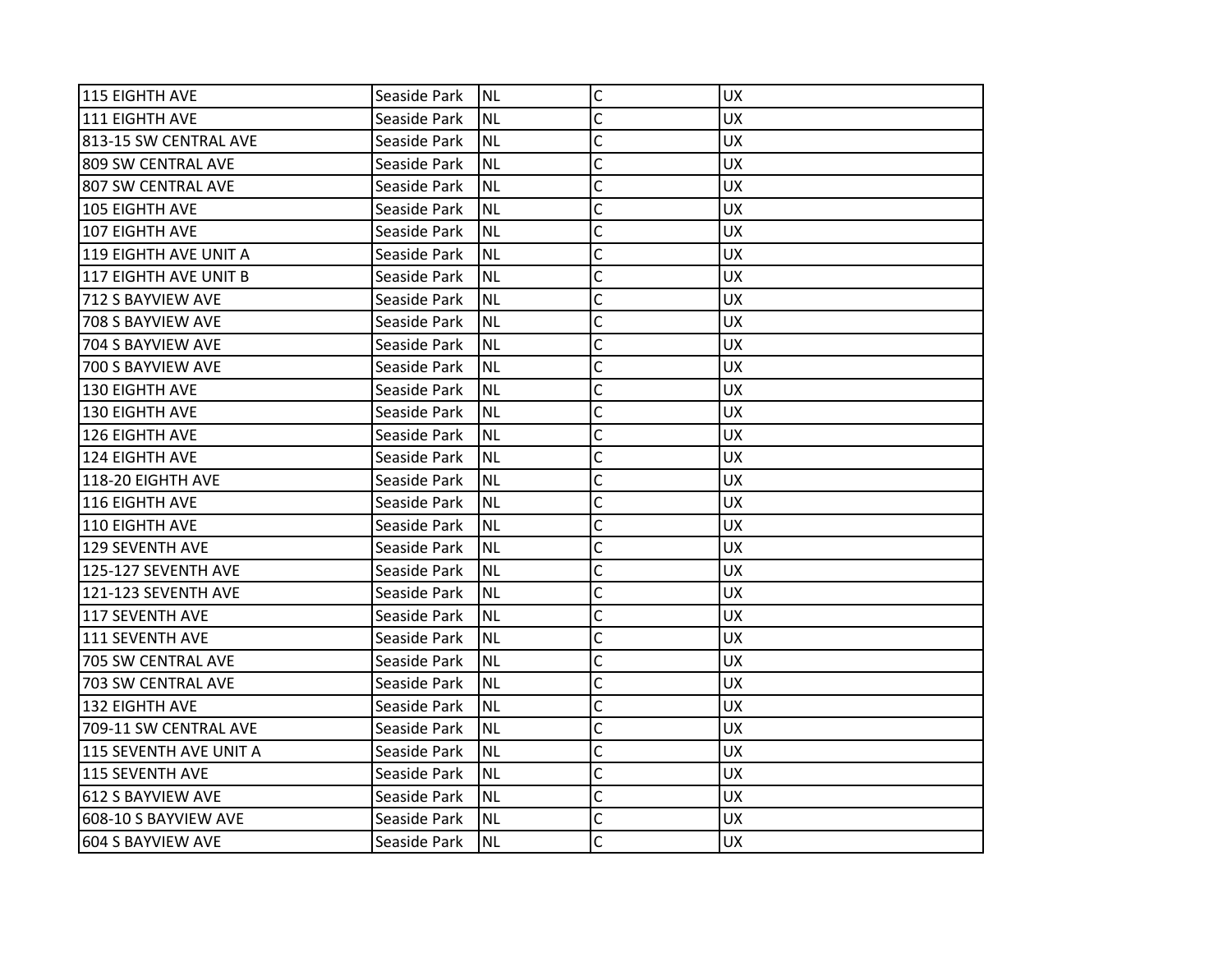| | | | | |
|---|---|---|---|---|
| 115 EIGHTH AVE | Seaside Park | NL | C | UX |
| 111 EIGHTH AVE | Seaside Park | NL | C | UX |
| 813-15 SW CENTRAL AVE | Seaside Park | NL | C | UX |
| 809 SW CENTRAL AVE | Seaside Park | NL | C | UX |
| 807 SW CENTRAL AVE | Seaside Park | NL | C | UX |
| 105 EIGHTH AVE | Seaside Park | NL | C | UX |
| 107 EIGHTH AVE | Seaside Park | NL | C | UX |
| 119 EIGHTH AVE UNIT A | Seaside Park | NL | C | UX |
| 117 EIGHTH AVE UNIT B | Seaside Park | NL | C | UX |
| 712 S BAYVIEW AVE | Seaside Park | NL | C | UX |
| 708 S BAYVIEW AVE | Seaside Park | NL | C | UX |
| 704 S BAYVIEW AVE | Seaside Park | NL | C | UX |
| 700 S BAYVIEW AVE | Seaside Park | NL | C | UX |
| 130 EIGHTH AVE | Seaside Park | NL | C | UX |
| 130 EIGHTH AVE | Seaside Park | NL | C | UX |
| 126 EIGHTH AVE | Seaside Park | NL | C | UX |
| 124 EIGHTH AVE | Seaside Park | NL | C | UX |
| 118-20 EIGHTH AVE | Seaside Park | NL | C | UX |
| 116 EIGHTH AVE | Seaside Park | NL | C | UX |
| 110 EIGHTH AVE | Seaside Park | NL | C | UX |
| 129 SEVENTH AVE | Seaside Park | NL | C | UX |
| 125-127 SEVENTH AVE | Seaside Park | NL | C | UX |
| 121-123 SEVENTH AVE | Seaside Park | NL | C | UX |
| 117 SEVENTH AVE | Seaside Park | NL | C | UX |
| 111 SEVENTH AVE | Seaside Park | NL | C | UX |
| 705 SW CENTRAL AVE | Seaside Park | NL | C | UX |
| 703 SW CENTRAL AVE | Seaside Park | NL | C | UX |
| 132 EIGHTH AVE | Seaside Park | NL | C | UX |
| 709-11 SW CENTRAL AVE | Seaside Park | NL | C | UX |
| 115 SEVENTH AVE UNIT A | Seaside Park | NL | C | UX |
| 115 SEVENTH AVE | Seaside Park | NL | C | UX |
| 612 S BAYVIEW AVE | Seaside Park | NL | C | UX |
| 608-10 S BAYVIEW AVE | Seaside Park | NL | C | UX |
| 604 S BAYVIEW AVE | Seaside Park | NL | C | UX |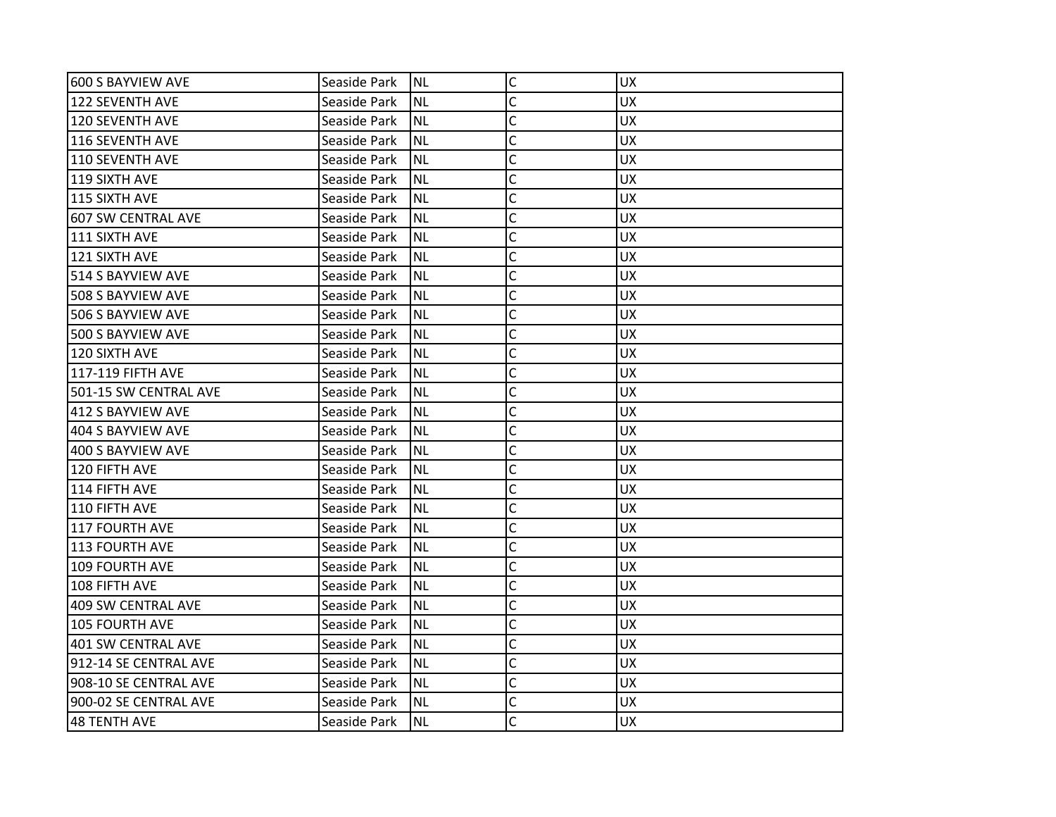| 600 S BAYVIEW AVE | Seaside Park | NL | C | UX |
|---|---|---|---|---|
| 122 SEVENTH AVE | Seaside Park | NL | C | UX |
| 120 SEVENTH AVE | Seaside Park | NL | C | UX |
| 116 SEVENTH AVE | Seaside Park | NL | C | UX |
| 110 SEVENTH AVE | Seaside Park | NL | C | UX |
| 119 SIXTH AVE | Seaside Park | NL | C | UX |
| 115 SIXTH AVE | Seaside Park | NL | C | UX |
| 607 SW CENTRAL AVE | Seaside Park | NL | C | UX |
| 111 SIXTH AVE | Seaside Park | NL | C | UX |
| 121 SIXTH AVE | Seaside Park | NL | C | UX |
| 514 S BAYVIEW AVE | Seaside Park | NL | C | UX |
| 508 S BAYVIEW AVE | Seaside Park | NL | C | UX |
| 506 S BAYVIEW AVE | Seaside Park | NL | C | UX |
| 500 S BAYVIEW AVE | Seaside Park | NL | C | UX |
| 120 SIXTH AVE | Seaside Park | NL | C | UX |
| 117-119 FIFTH AVE | Seaside Park | NL | C | UX |
| 501-15 SW CENTRAL AVE | Seaside Park | NL | C | UX |
| 412 S BAYVIEW AVE | Seaside Park | NL | C | UX |
| 404 S BAYVIEW AVE | Seaside Park | NL | C | UX |
| 400 S BAYVIEW AVE | Seaside Park | NL | C | UX |
| 120 FIFTH AVE | Seaside Park | NL | C | UX |
| 114 FIFTH AVE | Seaside Park | NL | C | UX |
| 110 FIFTH AVE | Seaside Park | NL | C | UX |
| 117 FOURTH AVE | Seaside Park | NL | C | UX |
| 113 FOURTH AVE | Seaside Park | NL | C | UX |
| 109 FOURTH AVE | Seaside Park | NL | C | UX |
| 108 FIFTH AVE | Seaside Park | NL | C | UX |
| 409 SW CENTRAL AVE | Seaside Park | NL | C | UX |
| 105 FOURTH AVE | Seaside Park | NL | C | UX |
| 401 SW CENTRAL AVE | Seaside Park | NL | C | UX |
| 912-14 SE CENTRAL AVE | Seaside Park | NL | C | UX |
| 908-10 SE CENTRAL AVE | Seaside Park | NL | C | UX |
| 900-02 SE CENTRAL AVE | Seaside Park | NL | C | UX |
| 48 TENTH AVE | Seaside Park | NL | C | UX |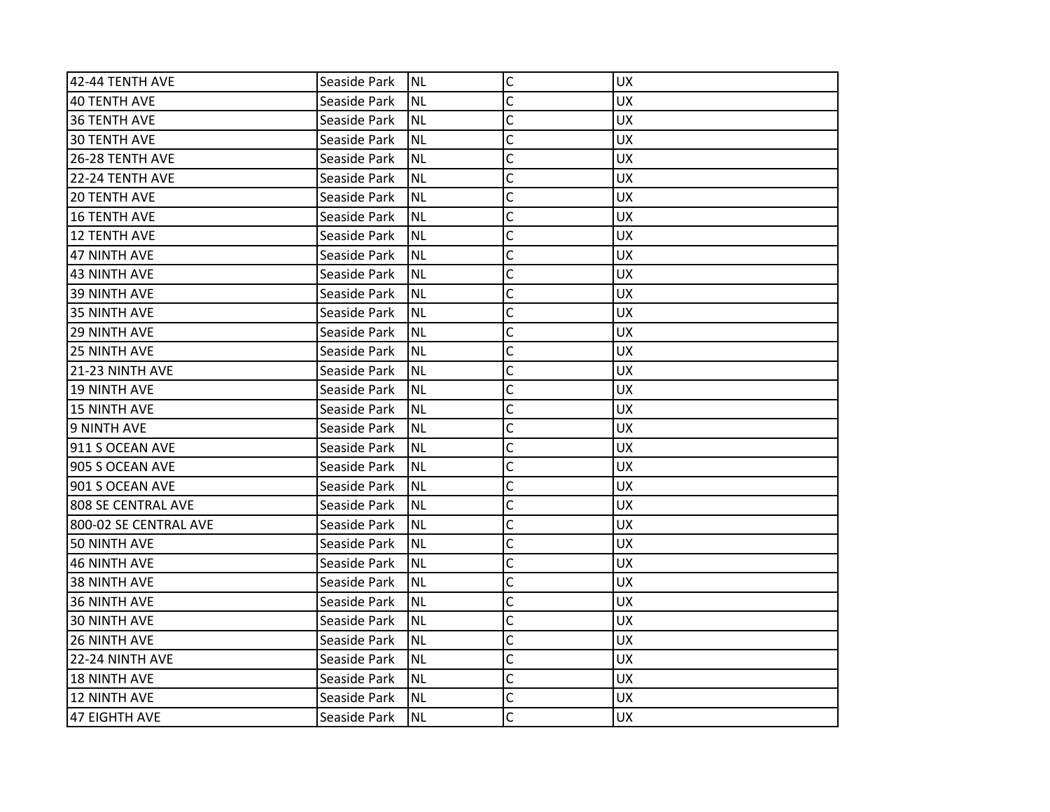| | | | | |
|---|---|---|---|---|
| 42-44 TENTH AVE | Seaside Park | NL | C | UX |
| 40 TENTH AVE | Seaside Park | NL | C | UX |
| 36 TENTH AVE | Seaside Park | NL | C | UX |
| 30 TENTH AVE | Seaside Park | NL | C | UX |
| 26-28 TENTH AVE | Seaside Park | NL | C | UX |
| 22-24 TENTH AVE | Seaside Park | NL | C | UX |
| 20 TENTH AVE | Seaside Park | NL | C | UX |
| 16 TENTH AVE | Seaside Park | NL | C | UX |
| 12 TENTH AVE | Seaside Park | NL | C | UX |
| 47 NINTH AVE | Seaside Park | NL | C | UX |
| 43 NINTH AVE | Seaside Park | NL | C | UX |
| 39 NINTH AVE | Seaside Park | NL | C | UX |
| 35 NINTH AVE | Seaside Park | NL | C | UX |
| 29 NINTH AVE | Seaside Park | NL | C | UX |
| 25 NINTH AVE | Seaside Park | NL | C | UX |
| 21-23 NINTH AVE | Seaside Park | NL | C | UX |
| 19 NINTH AVE | Seaside Park | NL | C | UX |
| 15 NINTH AVE | Seaside Park | NL | C | UX |
| 9 NINTH AVE | Seaside Park | NL | C | UX |
| 911 S OCEAN AVE | Seaside Park | NL | C | UX |
| 905 S OCEAN AVE | Seaside Park | NL | C | UX |
| 901 S OCEAN AVE | Seaside Park | NL | C | UX |
| 808 SE CENTRAL AVE | Seaside Park | NL | C | UX |
| 800-02 SE CENTRAL AVE | Seaside Park | NL | C | UX |
| 50 NINTH AVE | Seaside Park | NL | C | UX |
| 46 NINTH AVE | Seaside Park | NL | C | UX |
| 38 NINTH AVE | Seaside Park | NL | C | UX |
| 36 NINTH AVE | Seaside Park | NL | C | UX |
| 30 NINTH AVE | Seaside Park | NL | C | UX |
| 26 NINTH AVE | Seaside Park | NL | C | UX |
| 22-24 NINTH AVE | Seaside Park | NL | C | UX |
| 18 NINTH AVE | Seaside Park | NL | C | UX |
| 12 NINTH AVE | Seaside Park | NL | C | UX |
| 47 EIGHTH AVE | Seaside Park | NL | C | UX |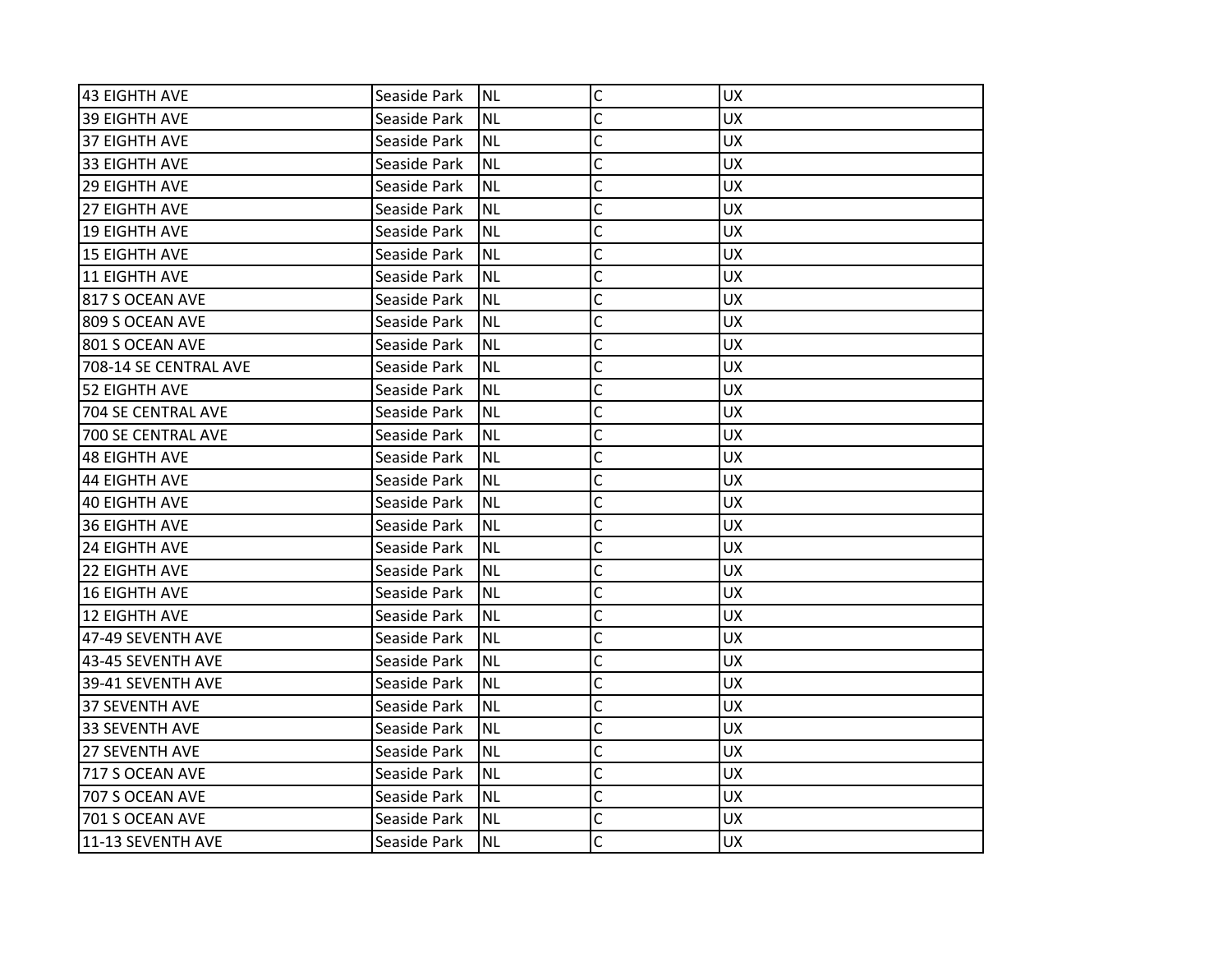| | | | | |
|---|---|---|---|---|
| 43 EIGHTH AVE | Seaside Park | NL | C | UX |
| 39 EIGHTH AVE | Seaside Park | NL | C | UX |
| 37 EIGHTH AVE | Seaside Park | NL | C | UX |
| 33 EIGHTH AVE | Seaside Park | NL | C | UX |
| 29 EIGHTH AVE | Seaside Park | NL | C | UX |
| 27 EIGHTH AVE | Seaside Park | NL | C | UX |
| 19 EIGHTH AVE | Seaside Park | NL | C | UX |
| 15 EIGHTH AVE | Seaside Park | NL | C | UX |
| 11 EIGHTH AVE | Seaside Park | NL | C | UX |
| 817 S OCEAN AVE | Seaside Park | NL | C | UX |
| 809 S OCEAN AVE | Seaside Park | NL | C | UX |
| 801 S OCEAN AVE | Seaside Park | NL | C | UX |
| 708-14 SE CENTRAL AVE | Seaside Park | NL | C | UX |
| 52 EIGHTH AVE | Seaside Park | NL | C | UX |
| 704 SE CENTRAL AVE | Seaside Park | NL | C | UX |
| 700 SE CENTRAL AVE | Seaside Park | NL | C | UX |
| 48 EIGHTH AVE | Seaside Park | NL | C | UX |
| 44 EIGHTH AVE | Seaside Park | NL | C | UX |
| 40 EIGHTH AVE | Seaside Park | NL | C | UX |
| 36 EIGHTH AVE | Seaside Park | NL | C | UX |
| 24 EIGHTH AVE | Seaside Park | NL | C | UX |
| 22 EIGHTH AVE | Seaside Park | NL | C | UX |
| 16 EIGHTH AVE | Seaside Park | NL | C | UX |
| 12 EIGHTH AVE | Seaside Park | NL | C | UX |
| 47-49 SEVENTH AVE | Seaside Park | NL | C | UX |
| 43-45 SEVENTH AVE | Seaside Park | NL | C | UX |
| 39-41 SEVENTH AVE | Seaside Park | NL | C | UX |
| 37 SEVENTH AVE | Seaside Park | NL | C | UX |
| 33 SEVENTH AVE | Seaside Park | NL | C | UX |
| 27 SEVENTH AVE | Seaside Park | NL | C | UX |
| 717 S OCEAN AVE | Seaside Park | NL | C | UX |
| 707 S OCEAN AVE | Seaside Park | NL | C | UX |
| 701 S OCEAN AVE | Seaside Park | NL | C | UX |
| 11-13 SEVENTH AVE | Seaside Park | NL | C | UX |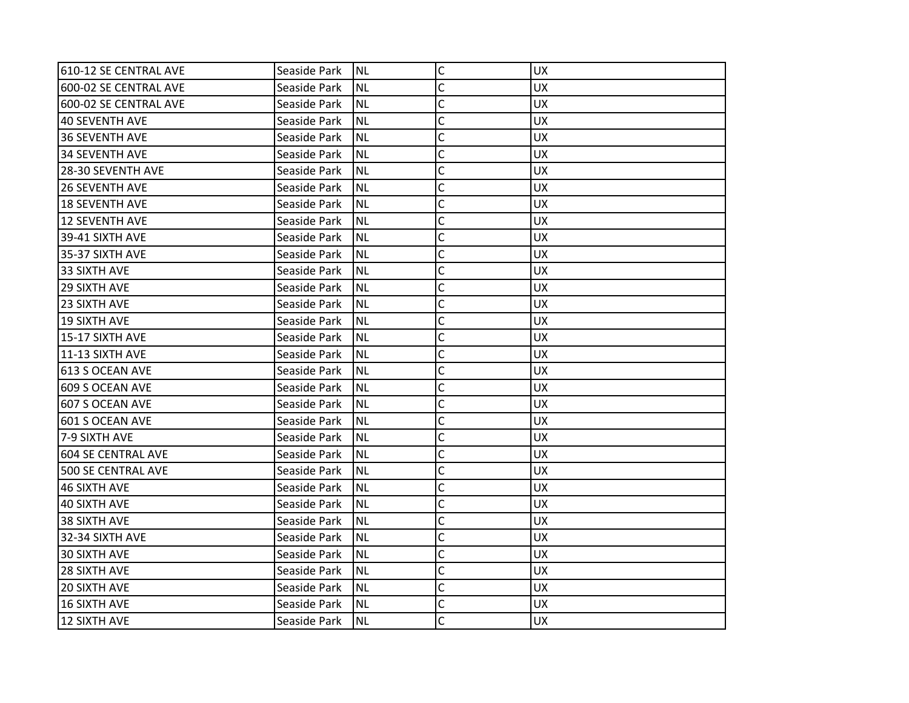| | | | | |
|---|---|---|---|---|
| 610-12 SE CENTRAL AVE | Seaside Park | NL | C | UX |
| 600-02 SE CENTRAL AVE | Seaside Park | NL | C | UX |
| 600-02 SE CENTRAL AVE | Seaside Park | NL | C | UX |
| 40 SEVENTH AVE | Seaside Park | NL | C | UX |
| 36 SEVENTH AVE | Seaside Park | NL | C | UX |
| 34 SEVENTH AVE | Seaside Park | NL | C | UX |
| 28-30 SEVENTH AVE | Seaside Park | NL | C | UX |
| 26 SEVENTH AVE | Seaside Park | NL | C | UX |
| 18 SEVENTH AVE | Seaside Park | NL | C | UX |
| 12 SEVENTH AVE | Seaside Park | NL | C | UX |
| 39-41 SIXTH AVE | Seaside Park | NL | C | UX |
| 35-37 SIXTH AVE | Seaside Park | NL | C | UX |
| 33 SIXTH AVE | Seaside Park | NL | C | UX |
| 29 SIXTH AVE | Seaside Park | NL | C | UX |
| 23 SIXTH AVE | Seaside Park | NL | C | UX |
| 19 SIXTH AVE | Seaside Park | NL | C | UX |
| 15-17 SIXTH AVE | Seaside Park | NL | C | UX |
| 11-13 SIXTH AVE | Seaside Park | NL | C | UX |
| 613 S OCEAN AVE | Seaside Park | NL | C | UX |
| 609 S OCEAN AVE | Seaside Park | NL | C | UX |
| 607 S OCEAN AVE | Seaside Park | NL | C | UX |
| 601 S OCEAN AVE | Seaside Park | NL | C | UX |
| 7-9 SIXTH AVE | Seaside Park | NL | C | UX |
| 604 SE CENTRAL AVE | Seaside Park | NL | C | UX |
| 500 SE CENTRAL AVE | Seaside Park | NL | C | UX |
| 46 SIXTH AVE | Seaside Park | NL | C | UX |
| 40 SIXTH AVE | Seaside Park | NL | C | UX |
| 38 SIXTH AVE | Seaside Park | NL | C | UX |
| 32-34 SIXTH AVE | Seaside Park | NL | C | UX |
| 30 SIXTH AVE | Seaside Park | NL | C | UX |
| 28 SIXTH AVE | Seaside Park | NL | C | UX |
| 20 SIXTH AVE | Seaside Park | NL | C | UX |
| 16 SIXTH AVE | Seaside Park | NL | C | UX |
| 12 SIXTH AVE | Seaside Park | NL | C | UX |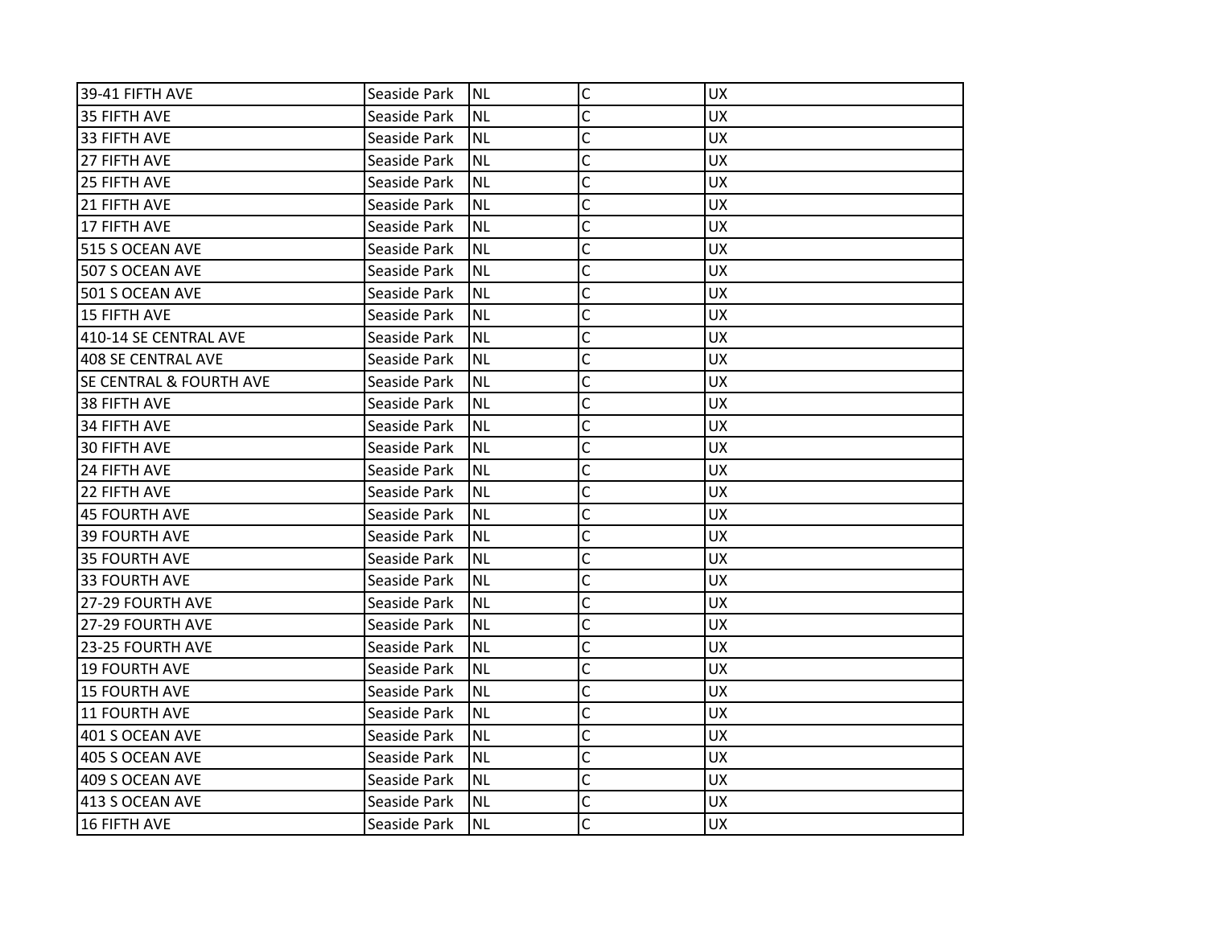| | | | | |
|---|---|---|---|---|
| 39-41 FIFTH AVE | Seaside Park | NL | C | UX |
| 35 FIFTH AVE | Seaside Park | NL | C | UX |
| 33 FIFTH AVE | Seaside Park | NL | C | UX |
| 27 FIFTH AVE | Seaside Park | NL | C | UX |
| 25 FIFTH AVE | Seaside Park | NL | C | UX |
| 21 FIFTH AVE | Seaside Park | NL | C | UX |
| 17 FIFTH AVE | Seaside Park | NL | C | UX |
| 515 S OCEAN AVE | Seaside Park | NL | C | UX |
| 507 S OCEAN AVE | Seaside Park | NL | C | UX |
| 501 S OCEAN AVE | Seaside Park | NL | C | UX |
| 15 FIFTH AVE | Seaside Park | NL | C | UX |
| 410-14 SE CENTRAL AVE | Seaside Park | NL | C | UX |
| 408 SE CENTRAL AVE | Seaside Park | NL | C | UX |
| SE CENTRAL & FOURTH AVE | Seaside Park | NL | C | UX |
| 38 FIFTH AVE | Seaside Park | NL | C | UX |
| 34 FIFTH AVE | Seaside Park | NL | C | UX |
| 30 FIFTH AVE | Seaside Park | NL | C | UX |
| 24 FIFTH AVE | Seaside Park | NL | C | UX |
| 22 FIFTH AVE | Seaside Park | NL | C | UX |
| 45 FOURTH AVE | Seaside Park | NL | C | UX |
| 39 FOURTH AVE | Seaside Park | NL | C | UX |
| 35 FOURTH AVE | Seaside Park | NL | C | UX |
| 33 FOURTH AVE | Seaside Park | NL | C | UX |
| 27-29 FOURTH AVE | Seaside Park | NL | C | UX |
| 27-29 FOURTH AVE | Seaside Park | NL | C | UX |
| 23-25 FOURTH AVE | Seaside Park | NL | C | UX |
| 19 FOURTH AVE | Seaside Park | NL | C | UX |
| 15 FOURTH AVE | Seaside Park | NL | C | UX |
| 11 FOURTH AVE | Seaside Park | NL | C | UX |
| 401 S OCEAN AVE | Seaside Park | NL | C | UX |
| 405 S OCEAN AVE | Seaside Park | NL | C | UX |
| 409 S OCEAN AVE | Seaside Park | NL | C | UX |
| 413 S OCEAN AVE | Seaside Park | NL | C | UX |
| 16 FIFTH AVE | Seaside Park | NL | C | UX |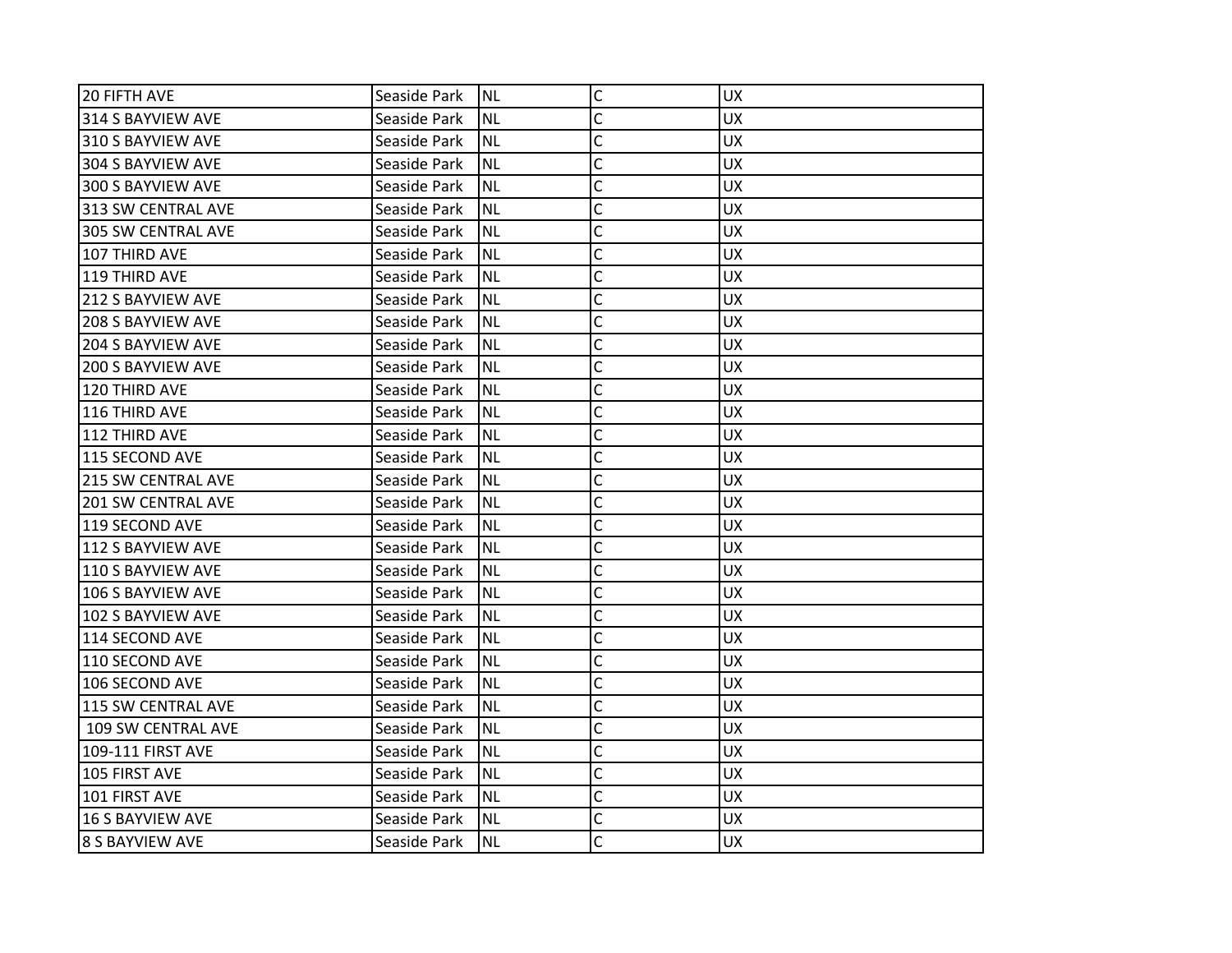| | | | | |
|---|---|---|---|---|
| 20 FIFTH AVE | Seaside Park | NL | C | UX |
| 314 S BAYVIEW AVE | Seaside Park | NL | C | UX |
| 310 S BAYVIEW AVE | Seaside Park | NL | C | UX |
| 304 S BAYVIEW AVE | Seaside Park | NL | C | UX |
| 300 S BAYVIEW AVE | Seaside Park | NL | C | UX |
| 313 SW CENTRAL AVE | Seaside Park | NL | C | UX |
| 305 SW CENTRAL AVE | Seaside Park | NL | C | UX |
| 107 THIRD AVE | Seaside Park | NL | C | UX |
| 119 THIRD AVE | Seaside Park | NL | C | UX |
| 212 S BAYVIEW AVE | Seaside Park | NL | C | UX |
| 208 S BAYVIEW AVE | Seaside Park | NL | C | UX |
| 204 S BAYVIEW AVE | Seaside Park | NL | C | UX |
| 200 S BAYVIEW AVE | Seaside Park | NL | C | UX |
| 120 THIRD AVE | Seaside Park | NL | C | UX |
| 116 THIRD AVE | Seaside Park | NL | C | UX |
| 112 THIRD AVE | Seaside Park | NL | C | UX |
| 115 SECOND AVE | Seaside Park | NL | C | UX |
| 215 SW CENTRAL AVE | Seaside Park | NL | C | UX |
| 201 SW CENTRAL AVE | Seaside Park | NL | C | UX |
| 119 SECOND AVE | Seaside Park | NL | C | UX |
| 112 S BAYVIEW AVE | Seaside Park | NL | C | UX |
| 110 S BAYVIEW AVE | Seaside Park | NL | C | UX |
| 106 S BAYVIEW AVE | Seaside Park | NL | C | UX |
| 102 S BAYVIEW AVE | Seaside Park | NL | C | UX |
| 114 SECOND AVE | Seaside Park | NL | C | UX |
| 110 SECOND AVE | Seaside Park | NL | C | UX |
| 106 SECOND AVE | Seaside Park | NL | C | UX |
| 115 SW CENTRAL AVE | Seaside Park | NL | C | UX |
| 109 SW CENTRAL AVE | Seaside Park | NL | C | UX |
| 109-111 FIRST AVE | Seaside Park | NL | C | UX |
| 105 FIRST AVE | Seaside Park | NL | C | UX |
| 101 FIRST AVE | Seaside Park | NL | C | UX |
| 16 S BAYVIEW AVE | Seaside Park | NL | C | UX |
| 8 S BAYVIEW AVE | Seaside Park | NL | C | UX |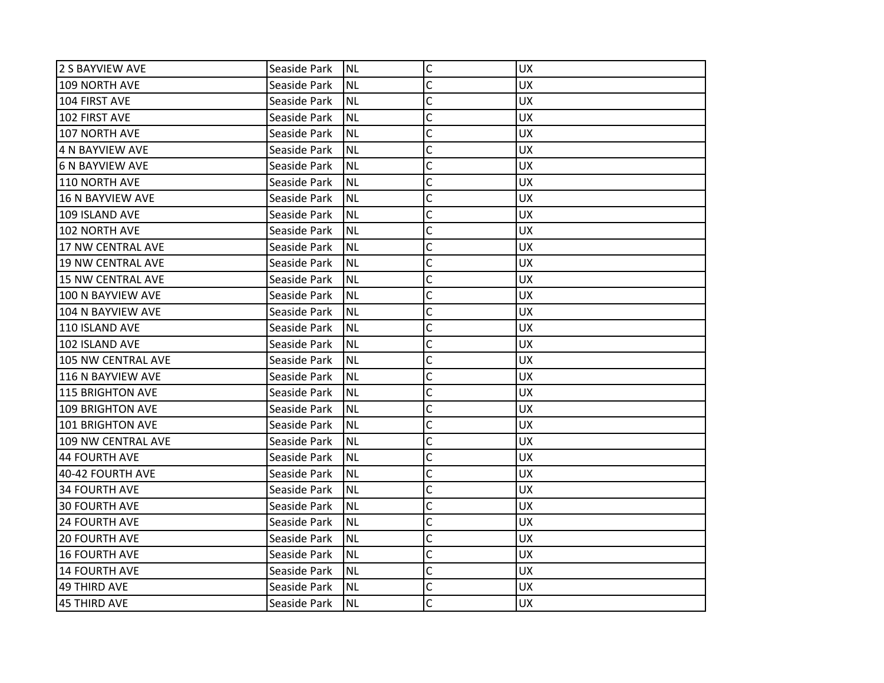| 2 S BAYVIEW AVE | Seaside Park | NL | C | UX |
|---|---|---|---|---|
| 109 NORTH AVE | Seaside Park | NL | C | UX |
| 104 FIRST AVE | Seaside Park | NL | C | UX |
| 102 FIRST AVE | Seaside Park | NL | C | UX |
| 107 NORTH AVE | Seaside Park | NL | C | UX |
| 4 N BAYVIEW AVE | Seaside Park | NL | C | UX |
| 6 N BAYVIEW AVE | Seaside Park | NL | C | UX |
| 110 NORTH AVE | Seaside Park | NL | C | UX |
| 16 N BAYVIEW AVE | Seaside Park | NL | C | UX |
| 109 ISLAND AVE | Seaside Park | NL | C | UX |
| 102 NORTH AVE | Seaside Park | NL | C | UX |
| 17 NW CENTRAL AVE | Seaside Park | NL | C | UX |
| 19 NW CENTRAL AVE | Seaside Park | NL | C | UX |
| 15 NW CENTRAL AVE | Seaside Park | NL | C | UX |
| 100 N BAYVIEW AVE | Seaside Park | NL | C | UX |
| 104 N BAYVIEW AVE | Seaside Park | NL | C | UX |
| 110 ISLAND AVE | Seaside Park | NL | C | UX |
| 102 ISLAND AVE | Seaside Park | NL | C | UX |
| 105 NW CENTRAL AVE | Seaside Park | NL | C | UX |
| 116 N BAYVIEW AVE | Seaside Park | NL | C | UX |
| 115 BRIGHTON AVE | Seaside Park | NL | C | UX |
| 109 BRIGHTON AVE | Seaside Park | NL | C | UX |
| 101 BRIGHTON AVE | Seaside Park | NL | C | UX |
| 109 NW CENTRAL AVE | Seaside Park | NL | C | UX |
| 44 FOURTH AVE | Seaside Park | NL | C | UX |
| 40-42 FOURTH AVE | Seaside Park | NL | C | UX |
| 34 FOURTH AVE | Seaside Park | NL | C | UX |
| 30 FOURTH AVE | Seaside Park | NL | C | UX |
| 24 FOURTH AVE | Seaside Park | NL | C | UX |
| 20 FOURTH AVE | Seaside Park | NL | C | UX |
| 16 FOURTH AVE | Seaside Park | NL | C | UX |
| 14 FOURTH AVE | Seaside Park | NL | C | UX |
| 49 THIRD AVE | Seaside Park | NL | C | UX |
| 45 THIRD AVE | Seaside Park | NL | C | UX |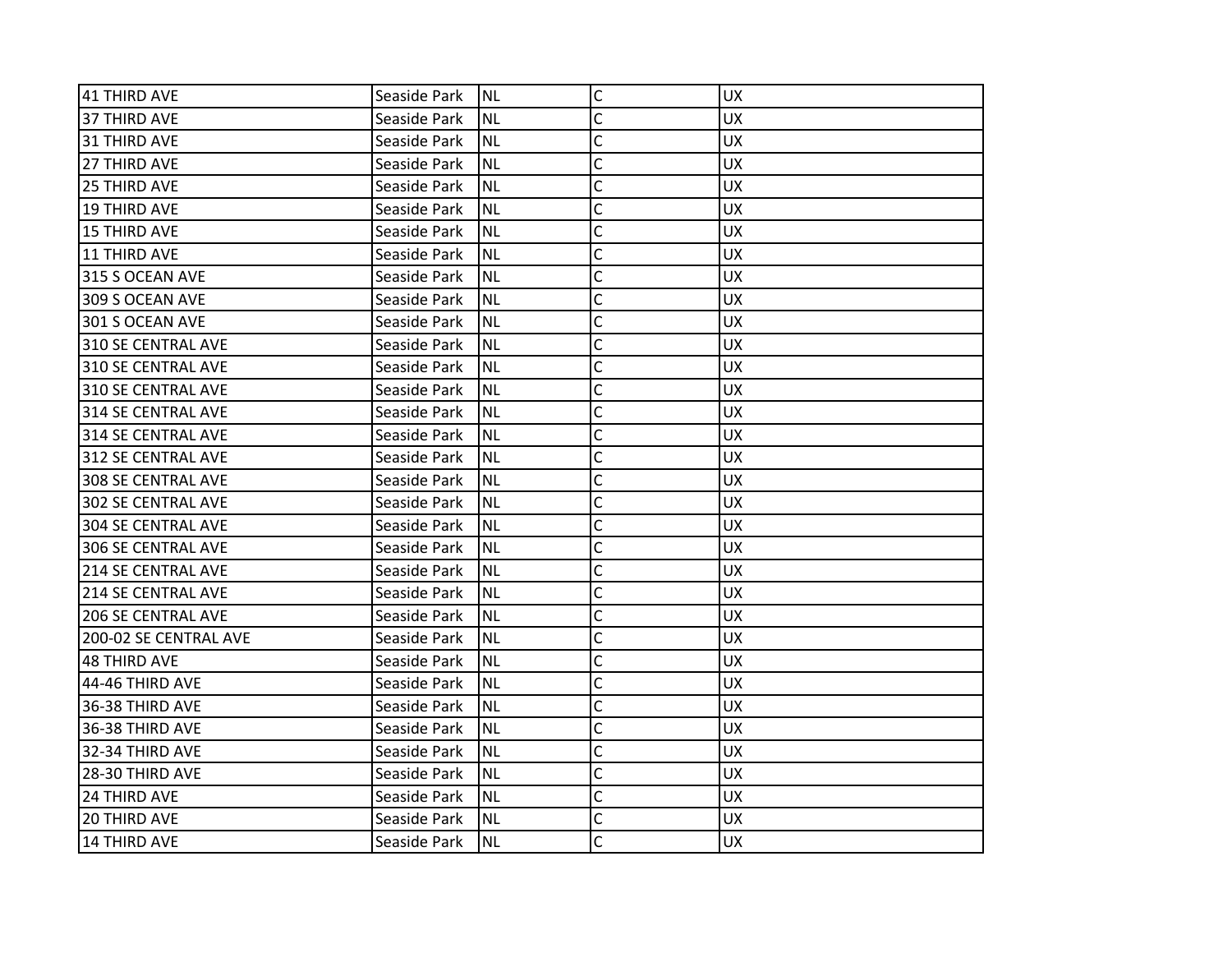| 41 THIRD AVE | Seaside Park | NL | C | UX |
|---|---|---|---|---|
| 37 THIRD AVE | Seaside Park | NL | C | UX |
| 31 THIRD AVE | Seaside Park | NL | C | UX |
| 27 THIRD AVE | Seaside Park | NL | C | UX |
| 25 THIRD AVE | Seaside Park | NL | C | UX |
| 19 THIRD AVE | Seaside Park | NL | C | UX |
| 15 THIRD AVE | Seaside Park | NL | C | UX |
| 11 THIRD AVE | Seaside Park | NL | C | UX |
| 315 S OCEAN AVE | Seaside Park | NL | C | UX |
| 309 S OCEAN AVE | Seaside Park | NL | C | UX |
| 301 S OCEAN AVE | Seaside Park | NL | C | UX |
| 310 SE CENTRAL AVE | Seaside Park | NL | C | UX |
| 310 SE CENTRAL AVE | Seaside Park | NL | C | UX |
| 310 SE CENTRAL AVE | Seaside Park | NL | C | UX |
| 314 SE CENTRAL AVE | Seaside Park | NL | C | UX |
| 314 SE CENTRAL AVE | Seaside Park | NL | C | UX |
| 312 SE CENTRAL AVE | Seaside Park | NL | C | UX |
| 308 SE CENTRAL AVE | Seaside Park | NL | C | UX |
| 302 SE CENTRAL AVE | Seaside Park | NL | C | UX |
| 304 SE CENTRAL AVE | Seaside Park | NL | C | UX |
| 306 SE CENTRAL AVE | Seaside Park | NL | C | UX |
| 214 SE CENTRAL AVE | Seaside Park | NL | C | UX |
| 214 SE CENTRAL AVE | Seaside Park | NL | C | UX |
| 206 SE CENTRAL AVE | Seaside Park | NL | C | UX |
| 200-02 SE CENTRAL AVE | Seaside Park | NL | C | UX |
| 48 THIRD AVE | Seaside Park | NL | C | UX |
| 44-46 THIRD AVE | Seaside Park | NL | C | UX |
| 36-38 THIRD AVE | Seaside Park | NL | C | UX |
| 36-38 THIRD AVE | Seaside Park | NL | C | UX |
| 32-34 THIRD AVE | Seaside Park | NL | C | UX |
| 28-30 THIRD AVE | Seaside Park | NL | C | UX |
| 24 THIRD AVE | Seaside Park | NL | C | UX |
| 20 THIRD AVE | Seaside Park | NL | C | UX |
| 14 THIRD AVE | Seaside Park | NL | C | UX |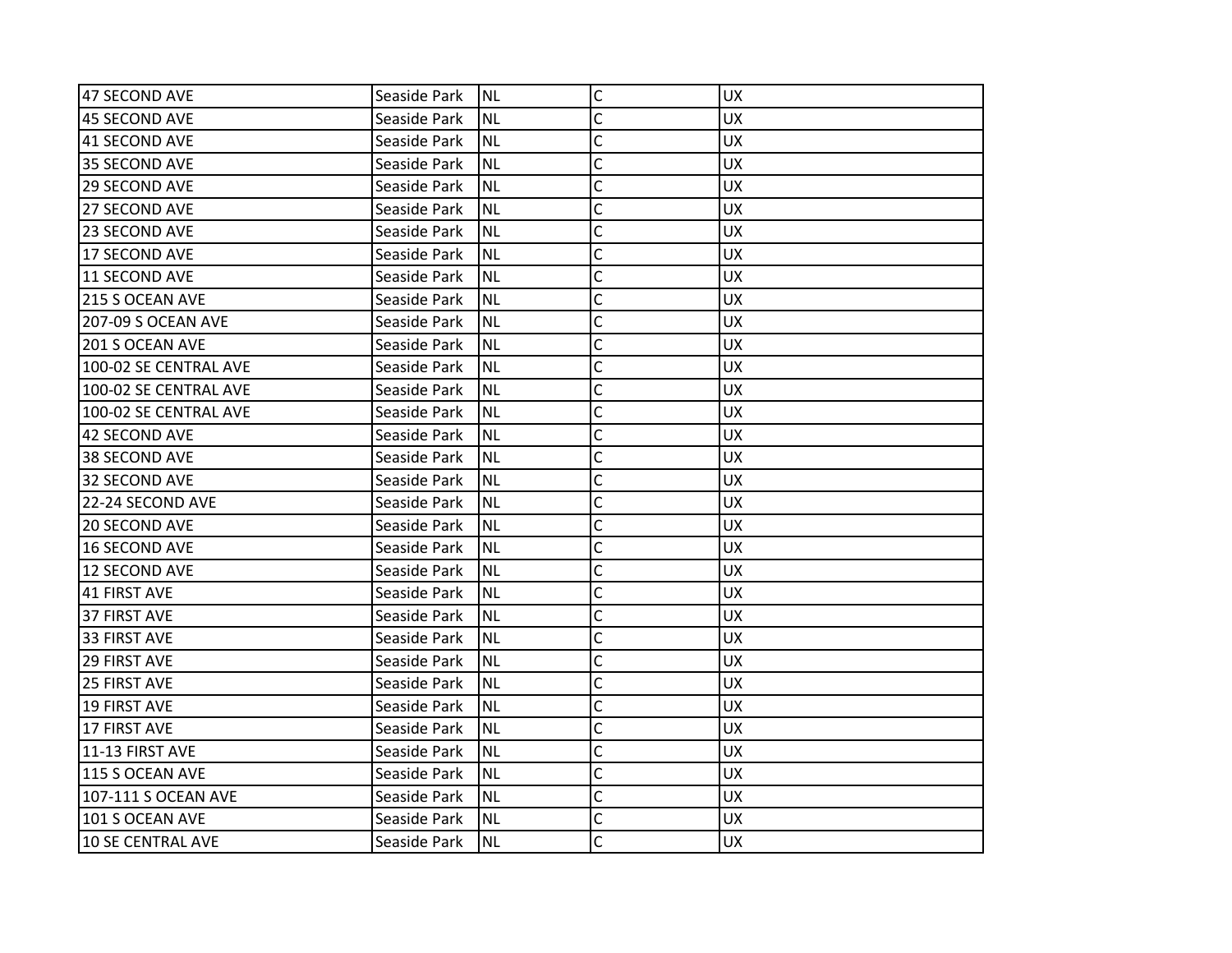| 47 SECOND AVE | Seaside Park | NL | C | UX |
|---|---|---|---|---|
| 45 SECOND AVE | Seaside Park | NL | C | UX |
| 41 SECOND AVE | Seaside Park | NL | C | UX |
| 35 SECOND AVE | Seaside Park | NL | C | UX |
| 29 SECOND AVE | Seaside Park | NL | C | UX |
| 27 SECOND AVE | Seaside Park | NL | C | UX |
| 23 SECOND AVE | Seaside Park | NL | C | UX |
| 17 SECOND AVE | Seaside Park | NL | C | UX |
| 11 SECOND AVE | Seaside Park | NL | C | UX |
| 215 S OCEAN AVE | Seaside Park | NL | C | UX |
| 207-09 S OCEAN AVE | Seaside Park | NL | C | UX |
| 201 S OCEAN AVE | Seaside Park | NL | C | UX |
| 100-02 SE CENTRAL AVE | Seaside Park | NL | C | UX |
| 100-02 SE CENTRAL AVE | Seaside Park | NL | C | UX |
| 100-02 SE CENTRAL AVE | Seaside Park | NL | C | UX |
| 42 SECOND AVE | Seaside Park | NL | C | UX |
| 38 SECOND AVE | Seaside Park | NL | C | UX |
| 32 SECOND AVE | Seaside Park | NL | C | UX |
| 22-24 SECOND AVE | Seaside Park | NL | C | UX |
| 20 SECOND AVE | Seaside Park | NL | C | UX |
| 16 SECOND AVE | Seaside Park | NL | C | UX |
| 12 SECOND AVE | Seaside Park | NL | C | UX |
| 41 FIRST AVE | Seaside Park | NL | C | UX |
| 37 FIRST AVE | Seaside Park | NL | C | UX |
| 33 FIRST AVE | Seaside Park | NL | C | UX |
| 29 FIRST AVE | Seaside Park | NL | C | UX |
| 25 FIRST AVE | Seaside Park | NL | C | UX |
| 19 FIRST AVE | Seaside Park | NL | C | UX |
| 17 FIRST AVE | Seaside Park | NL | C | UX |
| 11-13 FIRST AVE | Seaside Park | NL | C | UX |
| 115 S OCEAN AVE | Seaside Park | NL | C | UX |
| 107-111 S OCEAN AVE | Seaside Park | NL | C | UX |
| 101 S OCEAN AVE | Seaside Park | NL | C | UX |
| 10 SE CENTRAL AVE | Seaside Park | NL | C | UX |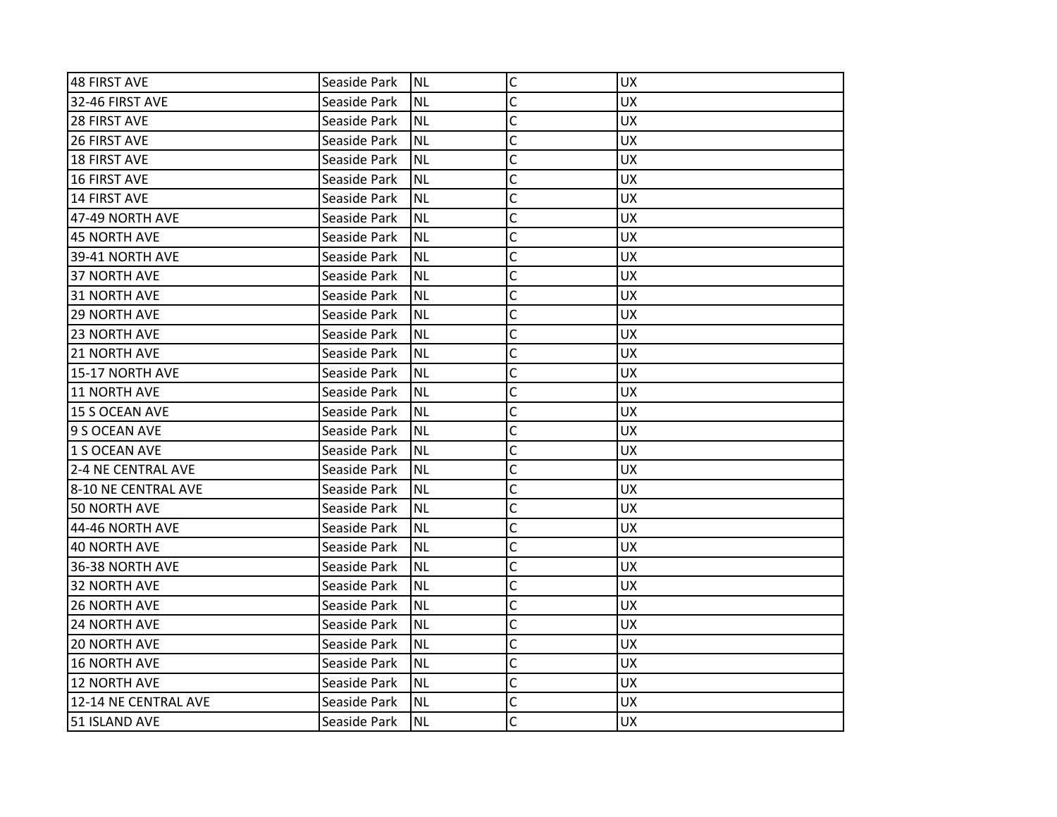| 48 FIRST AVE | Seaside Park | NL | C | UX |
|---|---|---|---|---|
| 32-46 FIRST AVE | Seaside Park | NL | C | UX |
| 28 FIRST AVE | Seaside Park | NL | C | UX |
| 26 FIRST AVE | Seaside Park | NL | C | UX |
| 18 FIRST AVE | Seaside Park | NL | C | UX |
| 16 FIRST AVE | Seaside Park | NL | C | UX |
| 14 FIRST AVE | Seaside Park | NL | C | UX |
| 47-49 NORTH AVE | Seaside Park | NL | C | UX |
| 45 NORTH AVE | Seaside Park | NL | C | UX |
| 39-41 NORTH AVE | Seaside Park | NL | C | UX |
| 37 NORTH AVE | Seaside Park | NL | C | UX |
| 31 NORTH AVE | Seaside Park | NL | C | UX |
| 29 NORTH AVE | Seaside Park | NL | C | UX |
| 23 NORTH AVE | Seaside Park | NL | C | UX |
| 21 NORTH AVE | Seaside Park | NL | C | UX |
| 15-17 NORTH AVE | Seaside Park | NL | C | UX |
| 11 NORTH AVE | Seaside Park | NL | C | UX |
| 15 S OCEAN AVE | Seaside Park | NL | C | UX |
| 9 S OCEAN AVE | Seaside Park | NL | C | UX |
| 1 S OCEAN AVE | Seaside Park | NL | C | UX |
| 2-4 NE CENTRAL AVE | Seaside Park | NL | C | UX |
| 8-10 NE CENTRAL AVE | Seaside Park | NL | C | UX |
| 50 NORTH AVE | Seaside Park | NL | C | UX |
| 44-46 NORTH AVE | Seaside Park | NL | C | UX |
| 40 NORTH AVE | Seaside Park | NL | C | UX |
| 36-38 NORTH AVE | Seaside Park | NL | C | UX |
| 32 NORTH AVE | Seaside Park | NL | C | UX |
| 26 NORTH AVE | Seaside Park | NL | C | UX |
| 24 NORTH AVE | Seaside Park | NL | C | UX |
| 20 NORTH AVE | Seaside Park | NL | C | UX |
| 16 NORTH AVE | Seaside Park | NL | C | UX |
| 12 NORTH AVE | Seaside Park | NL | C | UX |
| 12-14 NE CENTRAL AVE | Seaside Park | NL | C | UX |
| 51 ISLAND AVE | Seaside Park | NL | C | UX |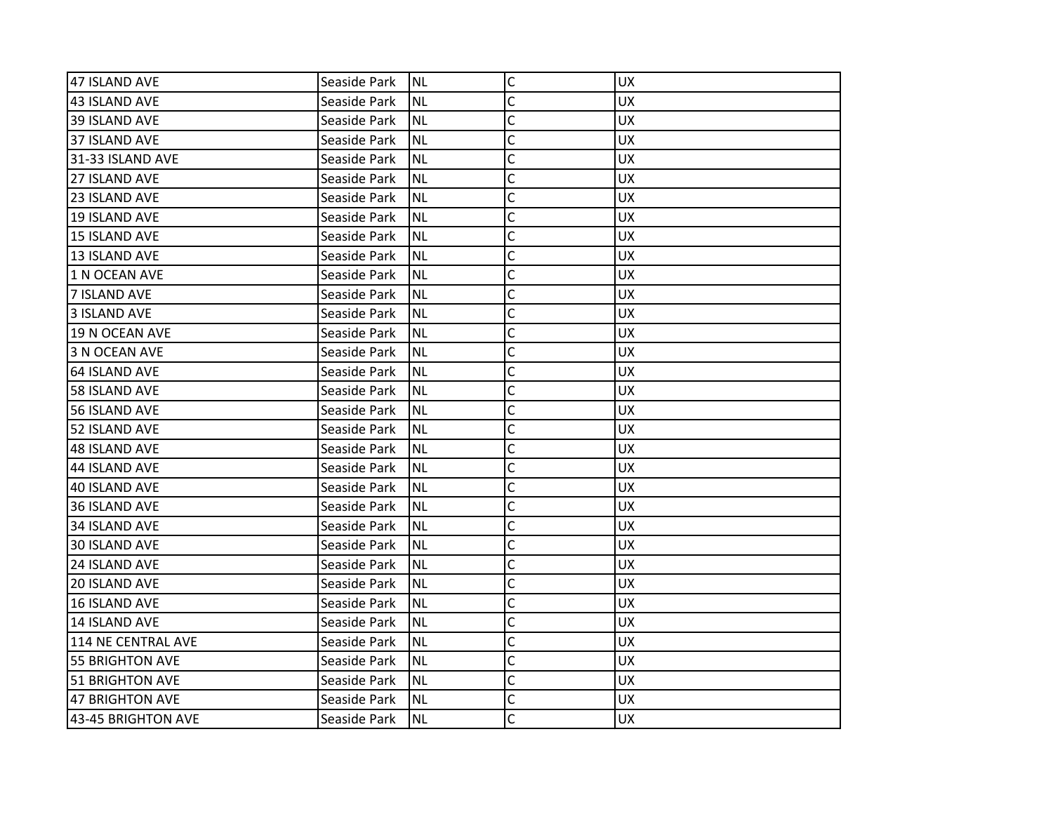| 47 ISLAND AVE | Seaside Park | NL | C | UX |
|---|---|---|---|---|
| 43 ISLAND AVE | Seaside Park | NL | C | UX |
| 39 ISLAND AVE | Seaside Park | NL | C | UX |
| 37 ISLAND AVE | Seaside Park | NL | C | UX |
| 31-33 ISLAND AVE | Seaside Park | NL | C | UX |
| 27 ISLAND AVE | Seaside Park | NL | C | UX |
| 23 ISLAND AVE | Seaside Park | NL | C | UX |
| 19 ISLAND AVE | Seaside Park | NL | C | UX |
| 15 ISLAND AVE | Seaside Park | NL | C | UX |
| 13 ISLAND AVE | Seaside Park | NL | C | UX |
| 1 N OCEAN AVE | Seaside Park | NL | C | UX |
| 7 ISLAND AVE | Seaside Park | NL | C | UX |
| 3 ISLAND AVE | Seaside Park | NL | C | UX |
| 19 N OCEAN AVE | Seaside Park | NL | C | UX |
| 3 N OCEAN AVE | Seaside Park | NL | C | UX |
| 64 ISLAND AVE | Seaside Park | NL | C | UX |
| 58 ISLAND AVE | Seaside Park | NL | C | UX |
| 56 ISLAND AVE | Seaside Park | NL | C | UX |
| 52 ISLAND AVE | Seaside Park | NL | C | UX |
| 48 ISLAND AVE | Seaside Park | NL | C | UX |
| 44 ISLAND AVE | Seaside Park | NL | C | UX |
| 40 ISLAND AVE | Seaside Park | NL | C | UX |
| 36 ISLAND AVE | Seaside Park | NL | C | UX |
| 34 ISLAND AVE | Seaside Park | NL | C | UX |
| 30 ISLAND AVE | Seaside Park | NL | C | UX |
| 24 ISLAND AVE | Seaside Park | NL | C | UX |
| 20 ISLAND AVE | Seaside Park | NL | C | UX |
| 16 ISLAND AVE | Seaside Park | NL | C | UX |
| 14 ISLAND AVE | Seaside Park | NL | C | UX |
| 114 NE CENTRAL AVE | Seaside Park | NL | C | UX |
| 55 BRIGHTON AVE | Seaside Park | NL | C | UX |
| 51 BRIGHTON AVE | Seaside Park | NL | C | UX |
| 47 BRIGHTON AVE | Seaside Park | NL | C | UX |
| 43-45 BRIGHTON AVE | Seaside Park | NL | C | UX |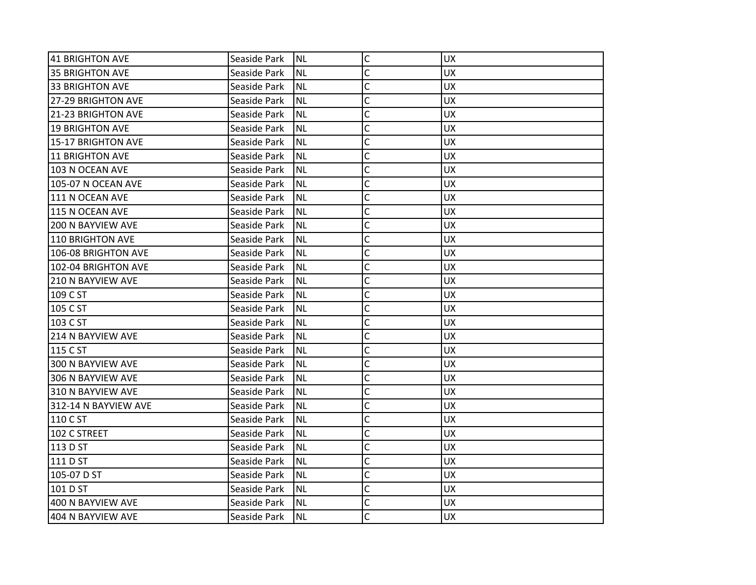| 41 BRIGHTON AVE | Seaside Park | NL | C | UX |
|---|---|---|---|---|
| 35 BRIGHTON AVE | Seaside Park | NL | C | UX |
| 33 BRIGHTON AVE | Seaside Park | NL | C | UX |
| 27-29 BRIGHTON AVE | Seaside Park | NL | C | UX |
| 21-23 BRIGHTON AVE | Seaside Park | NL | C | UX |
| 19 BRIGHTON AVE | Seaside Park | NL | C | UX |
| 15-17 BRIGHTON AVE | Seaside Park | NL | C | UX |
| 11 BRIGHTON AVE | Seaside Park | NL | C | UX |
| 103 N OCEAN AVE | Seaside Park | NL | C | UX |
| 105-07 N OCEAN AVE | Seaside Park | NL | C | UX |
| 111 N OCEAN AVE | Seaside Park | NL | C | UX |
| 115 N OCEAN AVE | Seaside Park | NL | C | UX |
| 200 N BAYVIEW AVE | Seaside Park | NL | C | UX |
| 110 BRIGHTON AVE | Seaside Park | NL | C | UX |
| 106-08 BRIGHTON AVE | Seaside Park | NL | C | UX |
| 102-04 BRIGHTON AVE | Seaside Park | NL | C | UX |
| 210 N BAYVIEW AVE | Seaside Park | NL | C | UX |
| 109 C ST | Seaside Park | NL | C | UX |
| 105 C ST | Seaside Park | NL | C | UX |
| 103 C ST | Seaside Park | NL | C | UX |
| 214 N BAYVIEW AVE | Seaside Park | NL | C | UX |
| 115 C ST | Seaside Park | NL | C | UX |
| 300 N BAYVIEW AVE | Seaside Park | NL | C | UX |
| 306 N BAYVIEW AVE | Seaside Park | NL | C | UX |
| 310 N BAYVIEW AVE | Seaside Park | NL | C | UX |
| 312-14 N BAYVIEW AVE | Seaside Park | NL | C | UX |
| 110 C ST | Seaside Park | NL | C | UX |
| 102 C STREET | Seaside Park | NL | C | UX |
| 113 D ST | Seaside Park | NL | C | UX |
| 111 D ST | Seaside Park | NL | C | UX |
| 105-07 D ST | Seaside Park | NL | C | UX |
| 101 D ST | Seaside Park | NL | C | UX |
| 400 N BAYVIEW AVE | Seaside Park | NL | C | UX |
| 404 N BAYVIEW AVE | Seaside Park | NL | C | UX |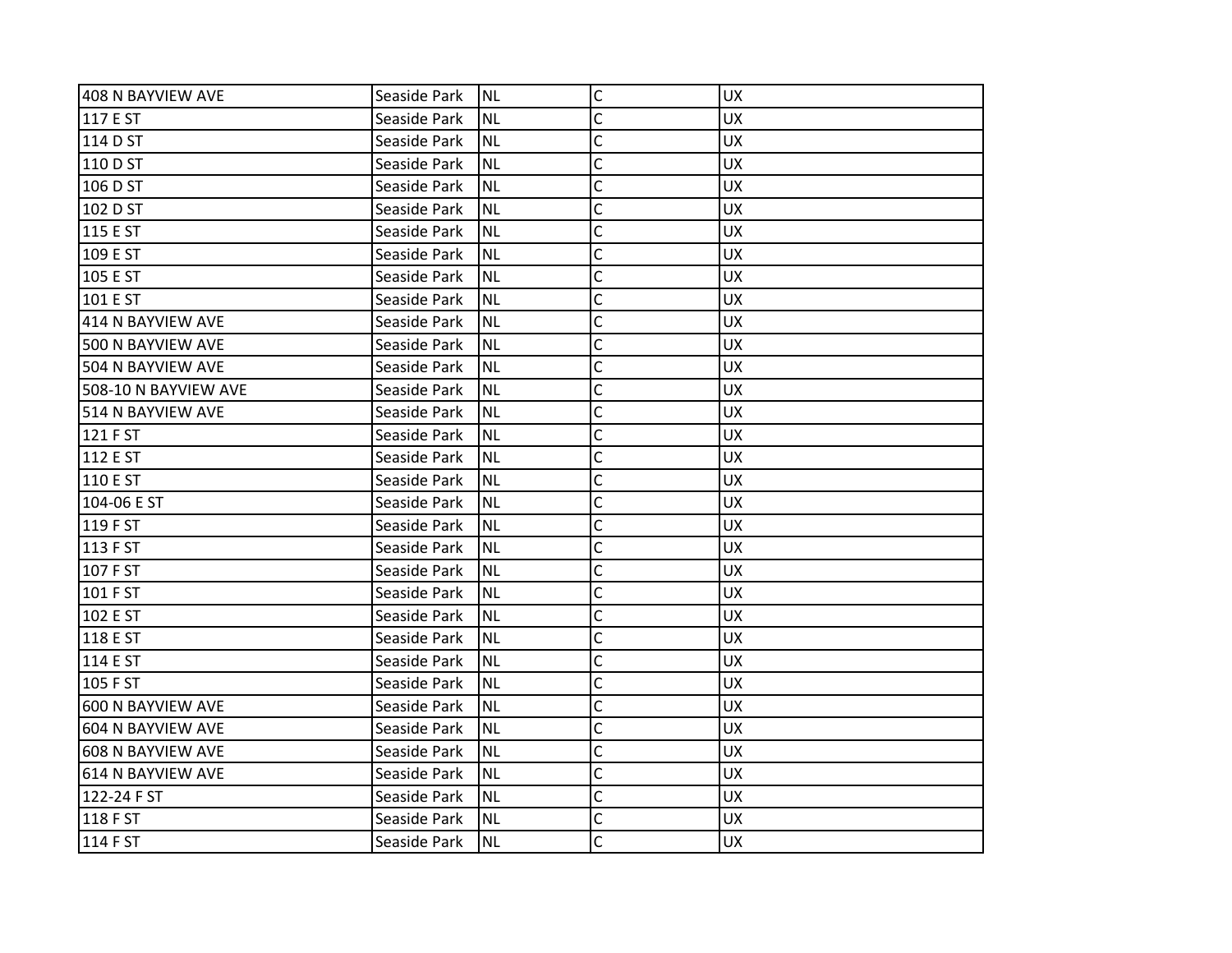| 408 N BAYVIEW AVE | Seaside Park | NL | C | UX |
|---|---|---|---|---|
| 117 E ST | Seaside Park | NL | C | UX |
| 114 D ST | Seaside Park | NL | C | UX |
| 110 D ST | Seaside Park | NL | C | UX |
| 106 D ST | Seaside Park | NL | C | UX |
| 102 D ST | Seaside Park | NL | C | UX |
| 115 E ST | Seaside Park | NL | C | UX |
| 109 E ST | Seaside Park | NL | C | UX |
| 105 E ST | Seaside Park | NL | C | UX |
| 101 E ST | Seaside Park | NL | C | UX |
| 414 N BAYVIEW AVE | Seaside Park | NL | C | UX |
| 500 N BAYVIEW AVE | Seaside Park | NL | C | UX |
| 504 N BAYVIEW AVE | Seaside Park | NL | C | UX |
| 508-10 N BAYVIEW AVE | Seaside Park | NL | C | UX |
| 514 N BAYVIEW AVE | Seaside Park | NL | C | UX |
| 121 F ST | Seaside Park | NL | C | UX |
| 112 E ST | Seaside Park | NL | C | UX |
| 110 E ST | Seaside Park | NL | C | UX |
| 104-06 E ST | Seaside Park | NL | C | UX |
| 119 F ST | Seaside Park | NL | C | UX |
| 113 F ST | Seaside Park | NL | C | UX |
| 107 F ST | Seaside Park | NL | C | UX |
| 101 F ST | Seaside Park | NL | C | UX |
| 102 E ST | Seaside Park | NL | C | UX |
| 118 E ST | Seaside Park | NL | C | UX |
| 114 E ST | Seaside Park | NL | C | UX |
| 105 F ST | Seaside Park | NL | C | UX |
| 600 N BAYVIEW AVE | Seaside Park | NL | C | UX |
| 604 N BAYVIEW AVE | Seaside Park | NL | C | UX |
| 608 N BAYVIEW AVE | Seaside Park | NL | C | UX |
| 614 N BAYVIEW AVE | Seaside Park | NL | C | UX |
| 122-24 F ST | Seaside Park | NL | C | UX |
| 118 F ST | Seaside Park | NL | C | UX |
| 114 F ST | Seaside Park | NL | C | UX |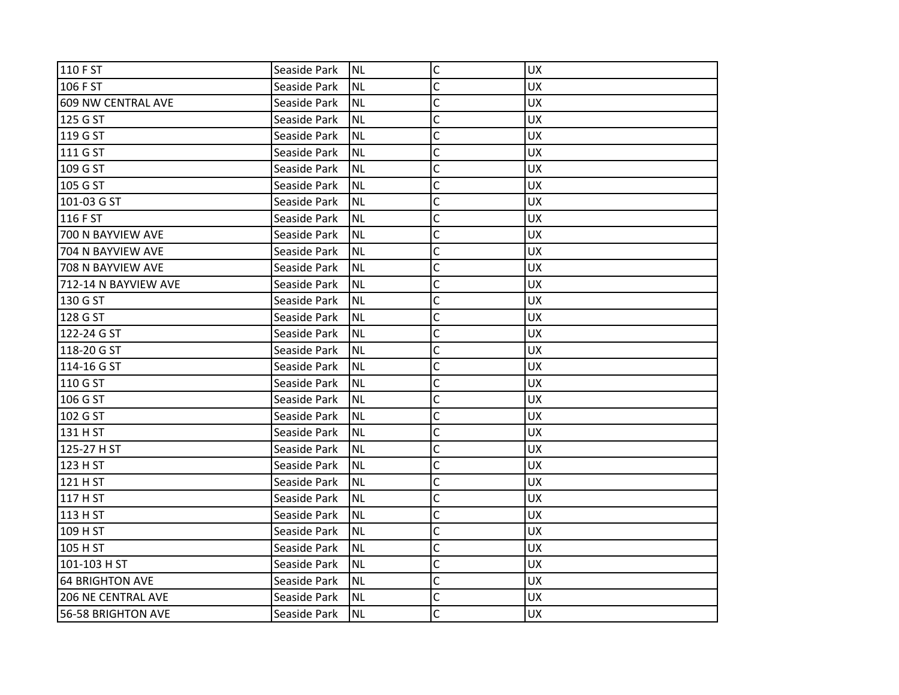| | | | | |
|---|---|---|---|---|
| 110 F ST | Seaside Park | NL | C | UX |
| 106 F ST | Seaside Park | NL | C | UX |
| 609 NW CENTRAL AVE | Seaside Park | NL | C | UX |
| 125 G ST | Seaside Park | NL | C | UX |
| 119 G ST | Seaside Park | NL | C | UX |
| 111 G ST | Seaside Park | NL | C | UX |
| 109 G ST | Seaside Park | NL | C | UX |
| 105 G ST | Seaside Park | NL | C | UX |
| 101-03 G ST | Seaside Park | NL | C | UX |
| 116 F ST | Seaside Park | NL | C | UX |
| 700 N BAYVIEW AVE | Seaside Park | NL | C | UX |
| 704 N BAYVIEW AVE | Seaside Park | NL | C | UX |
| 708 N BAYVIEW AVE | Seaside Park | NL | C | UX |
| 712-14 N BAYVIEW AVE | Seaside Park | NL | C | UX |
| 130 G ST | Seaside Park | NL | C | UX |
| 128 G ST | Seaside Park | NL | C | UX |
| 122-24 G ST | Seaside Park | NL | C | UX |
| 118-20 G ST | Seaside Park | NL | C | UX |
| 114-16 G ST | Seaside Park | NL | C | UX |
| 110 G ST | Seaside Park | NL | C | UX |
| 106 G ST | Seaside Park | NL | C | UX |
| 102 G ST | Seaside Park | NL | C | UX |
| 131 H ST | Seaside Park | NL | C | UX |
| 125-27 H ST | Seaside Park | NL | C | UX |
| 123 H ST | Seaside Park | NL | C | UX |
| 121 H ST | Seaside Park | NL | C | UX |
| 117 H ST | Seaside Park | NL | C | UX |
| 113 H ST | Seaside Park | NL | C | UX |
| 109 H ST | Seaside Park | NL | C | UX |
| 105 H ST | Seaside Park | NL | C | UX |
| 101-103 H ST | Seaside Park | NL | C | UX |
| 64 BRIGHTON AVE | Seaside Park | NL | C | UX |
| 206 NE CENTRAL AVE | Seaside Park | NL | C | UX |
| 56-58 BRIGHTON AVE | Seaside Park | NL | C | UX |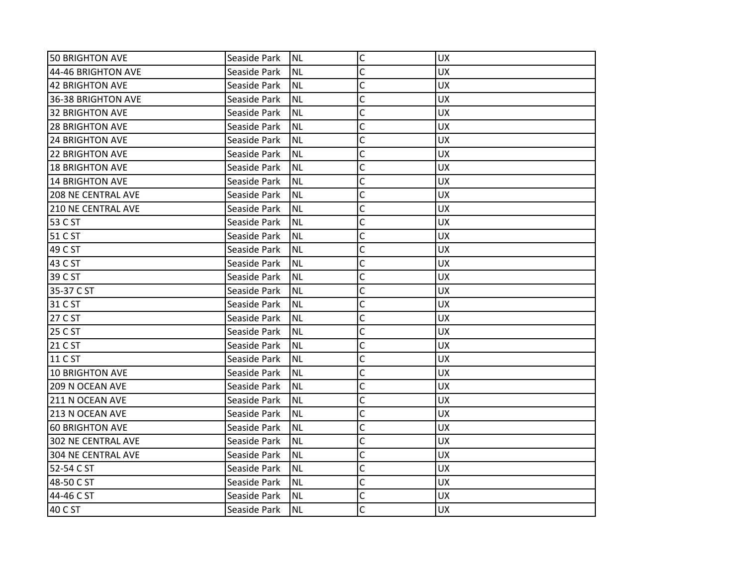| 50 BRIGHTON AVE | Seaside Park | NL | C | UX |
|---|---|---|---|---|
| 44-46 BRIGHTON AVE | Seaside Park | NL | C | UX |
| 42 BRIGHTON AVE | Seaside Park | NL | C | UX |
| 36-38 BRIGHTON AVE | Seaside Park | NL | C | UX |
| 32 BRIGHTON AVE | Seaside Park | NL | C | UX |
| 28 BRIGHTON AVE | Seaside Park | NL | C | UX |
| 24 BRIGHTON AVE | Seaside Park | NL | C | UX |
| 22 BRIGHTON AVE | Seaside Park | NL | C | UX |
| 18 BRIGHTON AVE | Seaside Park | NL | C | UX |
| 14 BRIGHTON AVE | Seaside Park | NL | C | UX |
| 208 NE CENTRAL AVE | Seaside Park | NL | C | UX |
| 210 NE CENTRAL AVE | Seaside Park | NL | C | UX |
| 53 C ST | Seaside Park | NL | C | UX |
| 51 C ST | Seaside Park | NL | C | UX |
| 49 C ST | Seaside Park | NL | C | UX |
| 43 C ST | Seaside Park | NL | C | UX |
| 39 C ST | Seaside Park | NL | C | UX |
| 35-37 C ST | Seaside Park | NL | C | UX |
| 31 C ST | Seaside Park | NL | C | UX |
| 27 C ST | Seaside Park | NL | C | UX |
| 25 C ST | Seaside Park | NL | C | UX |
| 21 C ST | Seaside Park | NL | C | UX |
| 11 C ST | Seaside Park | NL | C | UX |
| 10 BRIGHTON AVE | Seaside Park | NL | C | UX |
| 209 N OCEAN AVE | Seaside Park | NL | C | UX |
| 211 N OCEAN AVE | Seaside Park | NL | C | UX |
| 213 N OCEAN AVE | Seaside Park | NL | C | UX |
| 60 BRIGHTON AVE | Seaside Park | NL | C | UX |
| 302 NE CENTRAL AVE | Seaside Park | NL | C | UX |
| 304 NE CENTRAL AVE | Seaside Park | NL | C | UX |
| 52-54 C ST | Seaside Park | NL | C | UX |
| 48-50 C ST | Seaside Park | NL | C | UX |
| 44-46 C ST | Seaside Park | NL | C | UX |
| 40 C ST | Seaside Park | NL | C | UX |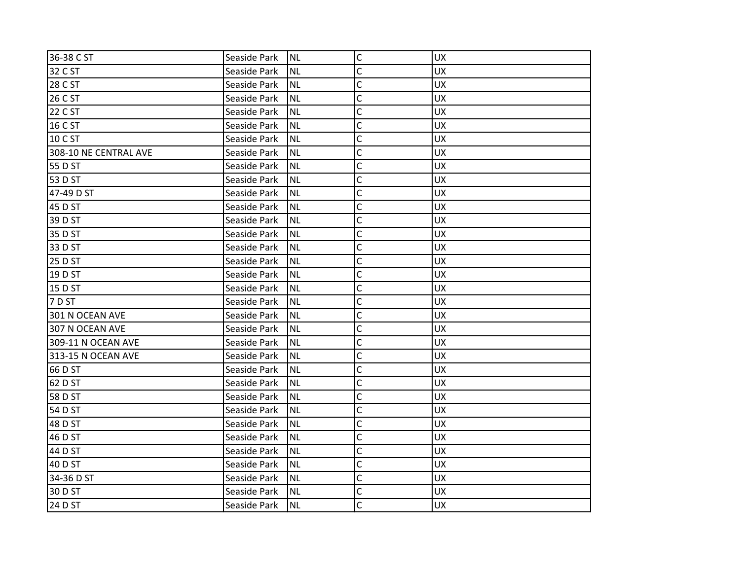| 36-38 C ST | Seaside Park | NL | C | UX |
|---|---|---|---|---|
| 32 C ST | Seaside Park | NL | C | UX |
| 28 C ST | Seaside Park | NL | C | UX |
| 26 C ST | Seaside Park | NL | C | UX |
| 22 C ST | Seaside Park | NL | C | UX |
| 16 C ST | Seaside Park | NL | C | UX |
| 10 C ST | Seaside Park | NL | C | UX |
| 308-10 NE CENTRAL AVE | Seaside Park | NL | C | UX |
| 55 D ST | Seaside Park | NL | C | UX |
| 53 D ST | Seaside Park | NL | C | UX |
| 47-49 D ST | Seaside Park | NL | C | UX |
| 45 D ST | Seaside Park | NL | C | UX |
| 39 D ST | Seaside Park | NL | C | UX |
| 35 D ST | Seaside Park | NL | C | UX |
| 33 D ST | Seaside Park | NL | C | UX |
| 25 D ST | Seaside Park | NL | C | UX |
| 19 D ST | Seaside Park | NL | C | UX |
| 15 D ST | Seaside Park | NL | C | UX |
| 7 D ST | Seaside Park | NL | C | UX |
| 301 N OCEAN AVE | Seaside Park | NL | C | UX |
| 307 N OCEAN AVE | Seaside Park | NL | C | UX |
| 309-11 N OCEAN AVE | Seaside Park | NL | C | UX |
| 313-15 N OCEAN AVE | Seaside Park | NL | C | UX |
| 66 D ST | Seaside Park | NL | C | UX |
| 62 D ST | Seaside Park | NL | C | UX |
| 58 D ST | Seaside Park | NL | C | UX |
| 54 D ST | Seaside Park | NL | C | UX |
| 48 D ST | Seaside Park | NL | C | UX |
| 46 D ST | Seaside Park | NL | C | UX |
| 44 D ST | Seaside Park | NL | C | UX |
| 40 D ST | Seaside Park | NL | C | UX |
| 34-36 D ST | Seaside Park | NL | C | UX |
| 30 D ST | Seaside Park | NL | C | UX |
| 24 D ST | Seaside Park | NL | C | UX |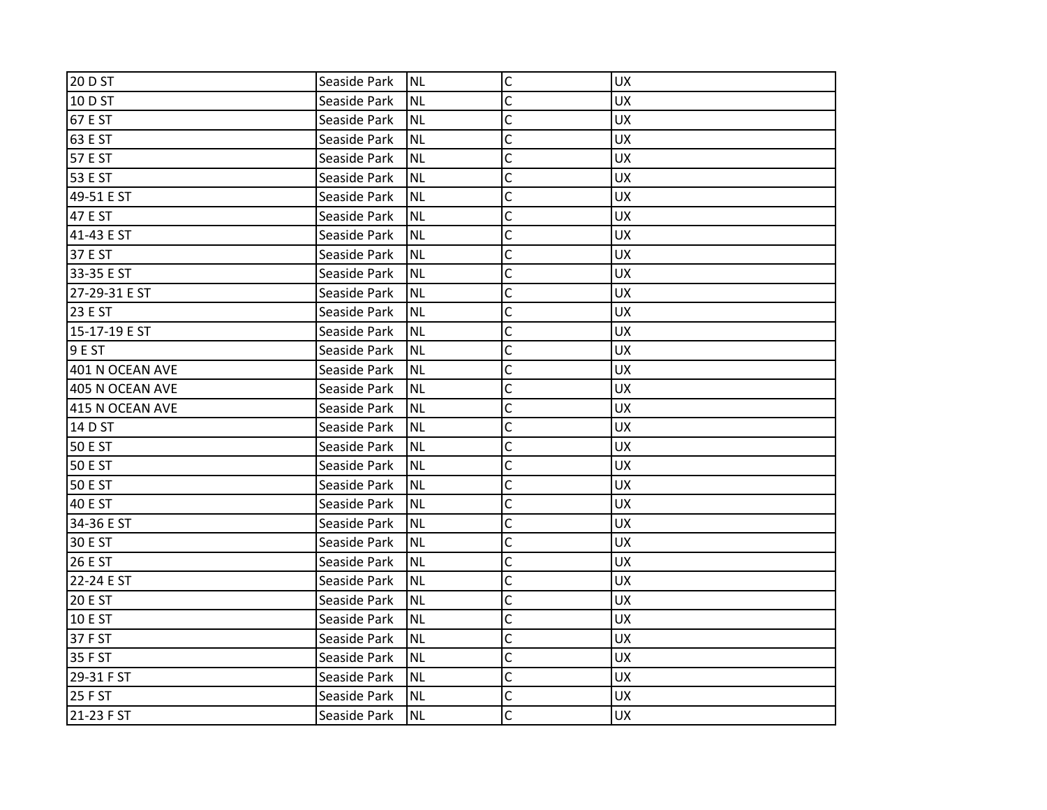| | | | | |
|---|---|---|---|---|
| 20 D ST | Seaside Park | NL | C | UX |
| 10 D ST | Seaside Park | NL | C | UX |
| 67 E ST | Seaside Park | NL | C | UX |
| 63 E ST | Seaside Park | NL | C | UX |
| 57 E ST | Seaside Park | NL | C | UX |
| 53 E ST | Seaside Park | NL | C | UX |
| 49-51 E ST | Seaside Park | NL | C | UX |
| 47 E ST | Seaside Park | NL | C | UX |
| 41-43 E ST | Seaside Park | NL | C | UX |
| 37 E ST | Seaside Park | NL | C | UX |
| 33-35 E ST | Seaside Park | NL | C | UX |
| 27-29-31 E ST | Seaside Park | NL | C | UX |
| 23 E ST | Seaside Park | NL | C | UX |
| 15-17-19 E ST | Seaside Park | NL | C | UX |
| 9 E ST | Seaside Park | NL | C | UX |
| 401 N OCEAN AVE | Seaside Park | NL | C | UX |
| 405 N OCEAN AVE | Seaside Park | NL | C | UX |
| 415 N OCEAN AVE | Seaside Park | NL | C | UX |
| 14 D ST | Seaside Park | NL | C | UX |
| 50 E ST | Seaside Park | NL | C | UX |
| 50 E ST | Seaside Park | NL | C | UX |
| 50 E ST | Seaside Park | NL | C | UX |
| 40 E ST | Seaside Park | NL | C | UX |
| 34-36 E ST | Seaside Park | NL | C | UX |
| 30 E ST | Seaside Park | NL | C | UX |
| 26 E ST | Seaside Park | NL | C | UX |
| 22-24 E ST | Seaside Park | NL | C | UX |
| 20 E ST | Seaside Park | NL | C | UX |
| 10 E ST | Seaside Park | NL | C | UX |
| 37 F ST | Seaside Park | NL | C | UX |
| 35 F ST | Seaside Park | NL | C | UX |
| 29-31 F ST | Seaside Park | NL | C | UX |
| 25 F ST | Seaside Park | NL | C | UX |
| 21-23 F ST | Seaside Park | NL | C | UX |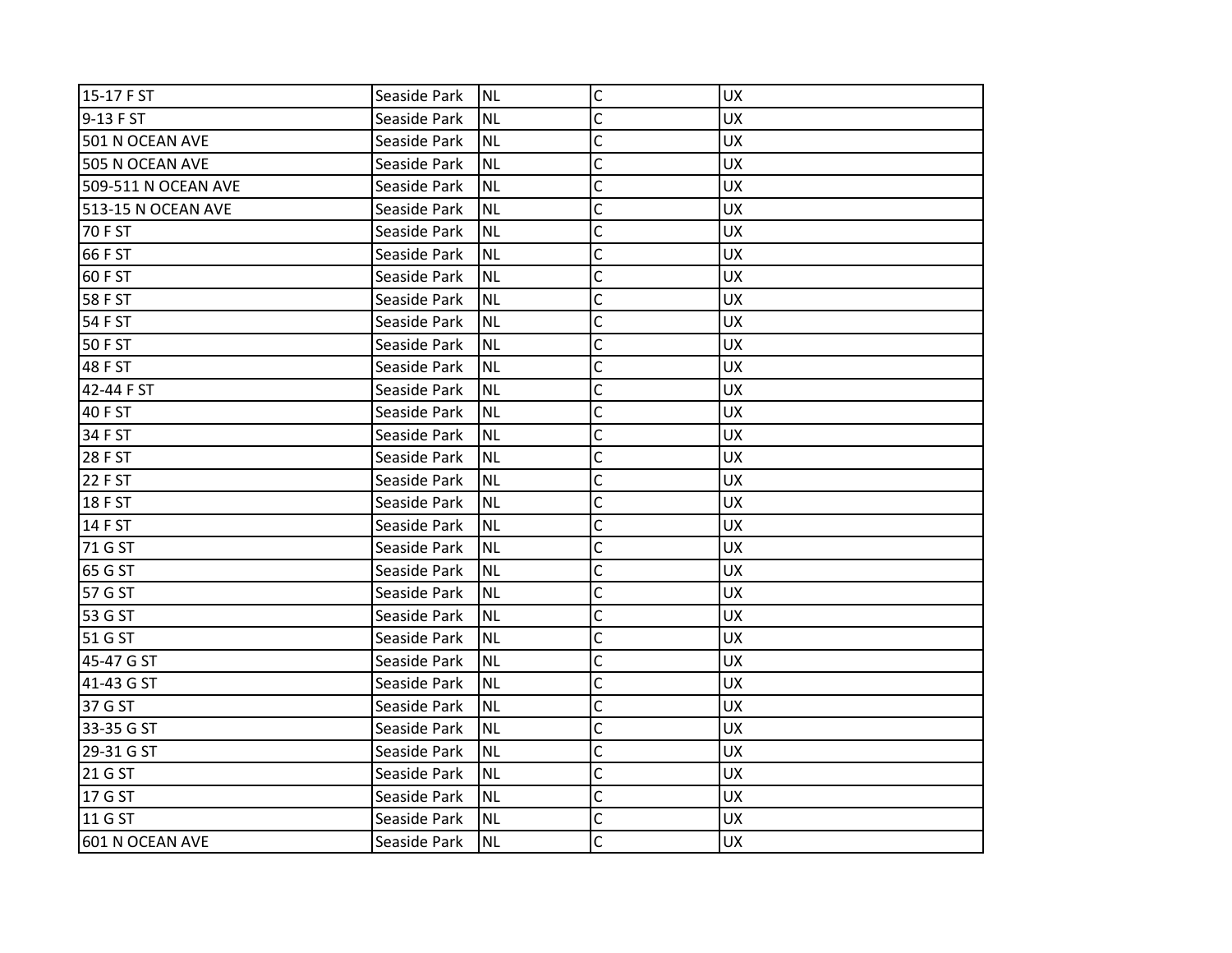| 15-17 F ST | Seaside Park | NL | C | UX |
|---|---|---|---|---|
| 9-13 F ST | Seaside Park | NL | C | UX |
| 501 N OCEAN AVE | Seaside Park | NL | C | UX |
| 505 N OCEAN AVE | Seaside Park | NL | C | UX |
| 509-511 N OCEAN AVE | Seaside Park | NL | C | UX |
| 513-15 N OCEAN AVE | Seaside Park | NL | C | UX |
| 70 F ST | Seaside Park | NL | C | UX |
| 66 F ST | Seaside Park | NL | C | UX |
| 60 F ST | Seaside Park | NL | C | UX |
| 58 F ST | Seaside Park | NL | C | UX |
| 54 F ST | Seaside Park | NL | C | UX |
| 50 F ST | Seaside Park | NL | C | UX |
| 48 F ST | Seaside Park | NL | C | UX |
| 42-44 F ST | Seaside Park | NL | C | UX |
| 40 F ST | Seaside Park | NL | C | UX |
| 34 F ST | Seaside Park | NL | C | UX |
| 28 F ST | Seaside Park | NL | C | UX |
| 22 F ST | Seaside Park | NL | C | UX |
| 18 F ST | Seaside Park | NL | C | UX |
| 14 F ST | Seaside Park | NL | C | UX |
| 71 G ST | Seaside Park | NL | C | UX |
| 65 G ST | Seaside Park | NL | C | UX |
| 57 G ST | Seaside Park | NL | C | UX |
| 53 G ST | Seaside Park | NL | C | UX |
| 51 G ST | Seaside Park | NL | C | UX |
| 45-47 G ST | Seaside Park | NL | C | UX |
| 41-43 G ST | Seaside Park | NL | C | UX |
| 37 G ST | Seaside Park | NL | C | UX |
| 33-35 G ST | Seaside Park | NL | C | UX |
| 29-31 G ST | Seaside Park | NL | C | UX |
| 21 G ST | Seaside Park | NL | C | UX |
| 17 G ST | Seaside Park | NL | C | UX |
| 11 G ST | Seaside Park | NL | C | UX |
| 601 N OCEAN AVE | Seaside Park | NL | C | UX |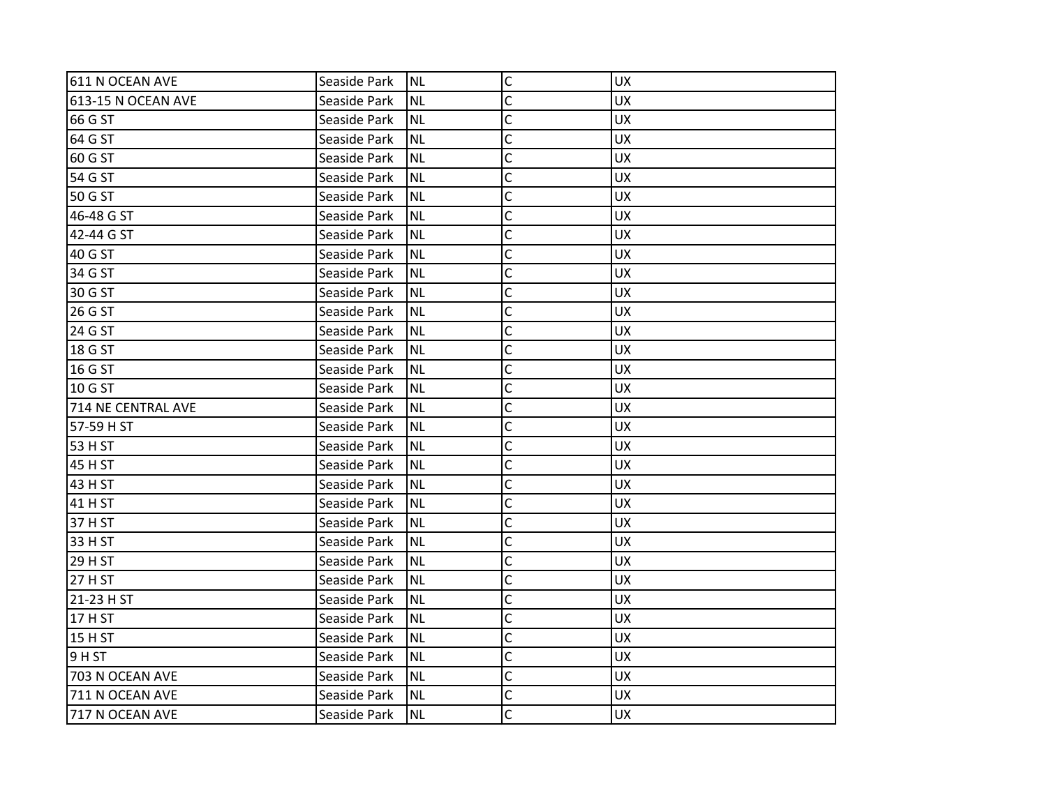| | | | | |
|---|---|---|---|---|
| 611 N OCEAN AVE | Seaside Park | NL | C | UX |
| 613-15 N OCEAN AVE | Seaside Park | NL | C | UX |
| 66 G ST | Seaside Park | NL | C | UX |
| 64 G ST | Seaside Park | NL | C | UX |
| 60 G ST | Seaside Park | NL | C | UX |
| 54 G ST | Seaside Park | NL | C | UX |
| 50 G ST | Seaside Park | NL | C | UX |
| 46-48 G ST | Seaside Park | NL | C | UX |
| 42-44 G ST | Seaside Park | NL | C | UX |
| 40 G ST | Seaside Park | NL | C | UX |
| 34 G ST | Seaside Park | NL | C | UX |
| 30 G ST | Seaside Park | NL | C | UX |
| 26 G ST | Seaside Park | NL | C | UX |
| 24 G ST | Seaside Park | NL | C | UX |
| 18 G ST | Seaside Park | NL | C | UX |
| 16 G ST | Seaside Park | NL | C | UX |
| 10 G ST | Seaside Park | NL | C | UX |
| 714 NE CENTRAL AVE | Seaside Park | NL | C | UX |
| 57-59 H ST | Seaside Park | NL | C | UX |
| 53 H ST | Seaside Park | NL | C | UX |
| 45 H ST | Seaside Park | NL | C | UX |
| 43 H ST | Seaside Park | NL | C | UX |
| 41 H ST | Seaside Park | NL | C | UX |
| 37 H ST | Seaside Park | NL | C | UX |
| 33 H ST | Seaside Park | NL | C | UX |
| 29 H ST | Seaside Park | NL | C | UX |
| 27 H ST | Seaside Park | NL | C | UX |
| 21-23 H ST | Seaside Park | NL | C | UX |
| 17 H ST | Seaside Park | NL | C | UX |
| 15 H ST | Seaside Park | NL | C | UX |
| 9 H ST | Seaside Park | NL | C | UX |
| 703 N OCEAN AVE | Seaside Park | NL | C | UX |
| 711 N OCEAN AVE | Seaside Park | NL | C | UX |
| 717 N OCEAN AVE | Seaside Park | NL | C | UX |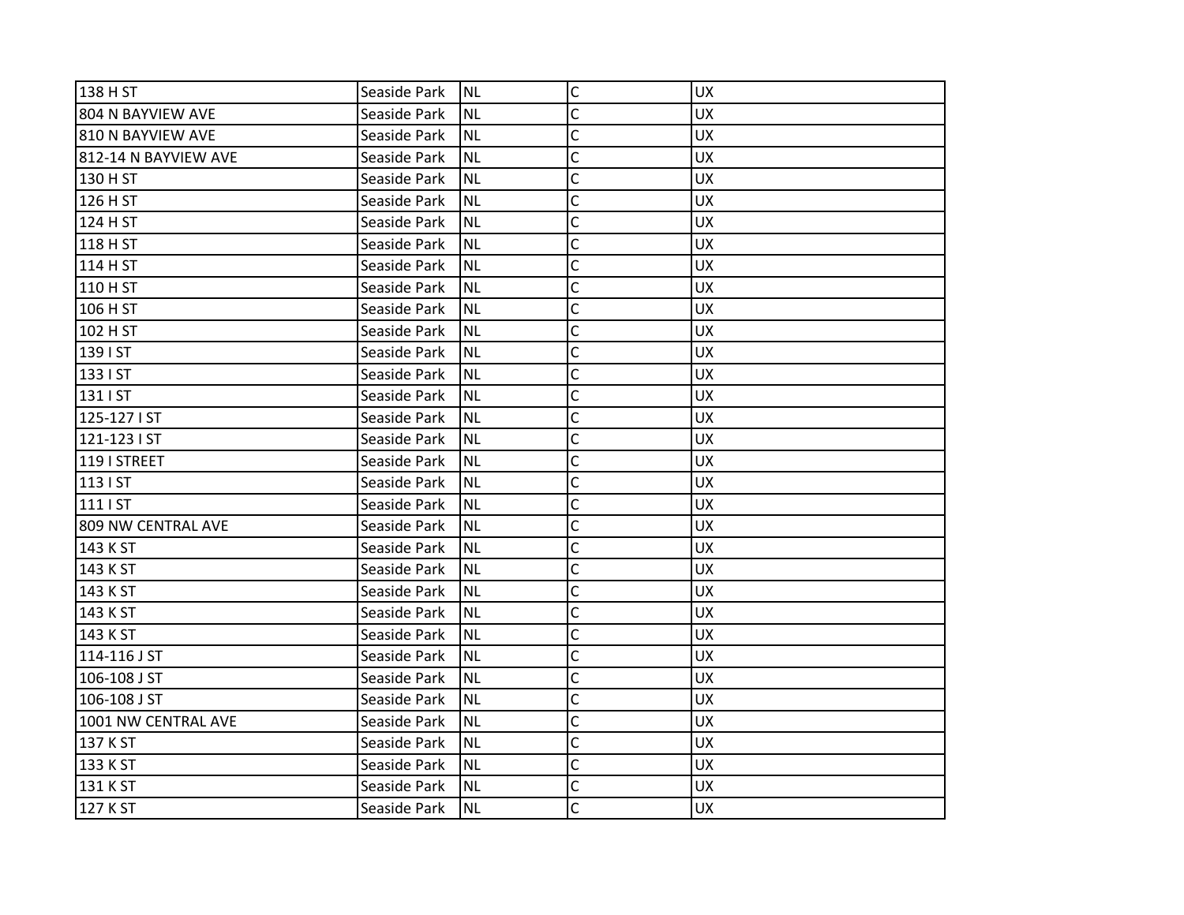| 138 H ST | Seaside Park | NL | C | UX |
|---|---|---|---|---|
| 804 N BAYVIEW AVE | Seaside Park | NL | C | UX |
| 810 N BAYVIEW AVE | Seaside Park | NL | C | UX |
| 812-14 N BAYVIEW AVE | Seaside Park | NL | C | UX |
| 130 H ST | Seaside Park | NL | C | UX |
| 126 H ST | Seaside Park | NL | C | UX |
| 124 H ST | Seaside Park | NL | C | UX |
| 118 H ST | Seaside Park | NL | C | UX |
| 114 H ST | Seaside Park | NL | C | UX |
| 110 H ST | Seaside Park | NL | C | UX |
| 106 H ST | Seaside Park | NL | C | UX |
| 102 H ST | Seaside Park | NL | C | UX |
| 139 I ST | Seaside Park | NL | C | UX |
| 133 I ST | Seaside Park | NL | C | UX |
| 131 I ST | Seaside Park | NL | C | UX |
| 125-127 I ST | Seaside Park | NL | C | UX |
| 121-123 I ST | Seaside Park | NL | C | UX |
| 119 I STREET | Seaside Park | NL | C | UX |
| 113 I ST | Seaside Park | NL | C | UX |
| 111 I ST | Seaside Park | NL | C | UX |
| 809 NW CENTRAL AVE | Seaside Park | NL | C | UX |
| 143 K ST | Seaside Park | NL | C | UX |
| 143 K ST | Seaside Park | NL | C | UX |
| 143 K ST | Seaside Park | NL | C | UX |
| 143 K ST | Seaside Park | NL | C | UX |
| 143 K ST | Seaside Park | NL | C | UX |
| 114-116 J ST | Seaside Park | NL | C | UX |
| 106-108 J ST | Seaside Park | NL | C | UX |
| 106-108 J ST | Seaside Park | NL | C | UX |
| 1001 NW CENTRAL AVE | Seaside Park | NL | C | UX |
| 137 K ST | Seaside Park | NL | C | UX |
| 133 K ST | Seaside Park | NL | C | UX |
| 131 K ST | Seaside Park | NL | C | UX |
| 127 K ST | Seaside Park | NL | C | UX |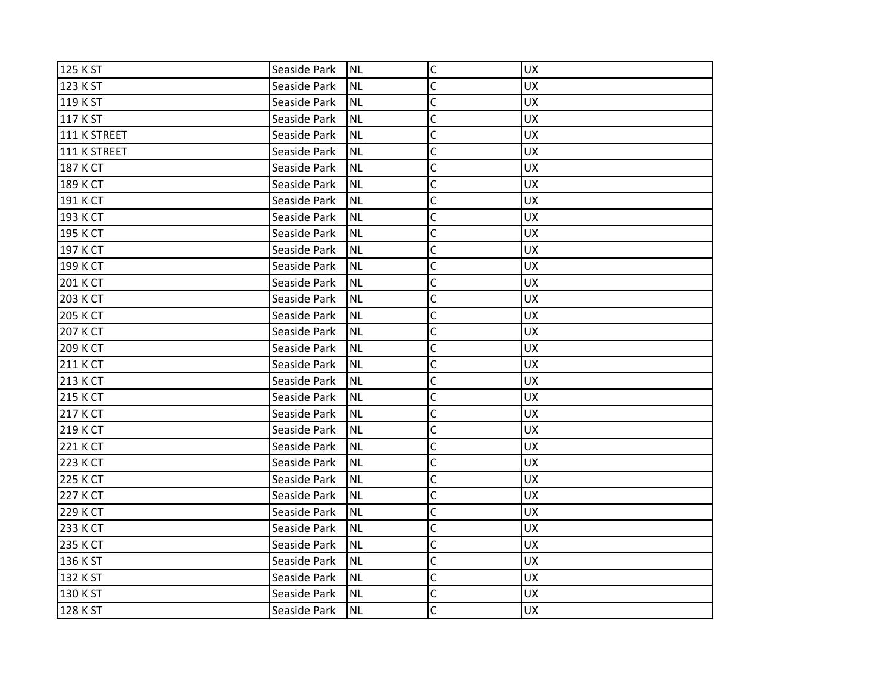| 125 K ST | Seaside Park | NL | C | UX |
|---|---|---|---|---|
| 123 K ST | Seaside Park | NL | C | UX |
| 119 K ST | Seaside Park | NL | C | UX |
| 117 K ST | Seaside Park | NL | C | UX |
| 111 K STREET | Seaside Park | NL | C | UX |
| 111 K STREET | Seaside Park | NL | C | UX |
| 187 K CT | Seaside Park | NL | C | UX |
| 189 K CT | Seaside Park | NL | C | UX |
| 191 K CT | Seaside Park | NL | C | UX |
| 193 K CT | Seaside Park | NL | C | UX |
| 195 K CT | Seaside Park | NL | C | UX |
| 197 K CT | Seaside Park | NL | C | UX |
| 199 K CT | Seaside Park | NL | C | UX |
| 201 K CT | Seaside Park | NL | C | UX |
| 203 K CT | Seaside Park | NL | C | UX |
| 205 K CT | Seaside Park | NL | C | UX |
| 207 K CT | Seaside Park | NL | C | UX |
| 209 K CT | Seaside Park | NL | C | UX |
| 211 K CT | Seaside Park | NL | C | UX |
| 213 K CT | Seaside Park | NL | C | UX |
| 215 K CT | Seaside Park | NL | C | UX |
| 217 K CT | Seaside Park | NL | C | UX |
| 219 K CT | Seaside Park | NL | C | UX |
| 221 K CT | Seaside Park | NL | C | UX |
| 223 K CT | Seaside Park | NL | C | UX |
| 225 K CT | Seaside Park | NL | C | UX |
| 227 K CT | Seaside Park | NL | C | UX |
| 229 K CT | Seaside Park | NL | C | UX |
| 233 K CT | Seaside Park | NL | C | UX |
| 235 K CT | Seaside Park | NL | C | UX |
| 136 K ST | Seaside Park | NL | C | UX |
| 132 K ST | Seaside Park | NL | C | UX |
| 130 K ST | Seaside Park | NL | C | UX |
| 128 K ST | Seaside Park | NL | C | UX |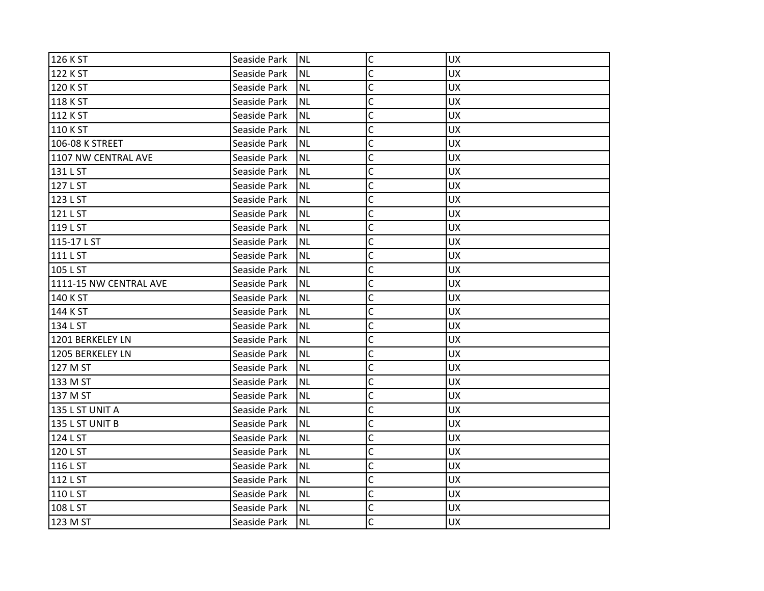| | | | | |
|---|---|---|---|---|
| 126 K ST | Seaside Park | NL | C | UX |
| 122 K ST | Seaside Park | NL | C | UX |
| 120 K ST | Seaside Park | NL | C | UX |
| 118 K ST | Seaside Park | NL | C | UX |
| 112 K ST | Seaside Park | NL | C | UX |
| 110 K ST | Seaside Park | NL | C | UX |
| 106-08 K STREET | Seaside Park | NL | C | UX |
| 1107 NW CENTRAL AVE | Seaside Park | NL | C | UX |
| 131 L ST | Seaside Park | NL | C | UX |
| 127 L ST | Seaside Park | NL | C | UX |
| 123 L ST | Seaside Park | NL | C | UX |
| 121 L ST | Seaside Park | NL | C | UX |
| 119 L ST | Seaside Park | NL | C | UX |
| 115-17 L ST | Seaside Park | NL | C | UX |
| 111 L ST | Seaside Park | NL | C | UX |
| 105 L ST | Seaside Park | NL | C | UX |
| 1111-15 NW CENTRAL AVE | Seaside Park | NL | C | UX |
| 140 K ST | Seaside Park | NL | C | UX |
| 144 K ST | Seaside Park | NL | C | UX |
| 134 L ST | Seaside Park | NL | C | UX |
| 1201 BERKELEY LN | Seaside Park | NL | C | UX |
| 1205 BERKELEY LN | Seaside Park | NL | C | UX |
| 127 M ST | Seaside Park | NL | C | UX |
| 133 M ST | Seaside Park | NL | C | UX |
| 137 M ST | Seaside Park | NL | C | UX |
| 135 L ST UNIT A | Seaside Park | NL | C | UX |
| 135 L ST UNIT B | Seaside Park | NL | C | UX |
| 124 L ST | Seaside Park | NL | C | UX |
| 120 L ST | Seaside Park | NL | C | UX |
| 116 L ST | Seaside Park | NL | C | UX |
| 112 L ST | Seaside Park | NL | C | UX |
| 110 L ST | Seaside Park | NL | C | UX |
| 108 L ST | Seaside Park | NL | C | UX |
| 123 M ST | Seaside Park | NL | C | UX |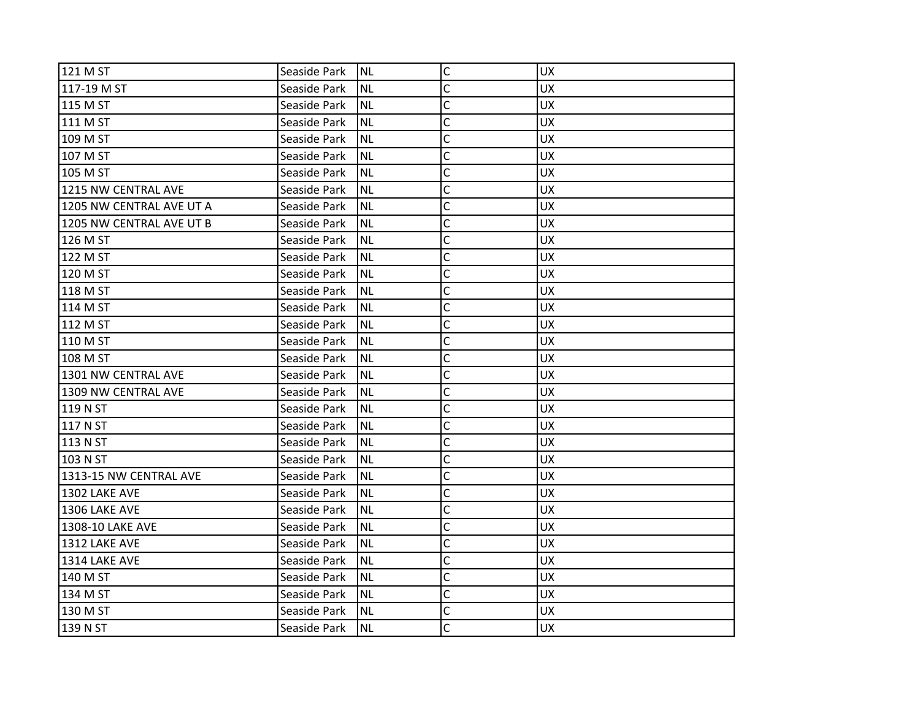| | | | | |
|---|---|---|---|---|
| 121 M ST | Seaside Park | NL | C | UX |
| 117-19 M ST | Seaside Park | NL | C | UX |
| 115 M ST | Seaside Park | NL | C | UX |
| 111 M ST | Seaside Park | NL | C | UX |
| 109 M ST | Seaside Park | NL | C | UX |
| 107 M ST | Seaside Park | NL | C | UX |
| 105 M ST | Seaside Park | NL | C | UX |
| 1215 NW CENTRAL AVE | Seaside Park | NL | C | UX |
| 1205 NW CENTRAL AVE UT A | Seaside Park | NL | C | UX |
| 1205 NW CENTRAL AVE UT B | Seaside Park | NL | C | UX |
| 126 M ST | Seaside Park | NL | C | UX |
| 122 M ST | Seaside Park | NL | C | UX |
| 120 M ST | Seaside Park | NL | C | UX |
| 118 M ST | Seaside Park | NL | C | UX |
| 114 M ST | Seaside Park | NL | C | UX |
| 112 M ST | Seaside Park | NL | C | UX |
| 110 M ST | Seaside Park | NL | C | UX |
| 108 M ST | Seaside Park | NL | C | UX |
| 1301 NW CENTRAL AVE | Seaside Park | NL | C | UX |
| 1309 NW CENTRAL AVE | Seaside Park | NL | C | UX |
| 119 N ST | Seaside Park | NL | C | UX |
| 117 N ST | Seaside Park | NL | C | UX |
| 113 N ST | Seaside Park | NL | C | UX |
| 103 N ST | Seaside Park | NL | C | UX |
| 1313-15 NW CENTRAL AVE | Seaside Park | NL | C | UX |
| 1302 LAKE AVE | Seaside Park | NL | C | UX |
| 1306 LAKE AVE | Seaside Park | NL | C | UX |
| 1308-10 LAKE AVE | Seaside Park | NL | C | UX |
| 1312 LAKE AVE | Seaside Park | NL | C | UX |
| 1314 LAKE AVE | Seaside Park | NL | C | UX |
| 140 M ST | Seaside Park | NL | C | UX |
| 134 M ST | Seaside Park | NL | C | UX |
| 130 M ST | Seaside Park | NL | C | UX |
| 139 N ST | Seaside Park | NL | C | UX |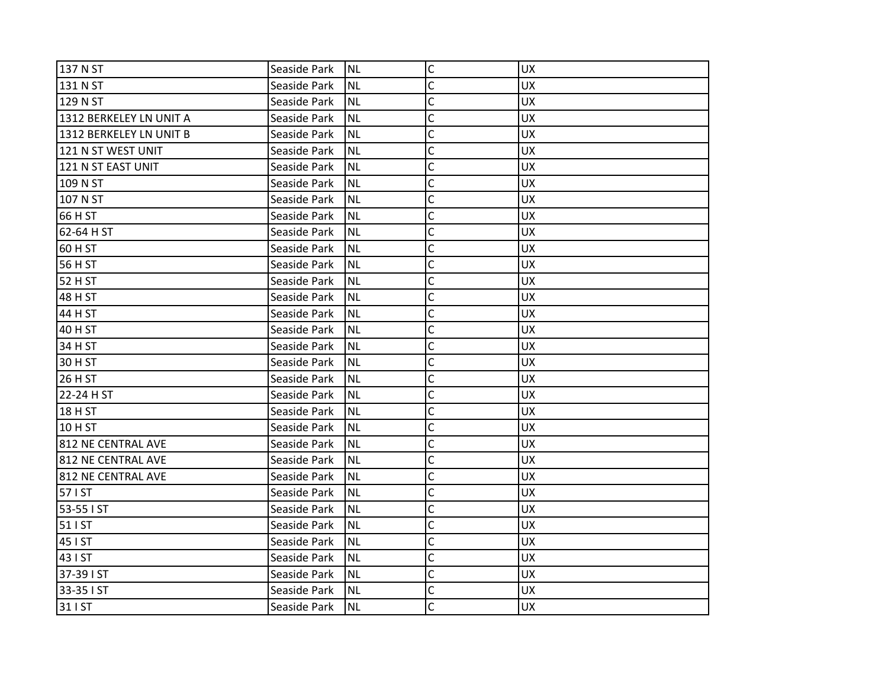| 137 N ST | Seaside Park | NL | C | UX |
|---|---|---|---|---|
| 131 N ST | Seaside Park | NL | C | UX |
| 129 N ST | Seaside Park | NL | C | UX |
| 1312 BERKELEY LN UNIT A | Seaside Park | NL | C | UX |
| 1312 BERKELEY LN UNIT B | Seaside Park | NL | C | UX |
| 121 N ST WEST UNIT | Seaside Park | NL | C | UX |
| 121 N ST EAST UNIT | Seaside Park | NL | C | UX |
| 109 N ST | Seaside Park | NL | C | UX |
| 107 N ST | Seaside Park | NL | C | UX |
| 66 H ST | Seaside Park | NL | C | UX |
| 62-64 H ST | Seaside Park | NL | C | UX |
| 60 H ST | Seaside Park | NL | C | UX |
| 56 H ST | Seaside Park | NL | C | UX |
| 52 H ST | Seaside Park | NL | C | UX |
| 48 H ST | Seaside Park | NL | C | UX |
| 44 H ST | Seaside Park | NL | C | UX |
| 40 H ST | Seaside Park | NL | C | UX |
| 34 H ST | Seaside Park | NL | C | UX |
| 30 H ST | Seaside Park | NL | C | UX |
| 26 H ST | Seaside Park | NL | C | UX |
| 22-24 H ST | Seaside Park | NL | C | UX |
| 18 H ST | Seaside Park | NL | C | UX |
| 10 H ST | Seaside Park | NL | C | UX |
| 812 NE CENTRAL AVE | Seaside Park | NL | C | UX |
| 812 NE CENTRAL AVE | Seaside Park | NL | C | UX |
| 812 NE CENTRAL AVE | Seaside Park | NL | C | UX |
| 57 I ST | Seaside Park | NL | C | UX |
| 53-55 I ST | Seaside Park | NL | C | UX |
| 51 I ST | Seaside Park | NL | C | UX |
| 45 I ST | Seaside Park | NL | C | UX |
| 43 I ST | Seaside Park | NL | C | UX |
| 37-39 I ST | Seaside Park | NL | C | UX |
| 33-35 I ST | Seaside Park | NL | C | UX |
| 31 I ST | Seaside Park | NL | C | UX |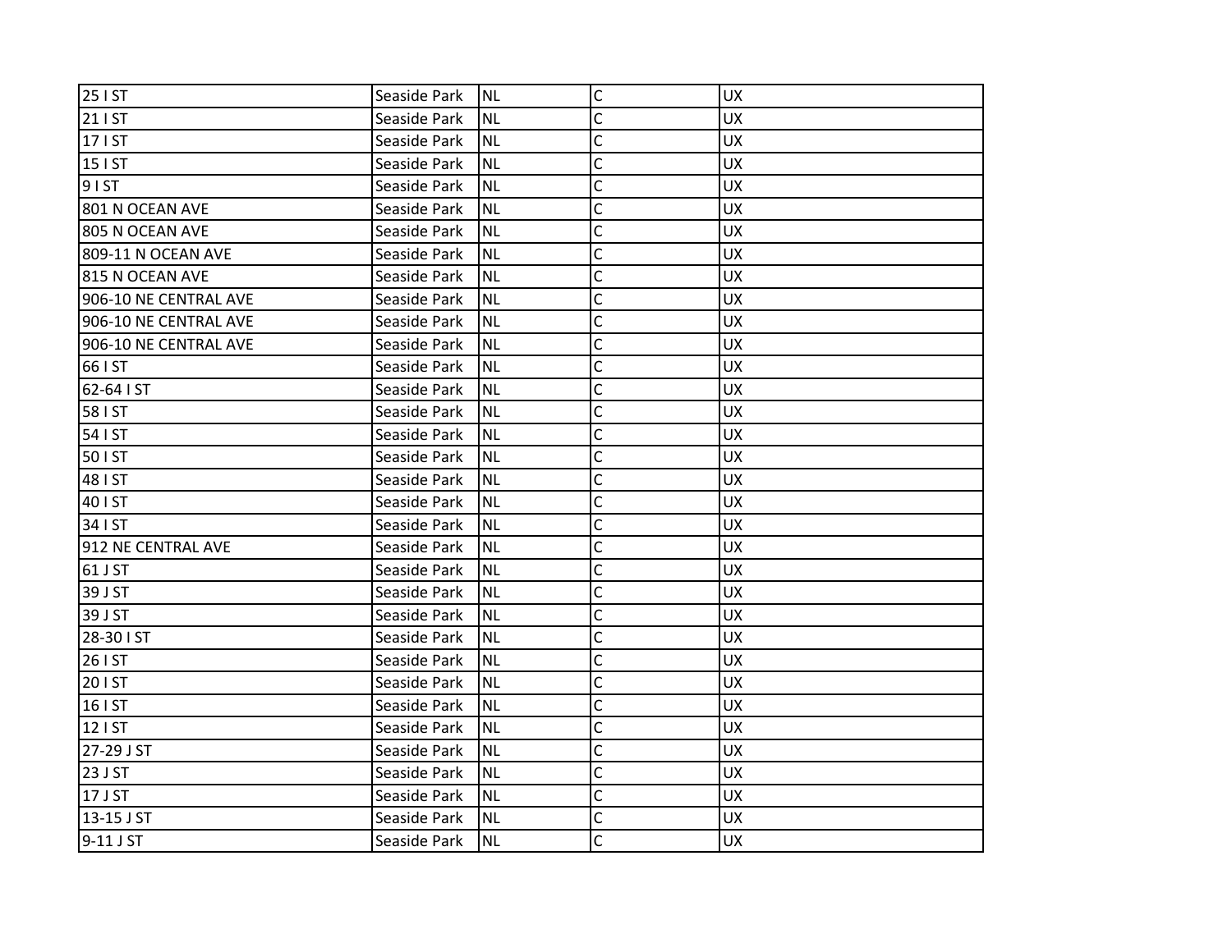| 25 I ST | Seaside Park | NL | C | UX |
|---|---|---|---|---|
| 21 I ST | Seaside Park | NL | C | UX |
| 17 I ST | Seaside Park | NL | C | UX |
| 15 I ST | Seaside Park | NL | C | UX |
| 9 I ST | Seaside Park | NL | C | UX |
| 801 N OCEAN AVE | Seaside Park | NL | C | UX |
| 805 N OCEAN AVE | Seaside Park | NL | C | UX |
| 809-11 N OCEAN AVE | Seaside Park | NL | C | UX |
| 815 N OCEAN AVE | Seaside Park | NL | C | UX |
| 906-10 NE CENTRAL AVE | Seaside Park | NL | C | UX |
| 906-10 NE CENTRAL AVE | Seaside Park | NL | C | UX |
| 906-10 NE CENTRAL AVE | Seaside Park | NL | C | UX |
| 66 I ST | Seaside Park | NL | C | UX |
| 62-64 I ST | Seaside Park | NL | C | UX |
| 58 I ST | Seaside Park | NL | C | UX |
| 54 I ST | Seaside Park | NL | C | UX |
| 50 I ST | Seaside Park | NL | C | UX |
| 48 I ST | Seaside Park | NL | C | UX |
| 40 I ST | Seaside Park | NL | C | UX |
| 34 I ST | Seaside Park | NL | C | UX |
| 912 NE CENTRAL AVE | Seaside Park | NL | C | UX |
| 61 J ST | Seaside Park | NL | C | UX |
| 39 J ST | Seaside Park | NL | C | UX |
| 39 J ST | Seaside Park | NL | C | UX |
| 28-30 I ST | Seaside Park | NL | C | UX |
| 26 I ST | Seaside Park | NL | C | UX |
| 20 I ST | Seaside Park | NL | C | UX |
| 16 I ST | Seaside Park | NL | C | UX |
| 12 I ST | Seaside Park | NL | C | UX |
| 27-29 J ST | Seaside Park | NL | C | UX |
| 23 J ST | Seaside Park | NL | C | UX |
| 17 J ST | Seaside Park | NL | C | UX |
| 13-15 J ST | Seaside Park | NL | C | UX |
| 9-11 J ST | Seaside Park | NL | C | UX |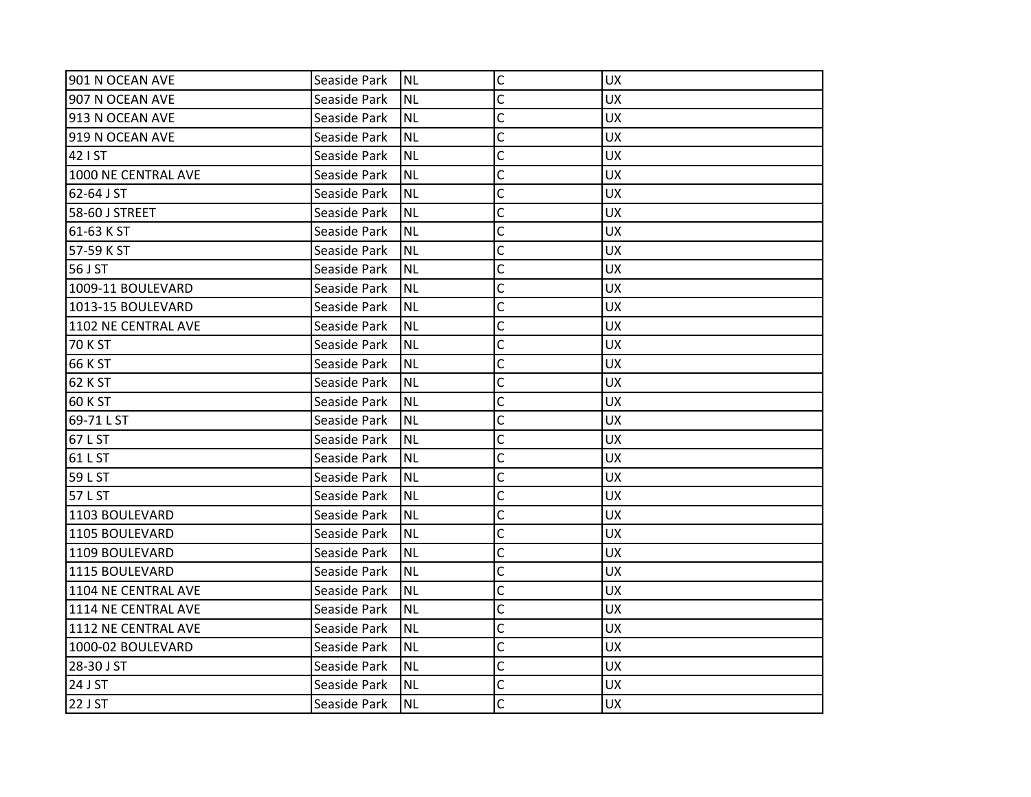| | | | | |
|---|---|---|---|---|
| 901 N OCEAN AVE | Seaside Park | NL | C | UX |
| 907 N OCEAN AVE | Seaside Park | NL | C | UX |
| 913 N OCEAN AVE | Seaside Park | NL | C | UX |
| 919 N OCEAN AVE | Seaside Park | NL | C | UX |
| 42 I ST | Seaside Park | NL | C | UX |
| 1000 NE CENTRAL AVE | Seaside Park | NL | C | UX |
| 62-64 J ST | Seaside Park | NL | C | UX |
| 58-60 J STREET | Seaside Park | NL | C | UX |
| 61-63 K ST | Seaside Park | NL | C | UX |
| 57-59 K ST | Seaside Park | NL | C | UX |
| 56 J ST | Seaside Park | NL | C | UX |
| 1009-11 BOULEVARD | Seaside Park | NL | C | UX |
| 1013-15 BOULEVARD | Seaside Park | NL | C | UX |
| 1102 NE CENTRAL AVE | Seaside Park | NL | C | UX |
| 70 K ST | Seaside Park | NL | C | UX |
| 66 K ST | Seaside Park | NL | C | UX |
| 62 K ST | Seaside Park | NL | C | UX |
| 60 K ST | Seaside Park | NL | C | UX |
| 69-71 L ST | Seaside Park | NL | C | UX |
| 67 L ST | Seaside Park | NL | C | UX |
| 61 L ST | Seaside Park | NL | C | UX |
| 59 L ST | Seaside Park | NL | C | UX |
| 57 L ST | Seaside Park | NL | C | UX |
| 1103 BOULEVARD | Seaside Park | NL | C | UX |
| 1105 BOULEVARD | Seaside Park | NL | C | UX |
| 1109 BOULEVARD | Seaside Park | NL | C | UX |
| 1115 BOULEVARD | Seaside Park | NL | C | UX |
| 1104 NE CENTRAL AVE | Seaside Park | NL | C | UX |
| 1114 NE CENTRAL AVE | Seaside Park | NL | C | UX |
| 1112 NE CENTRAL AVE | Seaside Park | NL | C | UX |
| 1000-02 BOULEVARD | Seaside Park | NL | C | UX |
| 28-30 J ST | Seaside Park | NL | C | UX |
| 24 J ST | Seaside Park | NL | C | UX |
| 22 J ST | Seaside Park | NL | C | UX |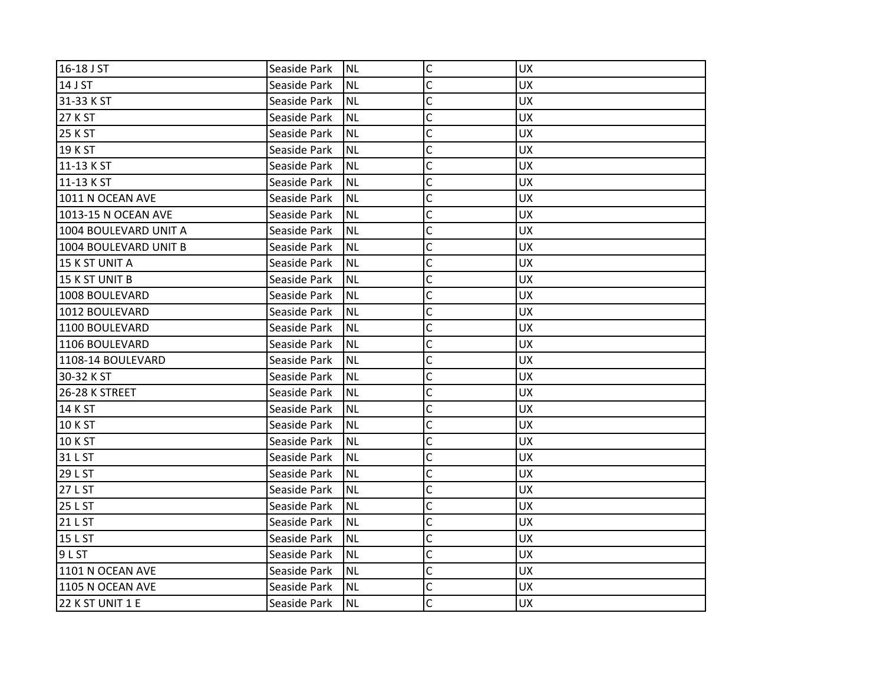| 16-18 J ST | Seaside Park | NL | C | UX |
|---|---|---|---|---|
| 14 J ST | Seaside Park | NL | C | UX |
| 31-33 K ST | Seaside Park | NL | C | UX |
| 27 K ST | Seaside Park | NL | C | UX |
| 25 K ST | Seaside Park | NL | C | UX |
| 19 K ST | Seaside Park | NL | C | UX |
| 11-13 K ST | Seaside Park | NL | C | UX |
| 11-13 K ST | Seaside Park | NL | C | UX |
| 1011 N OCEAN AVE | Seaside Park | NL | C | UX |
| 1013-15 N OCEAN AVE | Seaside Park | NL | C | UX |
| 1004 BOULEVARD UNIT A | Seaside Park | NL | C | UX |
| 1004 BOULEVARD UNIT B | Seaside Park | NL | C | UX |
| 15 K ST UNIT A | Seaside Park | NL | C | UX |
| 15 K ST UNIT B | Seaside Park | NL | C | UX |
| 1008 BOULEVARD | Seaside Park | NL | C | UX |
| 1012 BOULEVARD | Seaside Park | NL | C | UX |
| 1100 BOULEVARD | Seaside Park | NL | C | UX |
| 1106 BOULEVARD | Seaside Park | NL | C | UX |
| 1108-14 BOULEVARD | Seaside Park | NL | C | UX |
| 30-32 K ST | Seaside Park | NL | C | UX |
| 26-28 K STREET | Seaside Park | NL | C | UX |
| 14 K ST | Seaside Park | NL | C | UX |
| 10 K ST | Seaside Park | NL | C | UX |
| 10 K ST | Seaside Park | NL | C | UX |
| 31 L ST | Seaside Park | NL | C | UX |
| 29 L ST | Seaside Park | NL | C | UX |
| 27 L ST | Seaside Park | NL | C | UX |
| 25 L ST | Seaside Park | NL | C | UX |
| 21 L ST | Seaside Park | NL | C | UX |
| 15 L ST | Seaside Park | NL | C | UX |
| 9 L ST | Seaside Park | NL | C | UX |
| 1101 N OCEAN AVE | Seaside Park | NL | C | UX |
| 1105 N OCEAN AVE | Seaside Park | NL | C | UX |
| 22 K ST UNIT 1 E | Seaside Park | NL | C | UX |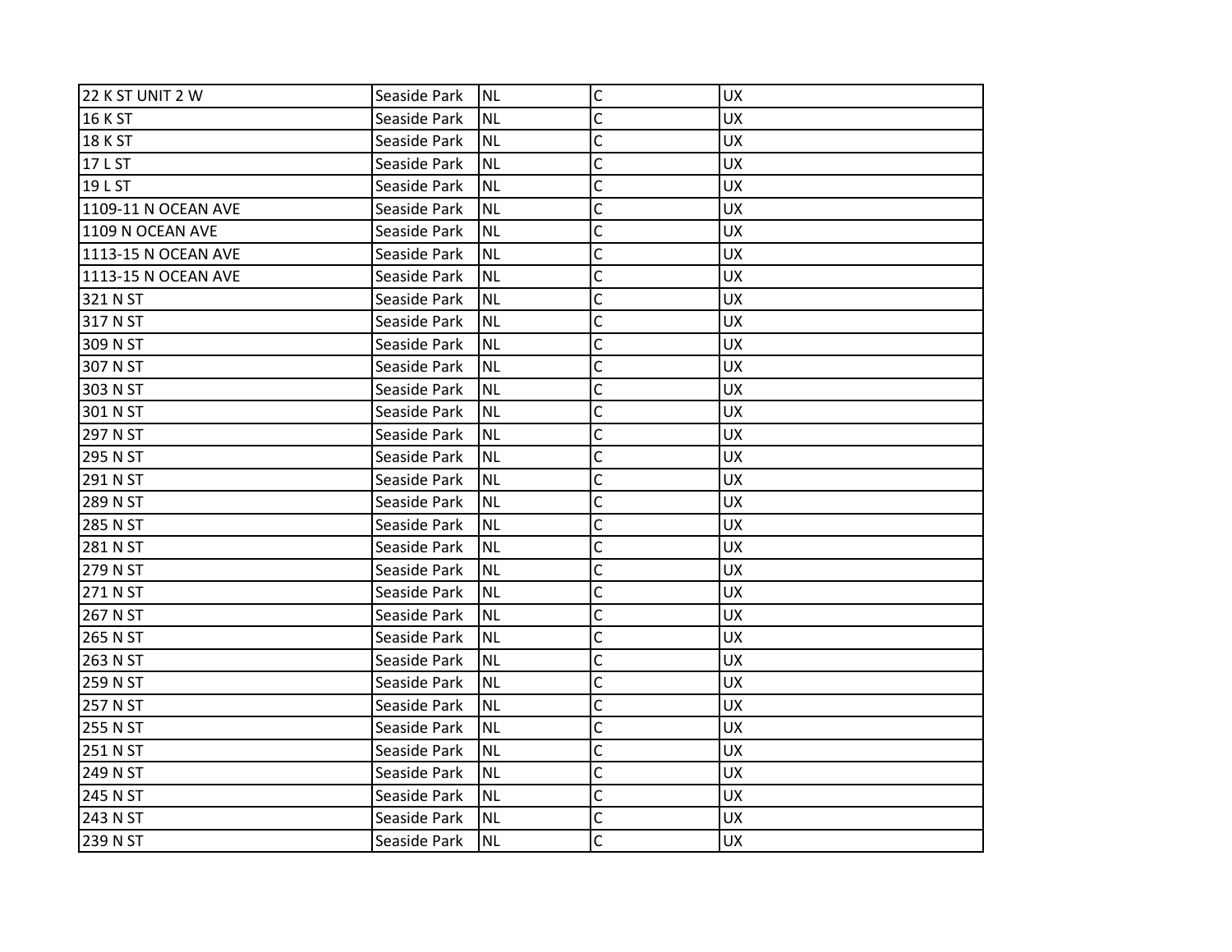| 22 K ST UNIT 2 W | Seaside Park | NL | C | UX |
|---|---|---|---|---|
| 16 K ST | Seaside Park | NL | C | UX |
| 18 K ST | Seaside Park | NL | C | UX |
| 17 L ST | Seaside Park | NL | C | UX |
| 19 L ST | Seaside Park | NL | C | UX |
| 1109-11 N OCEAN AVE | Seaside Park | NL | C | UX |
| 1109 N OCEAN AVE | Seaside Park | NL | C | UX |
| 1113-15 N OCEAN AVE | Seaside Park | NL | C | UX |
| 1113-15 N OCEAN AVE | Seaside Park | NL | C | UX |
| 321 N ST | Seaside Park | NL | C | UX |
| 317 N ST | Seaside Park | NL | C | UX |
| 309 N ST | Seaside Park | NL | C | UX |
| 307 N ST | Seaside Park | NL | C | UX |
| 303 N ST | Seaside Park | NL | C | UX |
| 301 N ST | Seaside Park | NL | C | UX |
| 297 N ST | Seaside Park | NL | C | UX |
| 295 N ST | Seaside Park | NL | C | UX |
| 291 N ST | Seaside Park | NL | C | UX |
| 289 N ST | Seaside Park | NL | C | UX |
| 285 N ST | Seaside Park | NL | C | UX |
| 281 N ST | Seaside Park | NL | C | UX |
| 279 N ST | Seaside Park | NL | C | UX |
| 271 N ST | Seaside Park | NL | C | UX |
| 267 N ST | Seaside Park | NL | C | UX |
| 265 N ST | Seaside Park | NL | C | UX |
| 263 N ST | Seaside Park | NL | C | UX |
| 259 N ST | Seaside Park | NL | C | UX |
| 257 N ST | Seaside Park | NL | C | UX |
| 255 N ST | Seaside Park | NL | C | UX |
| 251 N ST | Seaside Park | NL | C | UX |
| 249 N ST | Seaside Park | NL | C | UX |
| 245 N ST | Seaside Park | NL | C | UX |
| 243 N ST | Seaside Park | NL | C | UX |
| 239 N ST | Seaside Park | NL | C | UX |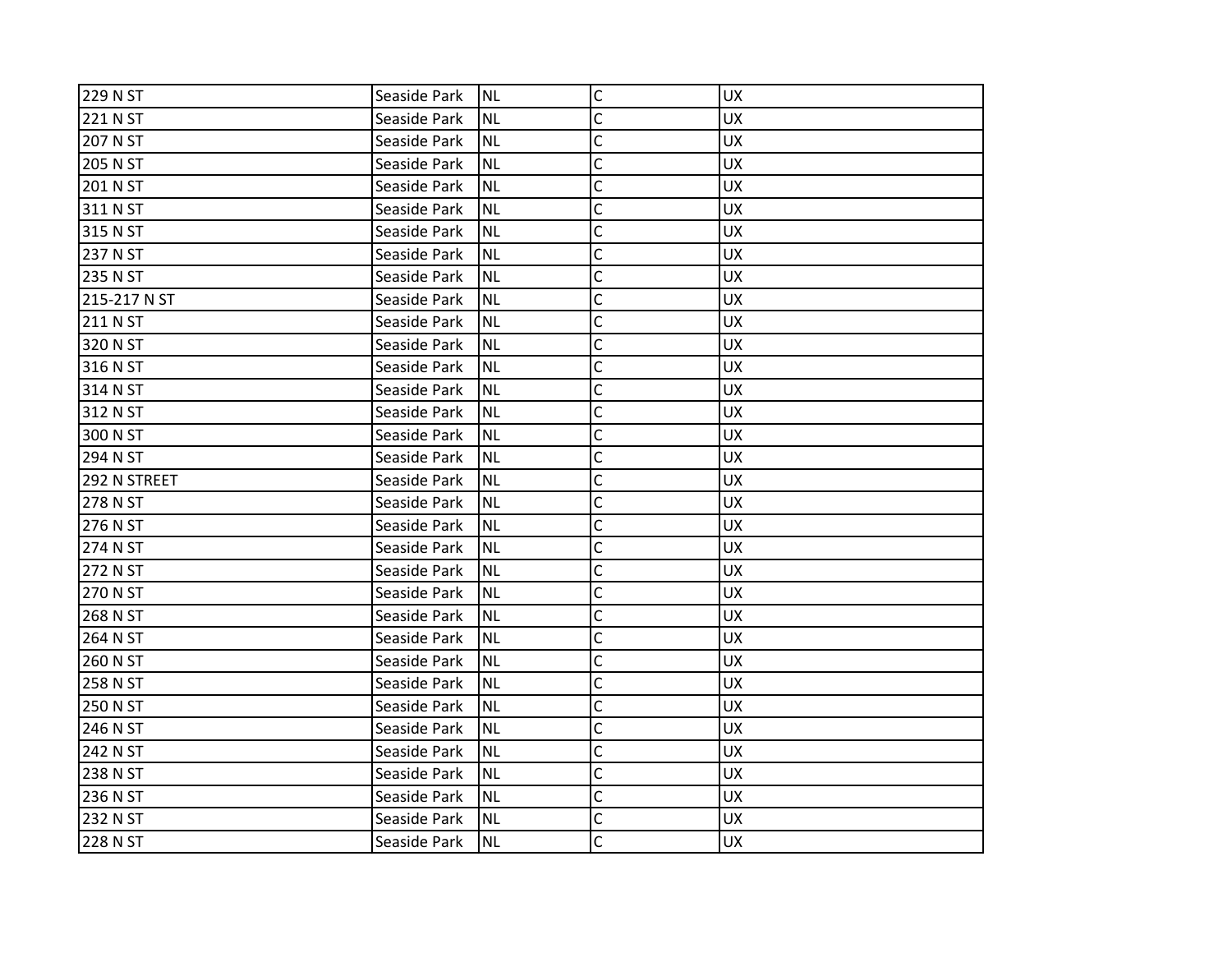| 229 N ST | Seaside Park | NL | C | UX |
|---|---|---|---|---|
| 221 N ST | Seaside Park | NL | C | UX |
| 207 N ST | Seaside Park | NL | C | UX |
| 205 N ST | Seaside Park | NL | C | UX |
| 201 N ST | Seaside Park | NL | C | UX |
| 311 N ST | Seaside Park | NL | C | UX |
| 315 N ST | Seaside Park | NL | C | UX |
| 237 N ST | Seaside Park | NL | C | UX |
| 235 N ST | Seaside Park | NL | C | UX |
| 215-217 N ST | Seaside Park | NL | C | UX |
| 211 N ST | Seaside Park | NL | C | UX |
| 320 N ST | Seaside Park | NL | C | UX |
| 316 N ST | Seaside Park | NL | C | UX |
| 314 N ST | Seaside Park | NL | C | UX |
| 312 N ST | Seaside Park | NL | C | UX |
| 300 N ST | Seaside Park | NL | C | UX |
| 294 N ST | Seaside Park | NL | C | UX |
| 292 N STREET | Seaside Park | NL | C | UX |
| 278 N ST | Seaside Park | NL | C | UX |
| 276 N ST | Seaside Park | NL | C | UX |
| 274 N ST | Seaside Park | NL | C | UX |
| 272 N ST | Seaside Park | NL | C | UX |
| 270 N ST | Seaside Park | NL | C | UX |
| 268 N ST | Seaside Park | NL | C | UX |
| 264 N ST | Seaside Park | NL | C | UX |
| 260 N ST | Seaside Park | NL | C | UX |
| 258 N ST | Seaside Park | NL | C | UX |
| 250 N ST | Seaside Park | NL | C | UX |
| 246 N ST | Seaside Park | NL | C | UX |
| 242 N ST | Seaside Park | NL | C | UX |
| 238 N ST | Seaside Park | NL | C | UX |
| 236 N ST | Seaside Park | NL | C | UX |
| 232 N ST | Seaside Park | NL | C | UX |
| 228 N ST | Seaside Park | NL | C | UX |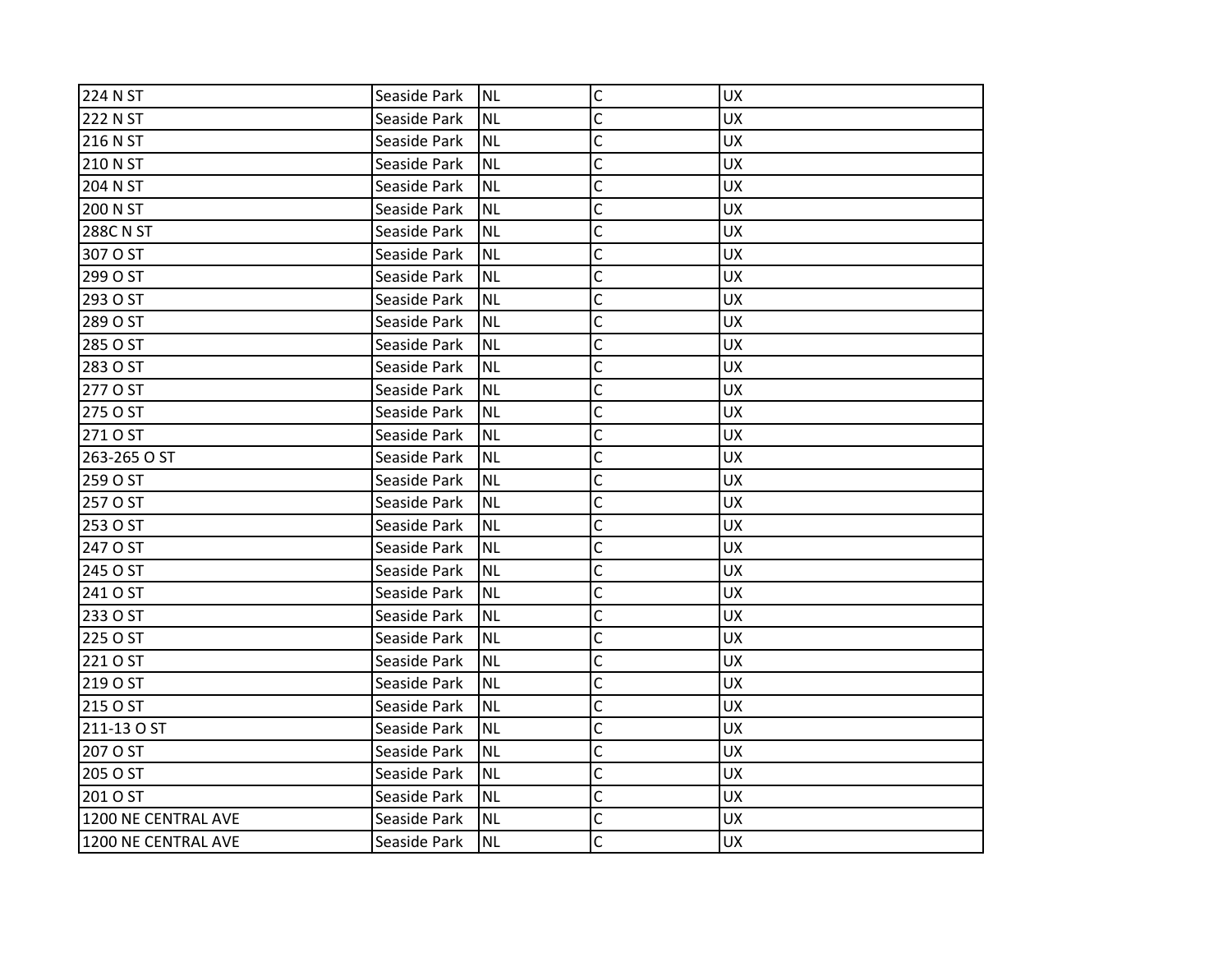| 224 N ST | Seaside Park | NL | C | UX |
|---|---|---|---|---|
| 222 N ST | Seaside Park | NL | C | UX |
| 216 N ST | Seaside Park | NL | C | UX |
| 210 N ST | Seaside Park | NL | C | UX |
| 204 N ST | Seaside Park | NL | C | UX |
| 200 N ST | Seaside Park | NL | C | UX |
| 288C N ST | Seaside Park | NL | C | UX |
| 307 O ST | Seaside Park | NL | C | UX |
| 299 O ST | Seaside Park | NL | C | UX |
| 293 O ST | Seaside Park | NL | C | UX |
| 289 O ST | Seaside Park | NL | C | UX |
| 285 O ST | Seaside Park | NL | C | UX |
| 283 O ST | Seaside Park | NL | C | UX |
| 277 O ST | Seaside Park | NL | C | UX |
| 275 O ST | Seaside Park | NL | C | UX |
| 271 O ST | Seaside Park | NL | C | UX |
| 263-265 O ST | Seaside Park | NL | C | UX |
| 259 O ST | Seaside Park | NL | C | UX |
| 257 O ST | Seaside Park | NL | C | UX |
| 253 O ST | Seaside Park | NL | C | UX |
| 247 O ST | Seaside Park | NL | C | UX |
| 245 O ST | Seaside Park | NL | C | UX |
| 241 O ST | Seaside Park | NL | C | UX |
| 233 O ST | Seaside Park | NL | C | UX |
| 225 O ST | Seaside Park | NL | C | UX |
| 221 O ST | Seaside Park | NL | C | UX |
| 219 O ST | Seaside Park | NL | C | UX |
| 215 O ST | Seaside Park | NL | C | UX |
| 211-13 O ST | Seaside Park | NL | C | UX |
| 207 O ST | Seaside Park | NL | C | UX |
| 205 O ST | Seaside Park | NL | C | UX |
| 201 O ST | Seaside Park | NL | C | UX |
| 1200 NE CENTRAL AVE | Seaside Park | NL | C | UX |
| 1200 NE CENTRAL AVE | Seaside Park | NL | C | UX |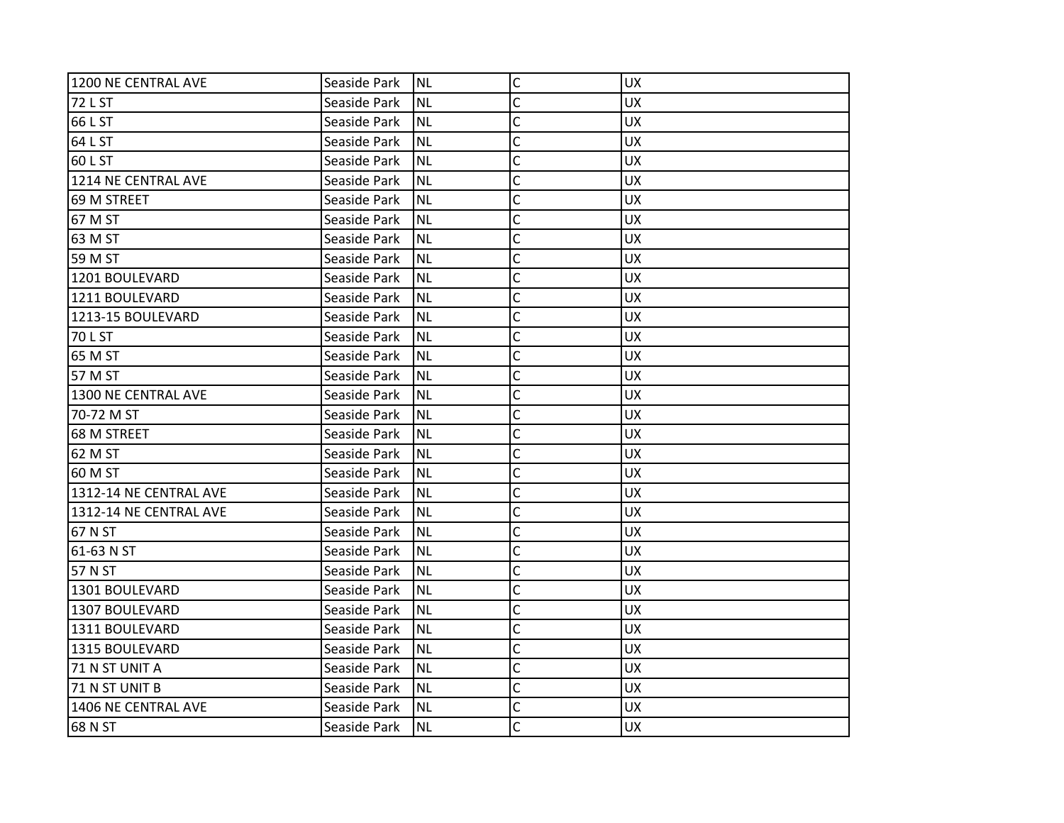| 1200 NE CENTRAL AVE | Seaside Park | NL | C | UX |
|---|---|---|---|---|
| 72 L ST | Seaside Park | NL | C | UX |
| 66 L ST | Seaside Park | NL | C | UX |
| 64 L ST | Seaside Park | NL | C | UX |
| 60 L ST | Seaside Park | NL | C | UX |
| 1214 NE CENTRAL AVE | Seaside Park | NL | C | UX |
| 69 M STREET | Seaside Park | NL | C | UX |
| 67 M ST | Seaside Park | NL | C | UX |
| 63 M ST | Seaside Park | NL | C | UX |
| 59 M ST | Seaside Park | NL | C | UX |
| 1201 BOULEVARD | Seaside Park | NL | C | UX |
| 1211 BOULEVARD | Seaside Park | NL | C | UX |
| 1213-15 BOULEVARD | Seaside Park | NL | C | UX |
| 70 L ST | Seaside Park | NL | C | UX |
| 65 M ST | Seaside Park | NL | C | UX |
| 57 M ST | Seaside Park | NL | C | UX |
| 1300 NE CENTRAL AVE | Seaside Park | NL | C | UX |
| 70-72 M ST | Seaside Park | NL | C | UX |
| 68 M STREET | Seaside Park | NL | C | UX |
| 62 M ST | Seaside Park | NL | C | UX |
| 60 M ST | Seaside Park | NL | C | UX |
| 1312-14 NE CENTRAL AVE | Seaside Park | NL | C | UX |
| 1312-14 NE CENTRAL AVE | Seaside Park | NL | C | UX |
| 67 N ST | Seaside Park | NL | C | UX |
| 61-63 N ST | Seaside Park | NL | C | UX |
| 57 N ST | Seaside Park | NL | C | UX |
| 1301 BOULEVARD | Seaside Park | NL | C | UX |
| 1307 BOULEVARD | Seaside Park | NL | C | UX |
| 1311 BOULEVARD | Seaside Park | NL | C | UX |
| 1315 BOULEVARD | Seaside Park | NL | C | UX |
| 71 N ST UNIT A | Seaside Park | NL | C | UX |
| 71 N ST UNIT B | Seaside Park | NL | C | UX |
| 1406 NE CENTRAL AVE | Seaside Park | NL | C | UX |
| 68 N ST | Seaside Park | NL | C | UX |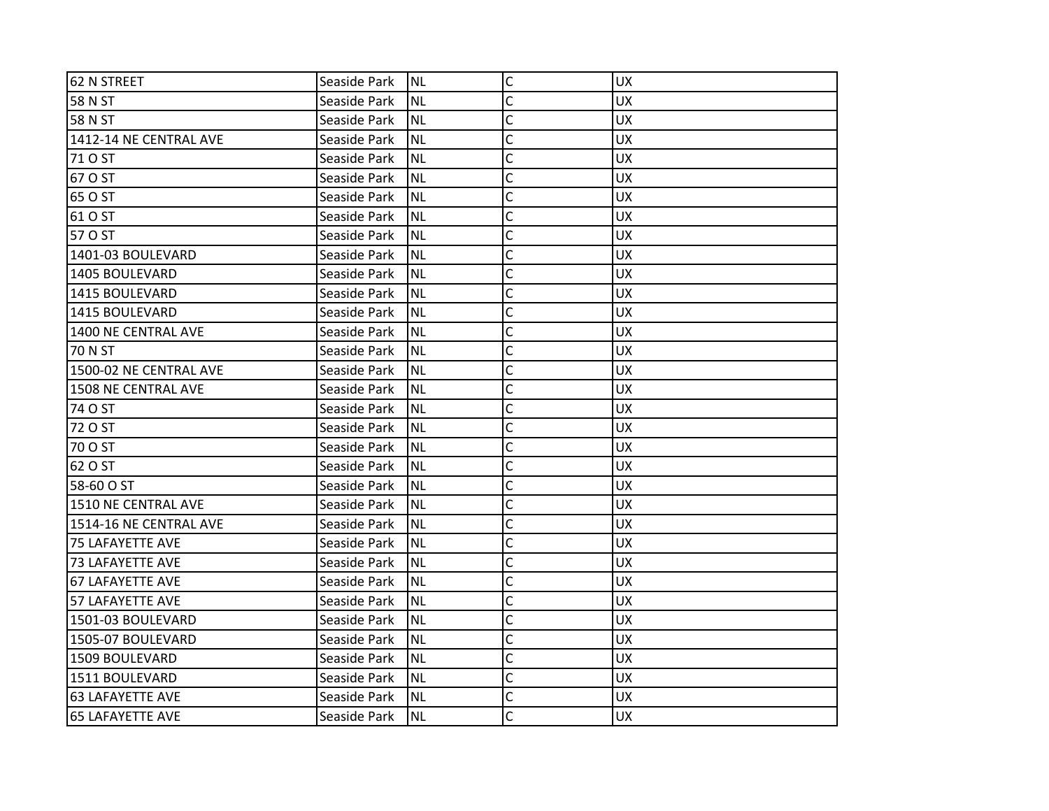| 62 N STREET | Seaside Park | NL | C | UX |
|---|---|---|---|---|
| 58 N ST | Seaside Park | NL | C | UX |
| 58 N ST | Seaside Park | NL | C | UX |
| 1412-14 NE CENTRAL AVE | Seaside Park | NL | C | UX |
| 71 O ST | Seaside Park | NL | C | UX |
| 67 O ST | Seaside Park | NL | C | UX |
| 65 O ST | Seaside Park | NL | C | UX |
| 61 O ST | Seaside Park | NL | C | UX |
| 57 O ST | Seaside Park | NL | C | UX |
| 1401-03 BOULEVARD | Seaside Park | NL | C | UX |
| 1405 BOULEVARD | Seaside Park | NL | C | UX |
| 1415 BOULEVARD | Seaside Park | NL | C | UX |
| 1415 BOULEVARD | Seaside Park | NL | C | UX |
| 1400 NE CENTRAL AVE | Seaside Park | NL | C | UX |
| 70 N ST | Seaside Park | NL | C | UX |
| 1500-02 NE CENTRAL AVE | Seaside Park | NL | C | UX |
| 1508 NE CENTRAL AVE | Seaside Park | NL | C | UX |
| 74 O ST | Seaside Park | NL | C | UX |
| 72 O ST | Seaside Park | NL | C | UX |
| 70 O ST | Seaside Park | NL | C | UX |
| 62 O ST | Seaside Park | NL | C | UX |
| 58-60 O ST | Seaside Park | NL | C | UX |
| 1510 NE CENTRAL AVE | Seaside Park | NL | C | UX |
| 1514-16 NE CENTRAL AVE | Seaside Park | NL | C | UX |
| 75 LAFAYETTE AVE | Seaside Park | NL | C | UX |
| 73 LAFAYETTE AVE | Seaside Park | NL | C | UX |
| 67 LAFAYETTE AVE | Seaside Park | NL | C | UX |
| 57 LAFAYETTE AVE | Seaside Park | NL | C | UX |
| 1501-03 BOULEVARD | Seaside Park | NL | C | UX |
| 1505-07 BOULEVARD | Seaside Park | NL | C | UX |
| 1509 BOULEVARD | Seaside Park | NL | C | UX |
| 1511 BOULEVARD | Seaside Park | NL | C | UX |
| 63 LAFAYETTE AVE | Seaside Park | NL | C | UX |
| 65 LAFAYETTE AVE | Seaside Park | NL | C | UX |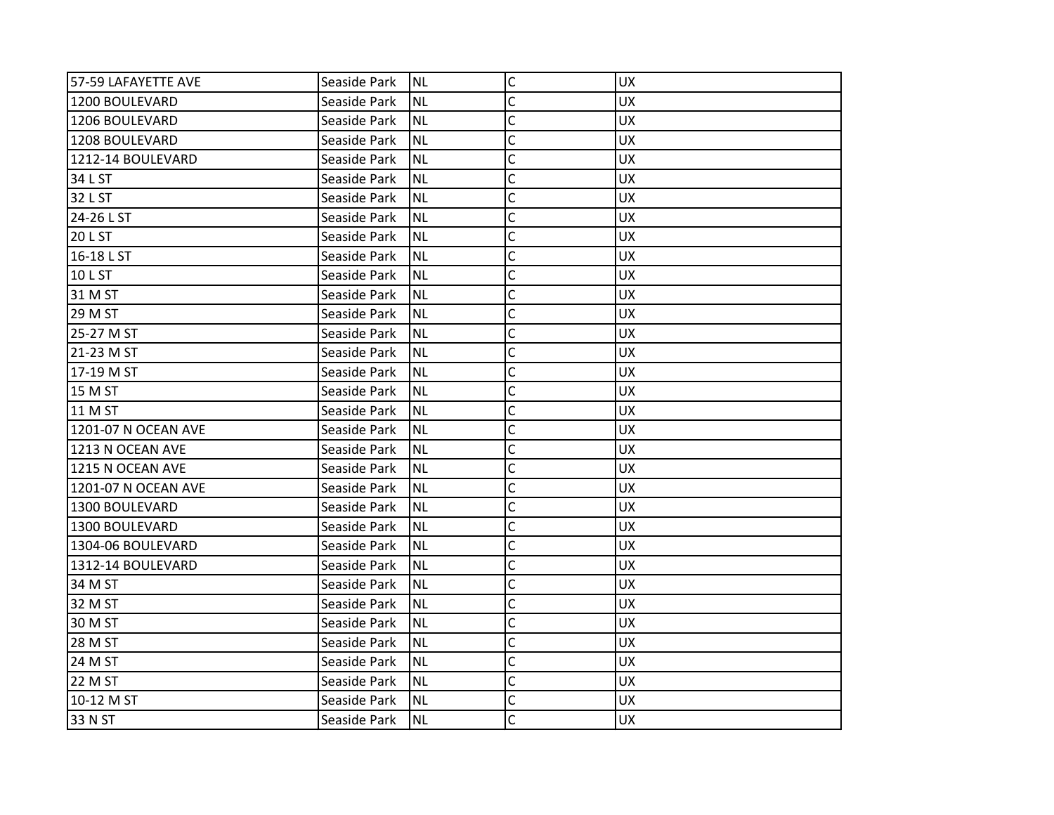| 57-59 LAFAYETTE AVE | Seaside Park | NL | C | UX |
|---|---|---|---|---|
| 1200 BOULEVARD | Seaside Park | NL | C | UX |
| 1206 BOULEVARD | Seaside Park | NL | C | UX |
| 1208 BOULEVARD | Seaside Park | NL | C | UX |
| 1212-14 BOULEVARD | Seaside Park | NL | C | UX |
| 34 L ST | Seaside Park | NL | C | UX |
| 32 L ST | Seaside Park | NL | C | UX |
| 24-26 L ST | Seaside Park | NL | C | UX |
| 20 L ST | Seaside Park | NL | C | UX |
| 16-18 L ST | Seaside Park | NL | C | UX |
| 10 L ST | Seaside Park | NL | C | UX |
| 31 M ST | Seaside Park | NL | C | UX |
| 29 M ST | Seaside Park | NL | C | UX |
| 25-27 M ST | Seaside Park | NL | C | UX |
| 21-23 M ST | Seaside Park | NL | C | UX |
| 17-19 M ST | Seaside Park | NL | C | UX |
| 15 M ST | Seaside Park | NL | C | UX |
| 11 M ST | Seaside Park | NL | C | UX |
| 1201-07 N OCEAN AVE | Seaside Park | NL | C | UX |
| 1213 N OCEAN AVE | Seaside Park | NL | C | UX |
| 1215 N OCEAN AVE | Seaside Park | NL | C | UX |
| 1201-07 N OCEAN AVE | Seaside Park | NL | C | UX |
| 1300 BOULEVARD | Seaside Park | NL | C | UX |
| 1300 BOULEVARD | Seaside Park | NL | C | UX |
| 1304-06 BOULEVARD | Seaside Park | NL | C | UX |
| 1312-14 BOULEVARD | Seaside Park | NL | C | UX |
| 34 M ST | Seaside Park | NL | C | UX |
| 32 M ST | Seaside Park | NL | C | UX |
| 30 M ST | Seaside Park | NL | C | UX |
| 28 M ST | Seaside Park | NL | C | UX |
| 24 M ST | Seaside Park | NL | C | UX |
| 22 M ST | Seaside Park | NL | C | UX |
| 10-12 M ST | Seaside Park | NL | C | UX |
| 33 N ST | Seaside Park | NL | C | UX |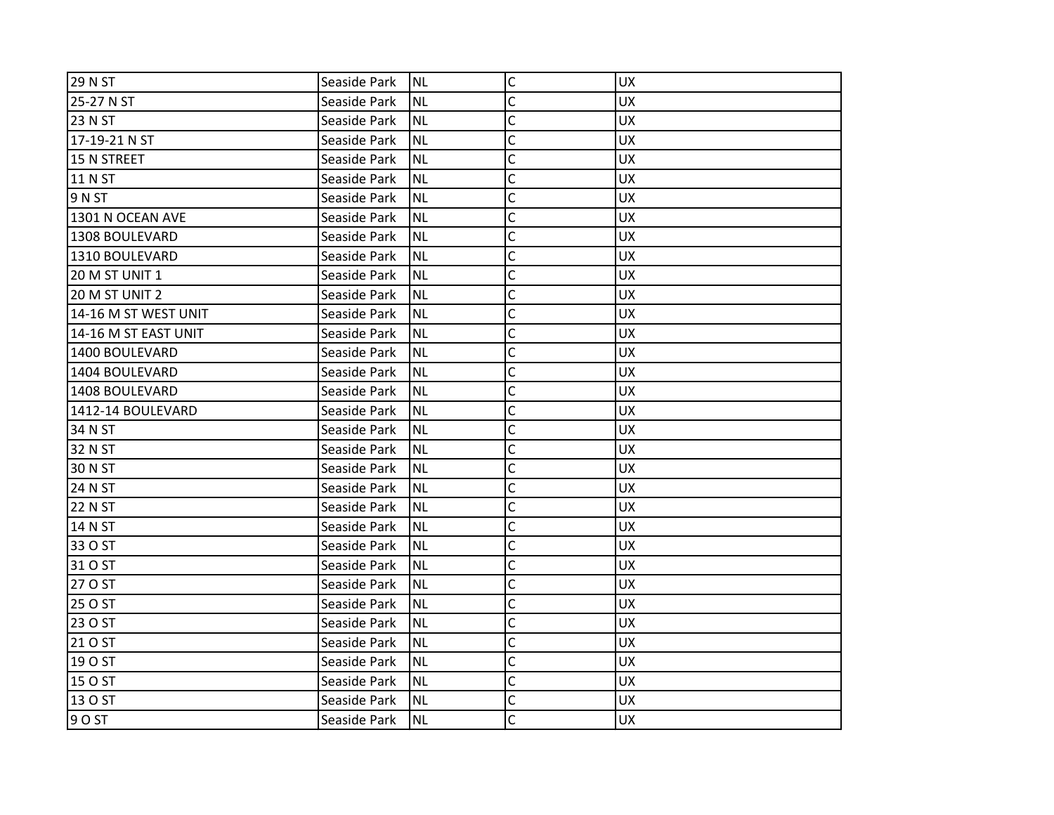| 29 N ST | Seaside Park | NL | C | UX |
|---|---|---|---|---|
| 25-27 N ST | Seaside Park | NL | C | UX |
| 23 N ST | Seaside Park | NL | C | UX |
| 17-19-21 N ST | Seaside Park | NL | C | UX |
| 15 N STREET | Seaside Park | NL | C | UX |
| 11 N ST | Seaside Park | NL | C | UX |
| 9 N ST | Seaside Park | NL | C | UX |
| 1301 N OCEAN AVE | Seaside Park | NL | C | UX |
| 1308 BOULEVARD | Seaside Park | NL | C | UX |
| 1310 BOULEVARD | Seaside Park | NL | C | UX |
| 20 M ST UNIT 1 | Seaside Park | NL | C | UX |
| 20 M ST UNIT 2 | Seaside Park | NL | C | UX |
| 14-16 M ST WEST UNIT | Seaside Park | NL | C | UX |
| 14-16 M ST EAST UNIT | Seaside Park | NL | C | UX |
| 1400 BOULEVARD | Seaside Park | NL | C | UX |
| 1404 BOULEVARD | Seaside Park | NL | C | UX |
| 1408 BOULEVARD | Seaside Park | NL | C | UX |
| 1412-14 BOULEVARD | Seaside Park | NL | C | UX |
| 34 N ST | Seaside Park | NL | C | UX |
| 32 N ST | Seaside Park | NL | C | UX |
| 30 N ST | Seaside Park | NL | C | UX |
| 24 N ST | Seaside Park | NL | C | UX |
| 22 N ST | Seaside Park | NL | C | UX |
| 14 N ST | Seaside Park | NL | C | UX |
| 33 O ST | Seaside Park | NL | C | UX |
| 31 O ST | Seaside Park | NL | C | UX |
| 27 O ST | Seaside Park | NL | C | UX |
| 25 O ST | Seaside Park | NL | C | UX |
| 23 O ST | Seaside Park | NL | C | UX |
| 21 O ST | Seaside Park | NL | C | UX |
| 19 O ST | Seaside Park | NL | C | UX |
| 15 O ST | Seaside Park | NL | C | UX |
| 13 O ST | Seaside Park | NL | C | UX |
| 9 O ST | Seaside Park | NL | C | UX |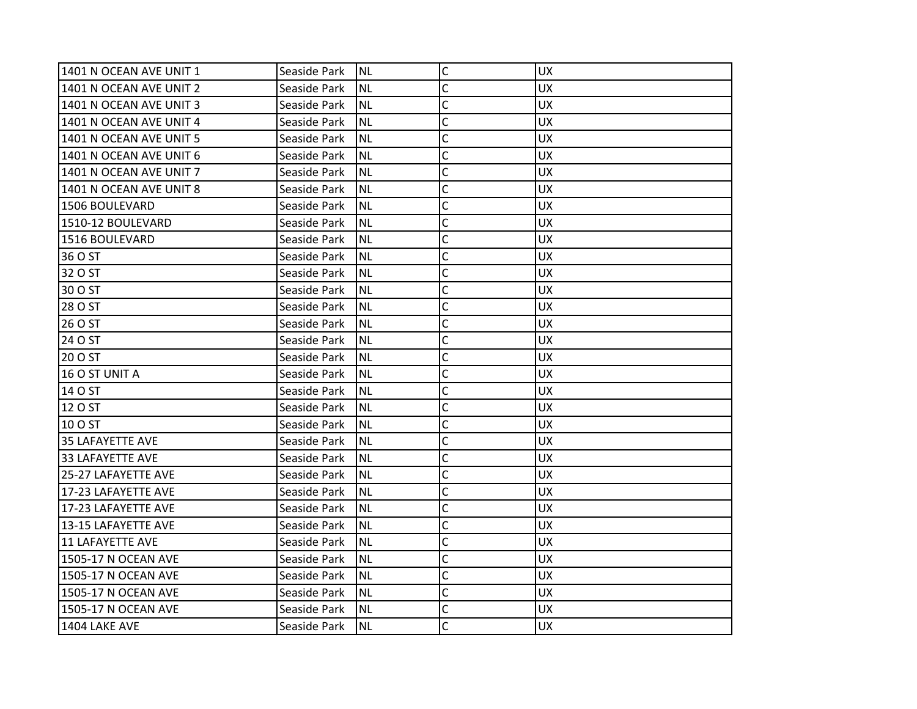| | | | | |
|---|---|---|---|---|
| 1401 N OCEAN AVE UNIT 1 | Seaside Park | NL | C | UX |
| 1401 N OCEAN AVE UNIT 2 | Seaside Park | NL | C | UX |
| 1401 N OCEAN AVE UNIT 3 | Seaside Park | NL | C | UX |
| 1401 N OCEAN AVE UNIT 4 | Seaside Park | NL | C | UX |
| 1401 N OCEAN AVE UNIT 5 | Seaside Park | NL | C | UX |
| 1401 N OCEAN AVE UNIT 6 | Seaside Park | NL | C | UX |
| 1401 N OCEAN AVE UNIT 7 | Seaside Park | NL | C | UX |
| 1401 N OCEAN AVE UNIT 8 | Seaside Park | NL | C | UX |
| 1506 BOULEVARD | Seaside Park | NL | C | UX |
| 1510-12 BOULEVARD | Seaside Park | NL | C | UX |
| 1516 BOULEVARD | Seaside Park | NL | C | UX |
| 36 O ST | Seaside Park | NL | C | UX |
| 32 O ST | Seaside Park | NL | C | UX |
| 30 O ST | Seaside Park | NL | C | UX |
| 28 O ST | Seaside Park | NL | C | UX |
| 26 O ST | Seaside Park | NL | C | UX |
| 24 O ST | Seaside Park | NL | C | UX |
| 20 O ST | Seaside Park | NL | C | UX |
| 16 O ST UNIT A | Seaside Park | NL | C | UX |
| 14 O ST | Seaside Park | NL | C | UX |
| 12 O ST | Seaside Park | NL | C | UX |
| 10 O ST | Seaside Park | NL | C | UX |
| 35 LAFAYETTE AVE | Seaside Park | NL | C | UX |
| 33 LAFAYETTE AVE | Seaside Park | NL | C | UX |
| 25-27 LAFAYETTE AVE | Seaside Park | NL | C | UX |
| 17-23 LAFAYETTE AVE | Seaside Park | NL | C | UX |
| 17-23 LAFAYETTE AVE | Seaside Park | NL | C | UX |
| 13-15 LAFAYETTE AVE | Seaside Park | NL | C | UX |
| 11 LAFAYETTE AVE | Seaside Park | NL | C | UX |
| 1505-17 N OCEAN AVE | Seaside Park | NL | C | UX |
| 1505-17 N OCEAN AVE | Seaside Park | NL | C | UX |
| 1505-17 N OCEAN AVE | Seaside Park | NL | C | UX |
| 1505-17 N OCEAN AVE | Seaside Park | NL | C | UX |
| 1404 LAKE AVE | Seaside Park | NL | C | UX |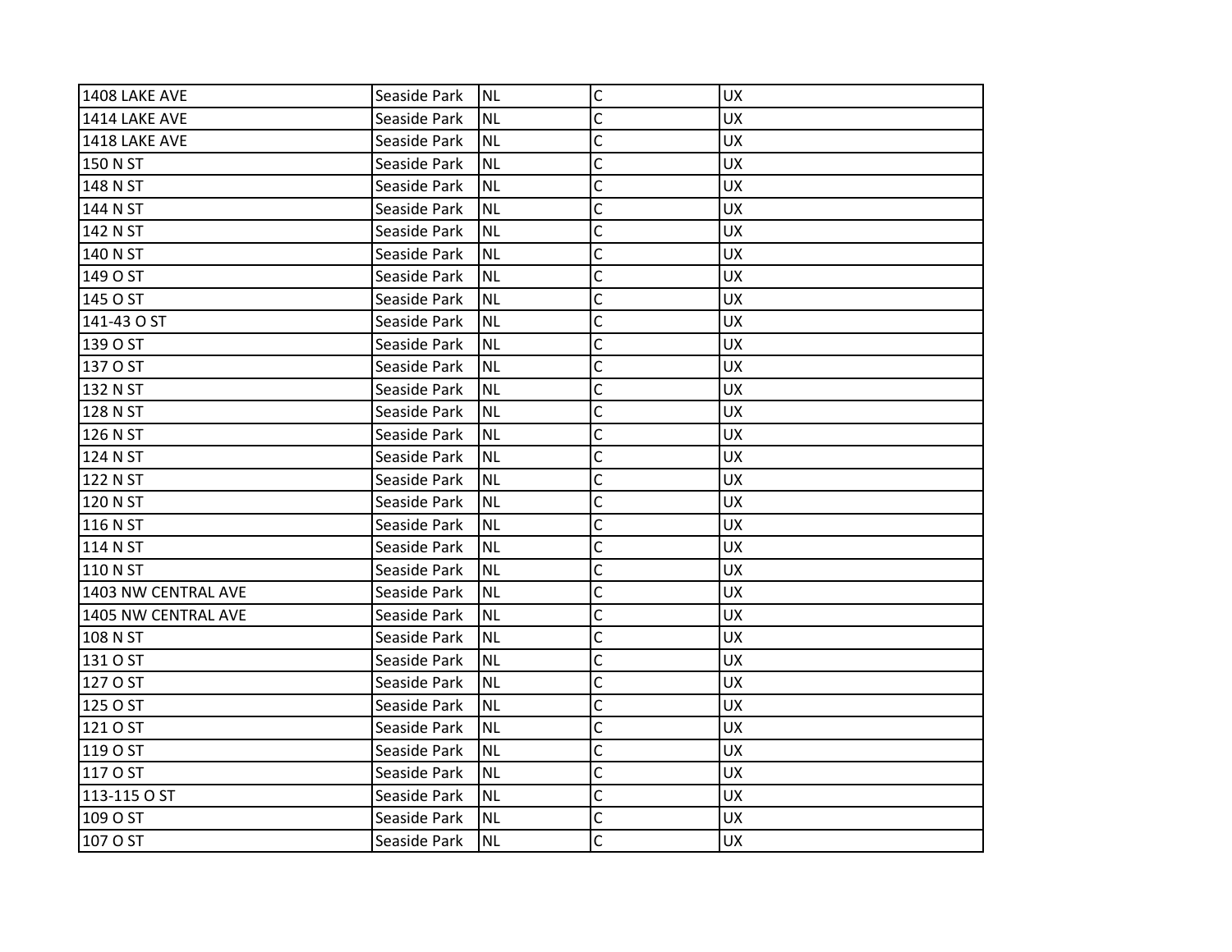| 1408 LAKE AVE | Seaside Park | NL | C | UX |
|---|---|---|---|---|
| 1414 LAKE AVE | Seaside Park | NL | C | UX |
| 1418 LAKE AVE | Seaside Park | NL | C | UX |
| 150 N ST | Seaside Park | NL | C | UX |
| 148 N ST | Seaside Park | NL | C | UX |
| 144 N ST | Seaside Park | NL | C | UX |
| 142 N ST | Seaside Park | NL | C | UX |
| 140 N ST | Seaside Park | NL | C | UX |
| 149 O ST | Seaside Park | NL | C | UX |
| 145 O ST | Seaside Park | NL | C | UX |
| 141-43 O ST | Seaside Park | NL | C | UX |
| 139 O ST | Seaside Park | NL | C | UX |
| 137 O ST | Seaside Park | NL | C | UX |
| 132 N ST | Seaside Park | NL | C | UX |
| 128 N ST | Seaside Park | NL | C | UX |
| 126 N ST | Seaside Park | NL | C | UX |
| 124 N ST | Seaside Park | NL | C | UX |
| 122 N ST | Seaside Park | NL | C | UX |
| 120 N ST | Seaside Park | NL | C | UX |
| 116 N ST | Seaside Park | NL | C | UX |
| 114 N ST | Seaside Park | NL | C | UX |
| 110 N ST | Seaside Park | NL | C | UX |
| 1403 NW CENTRAL AVE | Seaside Park | NL | C | UX |
| 1405 NW CENTRAL AVE | Seaside Park | NL | C | UX |
| 108 N ST | Seaside Park | NL | C | UX |
| 131 O ST | Seaside Park | NL | C | UX |
| 127 O ST | Seaside Park | NL | C | UX |
| 125 O ST | Seaside Park | NL | C | UX |
| 121 O ST | Seaside Park | NL | C | UX |
| 119 O ST | Seaside Park | NL | C | UX |
| 117 O ST | Seaside Park | NL | C | UX |
| 113-115 O ST | Seaside Park | NL | C | UX |
| 109 O ST | Seaside Park | NL | C | UX |
| 107 O ST | Seaside Park | NL | C | UX |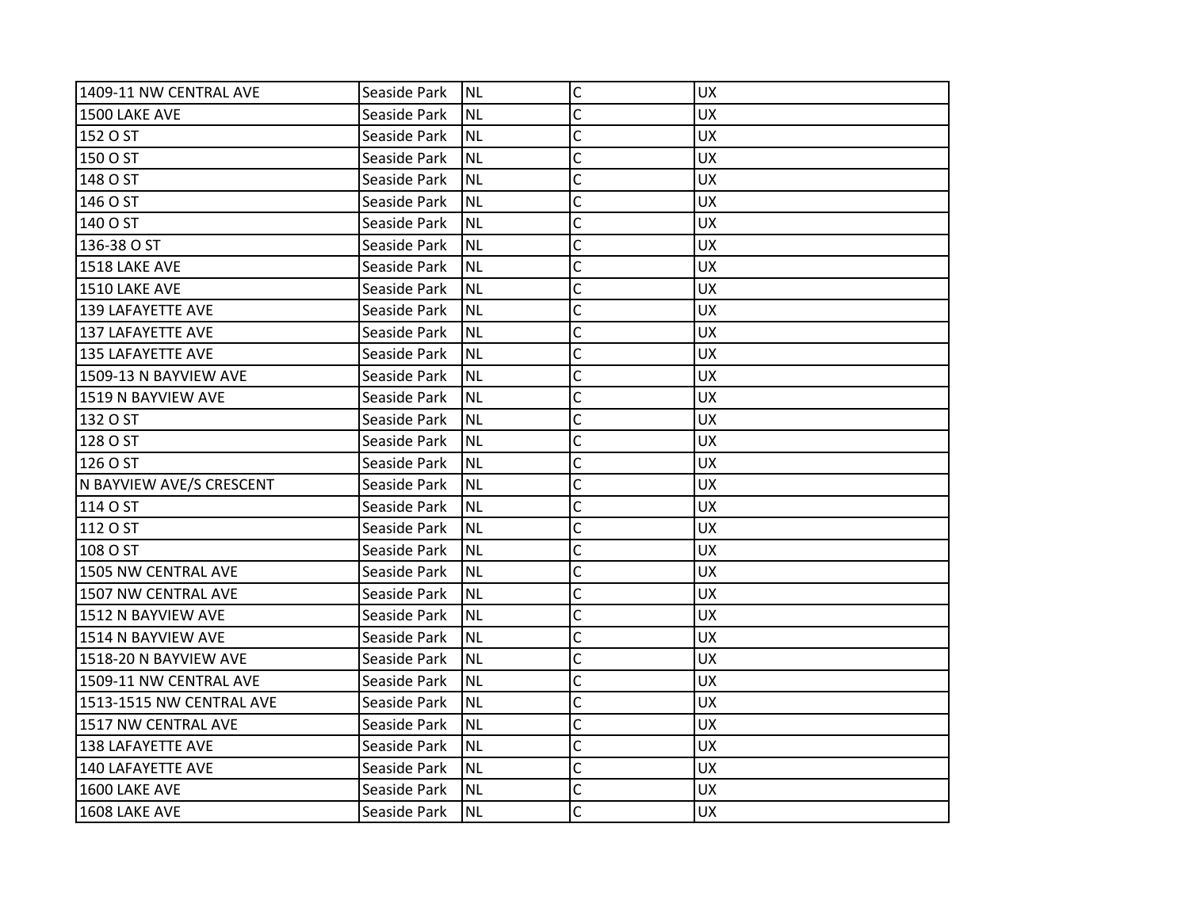| 1409-11 NW CENTRAL AVE | Seaside Park | NL | C | UX |
|---|---|---|---|---|
| 1500 LAKE AVE | Seaside Park | NL | C | UX |
| 152 O ST | Seaside Park | NL | C | UX |
| 150 O ST | Seaside Park | NL | C | UX |
| 148 O ST | Seaside Park | NL | C | UX |
| 146 O ST | Seaside Park | NL | C | UX |
| 140 O ST | Seaside Park | NL | C | UX |
| 136-38 O ST | Seaside Park | NL | C | UX |
| 1518 LAKE AVE | Seaside Park | NL | C | UX |
| 1510 LAKE AVE | Seaside Park | NL | C | UX |
| 139 LAFAYETTE AVE | Seaside Park | NL | C | UX |
| 137 LAFAYETTE AVE | Seaside Park | NL | C | UX |
| 135 LAFAYETTE AVE | Seaside Park | NL | C | UX |
| 1509-13 N BAYVIEW AVE | Seaside Park | NL | C | UX |
| 1519 N BAYVIEW AVE | Seaside Park | NL | C | UX |
| 132 O ST | Seaside Park | NL | C | UX |
| 128 O ST | Seaside Park | NL | C | UX |
| 126 O ST | Seaside Park | NL | C | UX |
| N BAYVIEW AVE/S CRESCENT | Seaside Park | NL | C | UX |
| 114 O ST | Seaside Park | NL | C | UX |
| 112 O ST | Seaside Park | NL | C | UX |
| 108 O ST | Seaside Park | NL | C | UX |
| 1505 NW CENTRAL AVE | Seaside Park | NL | C | UX |
| 1507 NW CENTRAL AVE | Seaside Park | NL | C | UX |
| 1512 N BAYVIEW AVE | Seaside Park | NL | C | UX |
| 1514 N BAYVIEW AVE | Seaside Park | NL | C | UX |
| 1518-20 N BAYVIEW AVE | Seaside Park | NL | C | UX |
| 1509-11 NW CENTRAL AVE | Seaside Park | NL | C | UX |
| 1513-1515 NW CENTRAL AVE | Seaside Park | NL | C | UX |
| 1517 NW CENTRAL AVE | Seaside Park | NL | C | UX |
| 138 LAFAYETTE AVE | Seaside Park | NL | C | UX |
| 140 LAFAYETTE AVE | Seaside Park | NL | C | UX |
| 1600 LAKE AVE | Seaside Park | NL | C | UX |
| 1608 LAKE AVE | Seaside Park | NL | C | UX |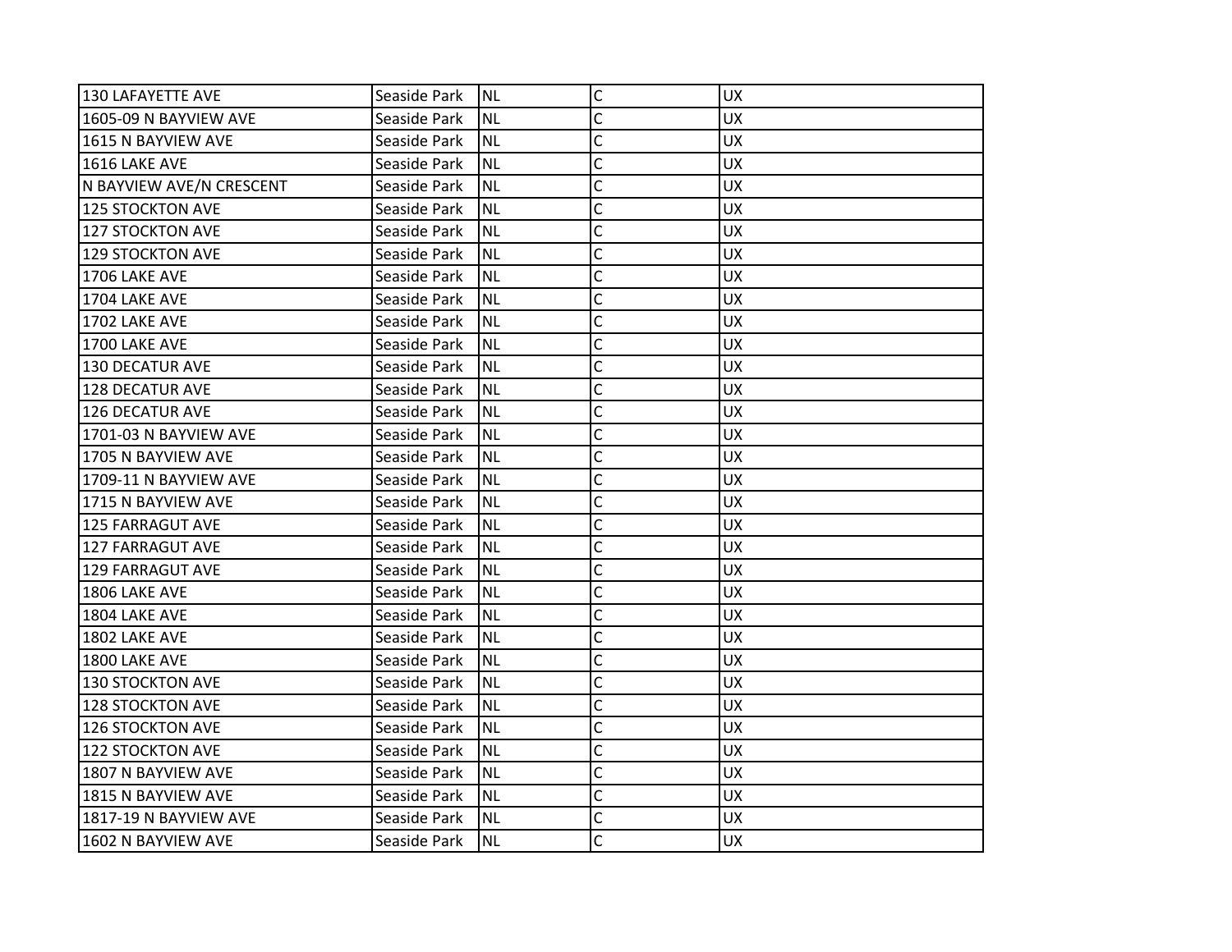| 130 LAFAYETTE AVE | Seaside Park | NL | C | UX |
|---|---|---|---|---|
| 1605-09 N BAYVIEW AVE | Seaside Park | NL | C | UX |
| 1615 N BAYVIEW AVE | Seaside Park | NL | C | UX |
| 1616 LAKE AVE | Seaside Park | NL | C | UX |
| N BAYVIEW AVE/N CRESCENT | Seaside Park | NL | C | UX |
| 125 STOCKTON AVE | Seaside Park | NL | C | UX |
| 127 STOCKTON AVE | Seaside Park | NL | C | UX |
| 129 STOCKTON AVE | Seaside Park | NL | C | UX |
| 1706 LAKE AVE | Seaside Park | NL | C | UX |
| 1704 LAKE AVE | Seaside Park | NL | C | UX |
| 1702 LAKE AVE | Seaside Park | NL | C | UX |
| 1700 LAKE AVE | Seaside Park | NL | C | UX |
| 130 DECATUR AVE | Seaside Park | NL | C | UX |
| 128 DECATUR AVE | Seaside Park | NL | C | UX |
| 126 DECATUR AVE | Seaside Park | NL | C | UX |
| 1701-03 N BAYVIEW AVE | Seaside Park | NL | C | UX |
| 1705 N BAYVIEW AVE | Seaside Park | NL | C | UX |
| 1709-11 N BAYVIEW AVE | Seaside Park | NL | C | UX |
| 1715 N BAYVIEW AVE | Seaside Park | NL | C | UX |
| 125 FARRAGUT AVE | Seaside Park | NL | C | UX |
| 127 FARRAGUT AVE | Seaside Park | NL | C | UX |
| 129 FARRAGUT AVE | Seaside Park | NL | C | UX |
| 1806 LAKE AVE | Seaside Park | NL | C | UX |
| 1804 LAKE AVE | Seaside Park | NL | C | UX |
| 1802 LAKE AVE | Seaside Park | NL | C | UX |
| 1800 LAKE AVE | Seaside Park | NL | C | UX |
| 130 STOCKTON AVE | Seaside Park | NL | C | UX |
| 128 STOCKTON AVE | Seaside Park | NL | C | UX |
| 126 STOCKTON AVE | Seaside Park | NL | C | UX |
| 122 STOCKTON AVE | Seaside Park | NL | C | UX |
| 1807 N BAYVIEW AVE | Seaside Park | NL | C | UX |
| 1815 N BAYVIEW AVE | Seaside Park | NL | C | UX |
| 1817-19 N BAYVIEW AVE | Seaside Park | NL | C | UX |
| 1602 N BAYVIEW AVE | Seaside Park | NL | C | UX |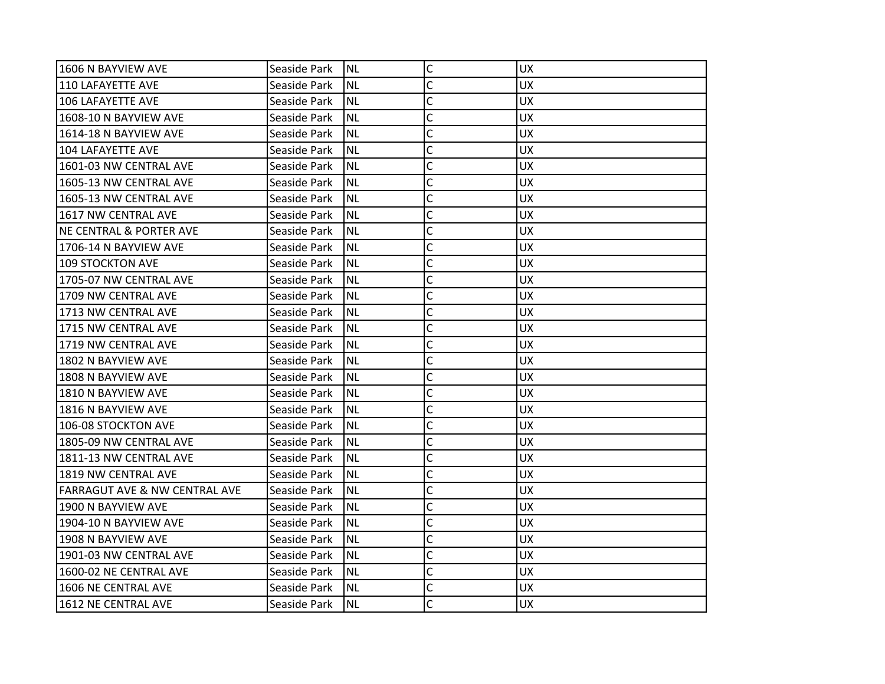| 1606 N BAYVIEW AVE | Seaside Park | NL | C | UX |
|---|---|---|---|---|
| 110 LAFAYETTE AVE | Seaside Park | NL | C | UX |
| 106 LAFAYETTE AVE | Seaside Park | NL | C | UX |
| 1608-10 N BAYVIEW AVE | Seaside Park | NL | C | UX |
| 1614-18 N BAYVIEW AVE | Seaside Park | NL | C | UX |
| 104 LAFAYETTE AVE | Seaside Park | NL | C | UX |
| 1601-03 NW CENTRAL AVE | Seaside Park | NL | C | UX |
| 1605-13 NW CENTRAL AVE | Seaside Park | NL | C | UX |
| 1605-13 NW CENTRAL AVE | Seaside Park | NL | C | UX |
| 1617 NW CENTRAL AVE | Seaside Park | NL | C | UX |
| NE CENTRAL & PORTER AVE | Seaside Park | NL | C | UX |
| 1706-14 N BAYVIEW AVE | Seaside Park | NL | C | UX |
| 109 STOCKTON AVE | Seaside Park | NL | C | UX |
| 1705-07 NW CENTRAL AVE | Seaside Park | NL | C | UX |
| 1709 NW CENTRAL AVE | Seaside Park | NL | C | UX |
| 1713 NW CENTRAL AVE | Seaside Park | NL | C | UX |
| 1715 NW CENTRAL AVE | Seaside Park | NL | C | UX |
| 1719 NW CENTRAL AVE | Seaside Park | NL | C | UX |
| 1802 N BAYVIEW AVE | Seaside Park | NL | C | UX |
| 1808 N BAYVIEW AVE | Seaside Park | NL | C | UX |
| 1810 N BAYVIEW AVE | Seaside Park | NL | C | UX |
| 1816 N BAYVIEW AVE | Seaside Park | NL | C | UX |
| 106-08 STOCKTON AVE | Seaside Park | NL | C | UX |
| 1805-09 NW CENTRAL AVE | Seaside Park | NL | C | UX |
| 1811-13 NW CENTRAL AVE | Seaside Park | NL | C | UX |
| 1819 NW CENTRAL AVE | Seaside Park | NL | C | UX |
| FARRAGUT AVE & NW CENTRAL AVE | Seaside Park | NL | C | UX |
| 1900 N BAYVIEW AVE | Seaside Park | NL | C | UX |
| 1904-10 N BAYVIEW AVE | Seaside Park | NL | C | UX |
| 1908 N BAYVIEW AVE | Seaside Park | NL | C | UX |
| 1901-03 NW CENTRAL AVE | Seaside Park | NL | C | UX |
| 1600-02 NE CENTRAL AVE | Seaside Park | NL | C | UX |
| 1606 NE CENTRAL AVE | Seaside Park | NL | C | UX |
| 1612 NE CENTRAL AVE | Seaside Park | NL | C | UX |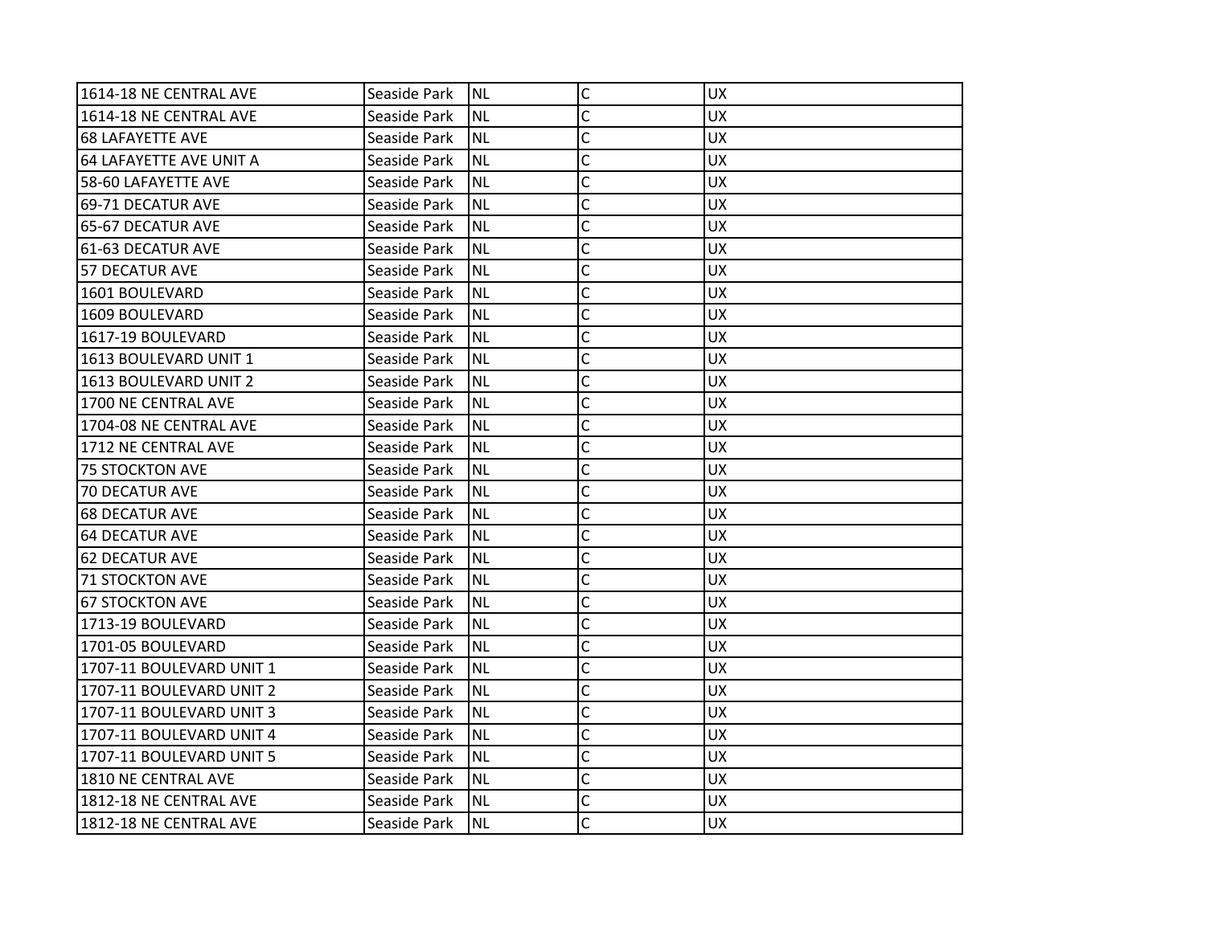| | | | | |
|---|---|---|---|---|
| 1614-18 NE CENTRAL AVE | Seaside Park | NL | C | UX |
| 1614-18 NE CENTRAL AVE | Seaside Park | NL | C | UX |
| 68 LAFAYETTE AVE | Seaside Park | NL | C | UX |
| 64 LAFAYETTE AVE UNIT A | Seaside Park | NL | C | UX |
| 58-60 LAFAYETTE AVE | Seaside Park | NL | C | UX |
| 69-71 DECATUR AVE | Seaside Park | NL | C | UX |
| 65-67 DECATUR AVE | Seaside Park | NL | C | UX |
| 61-63 DECATUR AVE | Seaside Park | NL | C | UX |
| 57 DECATUR AVE | Seaside Park | NL | C | UX |
| 1601 BOULEVARD | Seaside Park | NL | C | UX |
| 1609 BOULEVARD | Seaside Park | NL | C | UX |
| 1617-19 BOULEVARD | Seaside Park | NL | C | UX |
| 1613 BOULEVARD UNIT 1 | Seaside Park | NL | C | UX |
| 1613 BOULEVARD UNIT 2 | Seaside Park | NL | C | UX |
| 1700 NE CENTRAL AVE | Seaside Park | NL | C | UX |
| 1704-08 NE CENTRAL AVE | Seaside Park | NL | C | UX |
| 1712 NE CENTRAL AVE | Seaside Park | NL | C | UX |
| 75 STOCKTON AVE | Seaside Park | NL | C | UX |
| 70 DECATUR AVE | Seaside Park | NL | C | UX |
| 68 DECATUR AVE | Seaside Park | NL | C | UX |
| 64 DECATUR AVE | Seaside Park | NL | C | UX |
| 62 DECATUR AVE | Seaside Park | NL | C | UX |
| 71 STOCKTON AVE | Seaside Park | NL | C | UX |
| 67 STOCKTON AVE | Seaside Park | NL | C | UX |
| 1713-19 BOULEVARD | Seaside Park | NL | C | UX |
| 1701-05 BOULEVARD | Seaside Park | NL | C | UX |
| 1707-11 BOULEVARD UNIT 1 | Seaside Park | NL | C | UX |
| 1707-11 BOULEVARD UNIT 2 | Seaside Park | NL | C | UX |
| 1707-11 BOULEVARD UNIT 3 | Seaside Park | NL | C | UX |
| 1707-11 BOULEVARD UNIT 4 | Seaside Park | NL | C | UX |
| 1707-11 BOULEVARD UNIT 5 | Seaside Park | NL | C | UX |
| 1810 NE CENTRAL AVE | Seaside Park | NL | C | UX |
| 1812-18 NE CENTRAL AVE | Seaside Park | NL | C | UX |
| 1812-18 NE CENTRAL AVE | Seaside Park | NL | C | UX |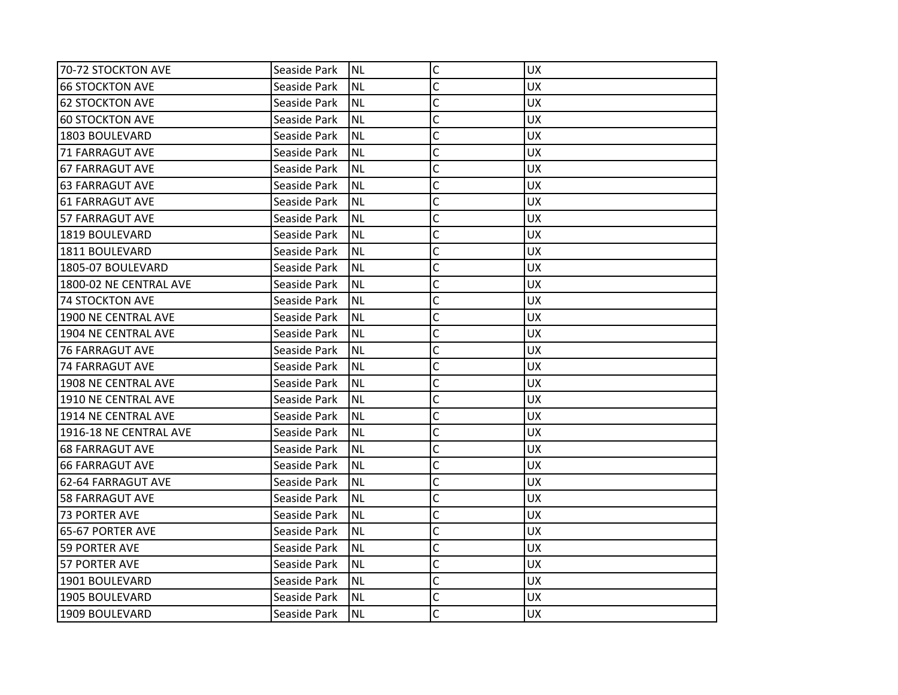| | | | | |
|---|---|---|---|---|
| 70-72 STOCKTON AVE | Seaside Park | NL | C | UX |
| 66 STOCKTON AVE | Seaside Park | NL | C | UX |
| 62 STOCKTON AVE | Seaside Park | NL | C | UX |
| 60 STOCKTON AVE | Seaside Park | NL | C | UX |
| 1803 BOULEVARD | Seaside Park | NL | C | UX |
| 71 FARRAGUT AVE | Seaside Park | NL | C | UX |
| 67 FARRAGUT AVE | Seaside Park | NL | C | UX |
| 63 FARRAGUT AVE | Seaside Park | NL | C | UX |
| 61 FARRAGUT AVE | Seaside Park | NL | C | UX |
| 57 FARRAGUT AVE | Seaside Park | NL | C | UX |
| 1819 BOULEVARD | Seaside Park | NL | C | UX |
| 1811 BOULEVARD | Seaside Park | NL | C | UX |
| 1805-07 BOULEVARD | Seaside Park | NL | C | UX |
| 1800-02 NE CENTRAL AVE | Seaside Park | NL | C | UX |
| 74 STOCKTON AVE | Seaside Park | NL | C | UX |
| 1900 NE CENTRAL AVE | Seaside Park | NL | C | UX |
| 1904 NE CENTRAL AVE | Seaside Park | NL | C | UX |
| 76 FARRAGUT AVE | Seaside Park | NL | C | UX |
| 74 FARRAGUT AVE | Seaside Park | NL | C | UX |
| 1908 NE CENTRAL AVE | Seaside Park | NL | C | UX |
| 1910 NE CENTRAL AVE | Seaside Park | NL | C | UX |
| 1914 NE CENTRAL AVE | Seaside Park | NL | C | UX |
| 1916-18 NE CENTRAL AVE | Seaside Park | NL | C | UX |
| 68 FARRAGUT AVE | Seaside Park | NL | C | UX |
| 66 FARRAGUT AVE | Seaside Park | NL | C | UX |
| 62-64 FARRAGUT AVE | Seaside Park | NL | C | UX |
| 58 FARRAGUT AVE | Seaside Park | NL | C | UX |
| 73 PORTER AVE | Seaside Park | NL | C | UX |
| 65-67 PORTER AVE | Seaside Park | NL | C | UX |
| 59 PORTER AVE | Seaside Park | NL | C | UX |
| 57 PORTER AVE | Seaside Park | NL | C | UX |
| 1901 BOULEVARD | Seaside Park | NL | C | UX |
| 1905 BOULEVARD | Seaside Park | NL | C | UX |
| 1909 BOULEVARD | Seaside Park | NL | C | UX |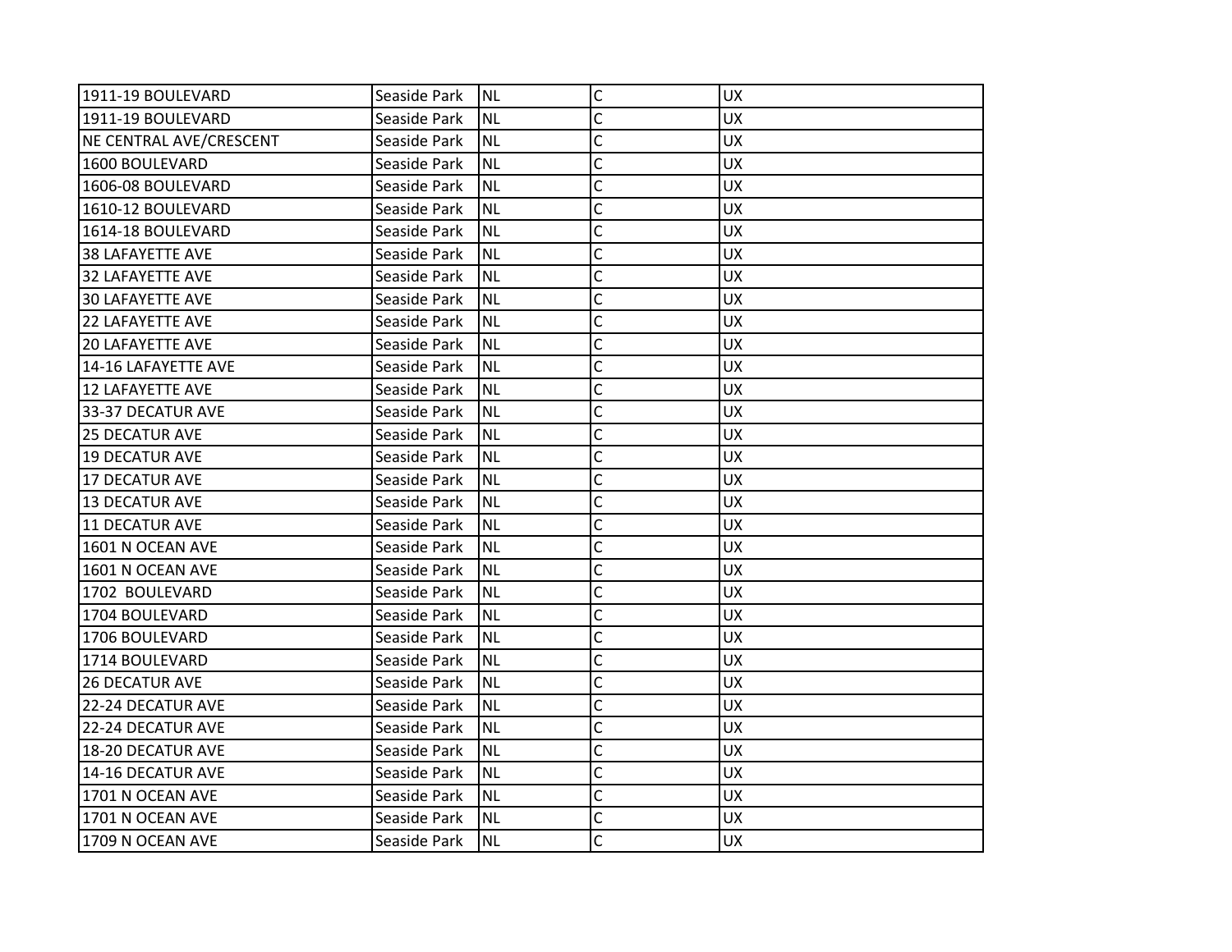| 1911-19 BOULEVARD | Seaside Park | NL | C | UX |
|---|---|---|---|---|
| 1911-19 BOULEVARD | Seaside Park | NL | C | UX |
| NE CENTRAL AVE/CRESCENT | Seaside Park | NL | C | UX |
| 1600 BOULEVARD | Seaside Park | NL | C | UX |
| 1606-08 BOULEVARD | Seaside Park | NL | C | UX |
| 1610-12 BOULEVARD | Seaside Park | NL | C | UX |
| 1614-18 BOULEVARD | Seaside Park | NL | C | UX |
| 38 LAFAYETTE AVE | Seaside Park | NL | C | UX |
| 32 LAFAYETTE AVE | Seaside Park | NL | C | UX |
| 30 LAFAYETTE AVE | Seaside Park | NL | C | UX |
| 22 LAFAYETTE AVE | Seaside Park | NL | C | UX |
| 20 LAFAYETTE AVE | Seaside Park | NL | C | UX |
| 14-16 LAFAYETTE AVE | Seaside Park | NL | C | UX |
| 12 LAFAYETTE AVE | Seaside Park | NL | C | UX |
| 33-37 DECATUR AVE | Seaside Park | NL | C | UX |
| 25 DECATUR AVE | Seaside Park | NL | C | UX |
| 19 DECATUR AVE | Seaside Park | NL | C | UX |
| 17 DECATUR AVE | Seaside Park | NL | C | UX |
| 13 DECATUR AVE | Seaside Park | NL | C | UX |
| 11 DECATUR AVE | Seaside Park | NL | C | UX |
| 1601 N OCEAN AVE | Seaside Park | NL | C | UX |
| 1601 N OCEAN AVE | Seaside Park | NL | C | UX |
| 1702 BOULEVARD | Seaside Park | NL | C | UX |
| 1704 BOULEVARD | Seaside Park | NL | C | UX |
| 1706 BOULEVARD | Seaside Park | NL | C | UX |
| 1714 BOULEVARD | Seaside Park | NL | C | UX |
| 26 DECATUR AVE | Seaside Park | NL | C | UX |
| 22-24 DECATUR AVE | Seaside Park | NL | C | UX |
| 22-24 DECATUR AVE | Seaside Park | NL | C | UX |
| 18-20 DECATUR AVE | Seaside Park | NL | C | UX |
| 14-16 DECATUR AVE | Seaside Park | NL | C | UX |
| 1701 N OCEAN AVE | Seaside Park | NL | C | UX |
| 1701 N OCEAN AVE | Seaside Park | NL | C | UX |
| 1709 N OCEAN AVE | Seaside Park | NL | C | UX |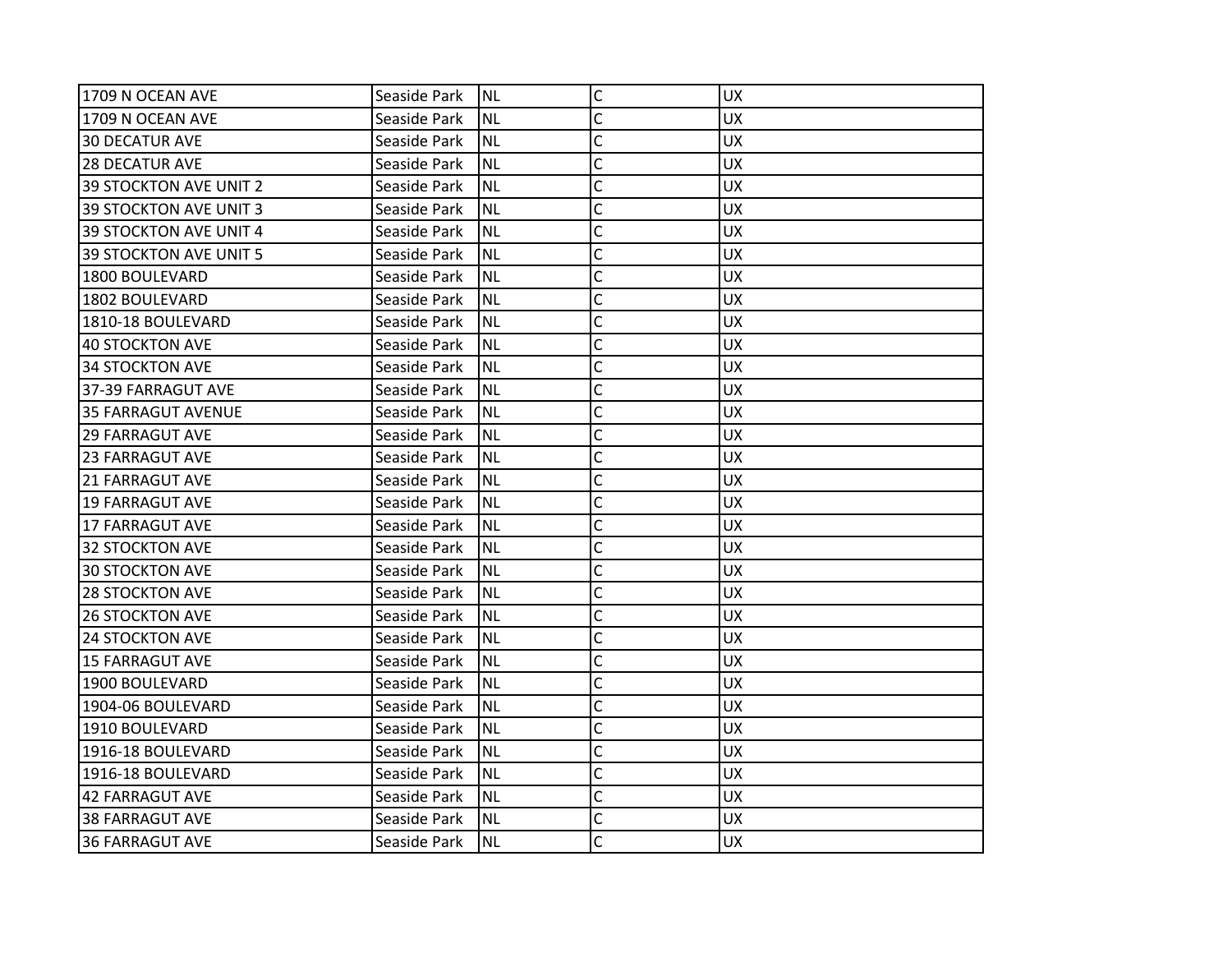| | | | | |
|---|---|---|---|---|
| 1709 N OCEAN AVE | Seaside Park | NL | C | UX |
| 1709 N OCEAN AVE | Seaside Park | NL | C | UX |
| 30 DECATUR AVE | Seaside Park | NL | C | UX |
| 28 DECATUR AVE | Seaside Park | NL | C | UX |
| 39 STOCKTON AVE UNIT 2 | Seaside Park | NL | C | UX |
| 39 STOCKTON AVE UNIT 3 | Seaside Park | NL | C | UX |
| 39 STOCKTON AVE UNIT 4 | Seaside Park | NL | C | UX |
| 39 STOCKTON AVE UNIT 5 | Seaside Park | NL | C | UX |
| 1800 BOULEVARD | Seaside Park | NL | C | UX |
| 1802 BOULEVARD | Seaside Park | NL | C | UX |
| 1810-18 BOULEVARD | Seaside Park | NL | C | UX |
| 40 STOCKTON AVE | Seaside Park | NL | C | UX |
| 34 STOCKTON AVE | Seaside Park | NL | C | UX |
| 37-39 FARRAGUT AVE | Seaside Park | NL | C | UX |
| 35 FARRAGUT AVENUE | Seaside Park | NL | C | UX |
| 29 FARRAGUT AVE | Seaside Park | NL | C | UX |
| 23 FARRAGUT AVE | Seaside Park | NL | C | UX |
| 21 FARRAGUT AVE | Seaside Park | NL | C | UX |
| 19 FARRAGUT AVE | Seaside Park | NL | C | UX |
| 17 FARRAGUT AVE | Seaside Park | NL | C | UX |
| 32 STOCKTON AVE | Seaside Park | NL | C | UX |
| 30 STOCKTON AVE | Seaside Park | NL | C | UX |
| 28 STOCKTON AVE | Seaside Park | NL | C | UX |
| 26 STOCKTON AVE | Seaside Park | NL | C | UX |
| 24 STOCKTON AVE | Seaside Park | NL | C | UX |
| 15 FARRAGUT AVE | Seaside Park | NL | C | UX |
| 1900 BOULEVARD | Seaside Park | NL | C | UX |
| 1904-06 BOULEVARD | Seaside Park | NL | C | UX |
| 1910 BOULEVARD | Seaside Park | NL | C | UX |
| 1916-18 BOULEVARD | Seaside Park | NL | C | UX |
| 1916-18 BOULEVARD | Seaside Park | NL | C | UX |
| 42 FARRAGUT AVE | Seaside Park | NL | C | UX |
| 38 FARRAGUT AVE | Seaside Park | NL | C | UX |
| 36 FARRAGUT AVE | Seaside Park | NL | C | UX |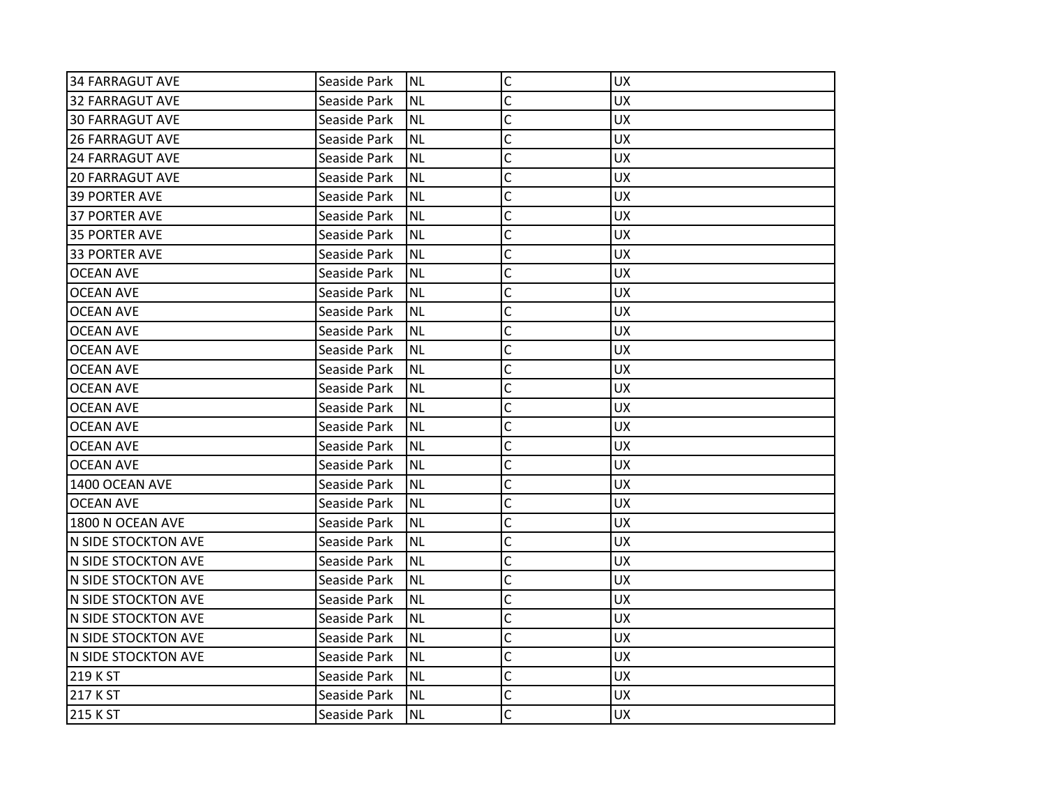| 34 FARRAGUT AVE | Seaside Park | NL | C | UX |
|---|---|---|---|---|
| 32 FARRAGUT AVE | Seaside Park | NL | C | UX |
| 30 FARRAGUT AVE | Seaside Park | NL | C | UX |
| 26 FARRAGUT AVE | Seaside Park | NL | C | UX |
| 24 FARRAGUT AVE | Seaside Park | NL | C | UX |
| 20 FARRAGUT AVE | Seaside Park | NL | C | UX |
| 39 PORTER AVE | Seaside Park | NL | C | UX |
| 37 PORTER AVE | Seaside Park | NL | C | UX |
| 35 PORTER AVE | Seaside Park | NL | C | UX |
| 33 PORTER AVE | Seaside Park | NL | C | UX |
| OCEAN AVE | Seaside Park | NL | C | UX |
| OCEAN AVE | Seaside Park | NL | C | UX |
| OCEAN AVE | Seaside Park | NL | C | UX |
| OCEAN AVE | Seaside Park | NL | C | UX |
| OCEAN AVE | Seaside Park | NL | C | UX |
| OCEAN AVE | Seaside Park | NL | C | UX |
| OCEAN AVE | Seaside Park | NL | C | UX |
| OCEAN AVE | Seaside Park | NL | C | UX |
| OCEAN AVE | Seaside Park | NL | C | UX |
| OCEAN AVE | Seaside Park | NL | C | UX |
| OCEAN AVE | Seaside Park | NL | C | UX |
| 1400 OCEAN AVE | Seaside Park | NL | C | UX |
| OCEAN AVE | Seaside Park | NL | C | UX |
| 1800 N OCEAN AVE | Seaside Park | NL | C | UX |
| N SIDE STOCKTON AVE | Seaside Park | NL | C | UX |
| N SIDE STOCKTON AVE | Seaside Park | NL | C | UX |
| N SIDE STOCKTON AVE | Seaside Park | NL | C | UX |
| N SIDE STOCKTON AVE | Seaside Park | NL | C | UX |
| N SIDE STOCKTON AVE | Seaside Park | NL | C | UX |
| N SIDE STOCKTON AVE | Seaside Park | NL | C | UX |
| N SIDE STOCKTON AVE | Seaside Park | NL | C | UX |
| 219 K ST | Seaside Park | NL | C | UX |
| 217 K ST | Seaside Park | NL | C | UX |
| 215 K ST | Seaside Park | NL | C | UX |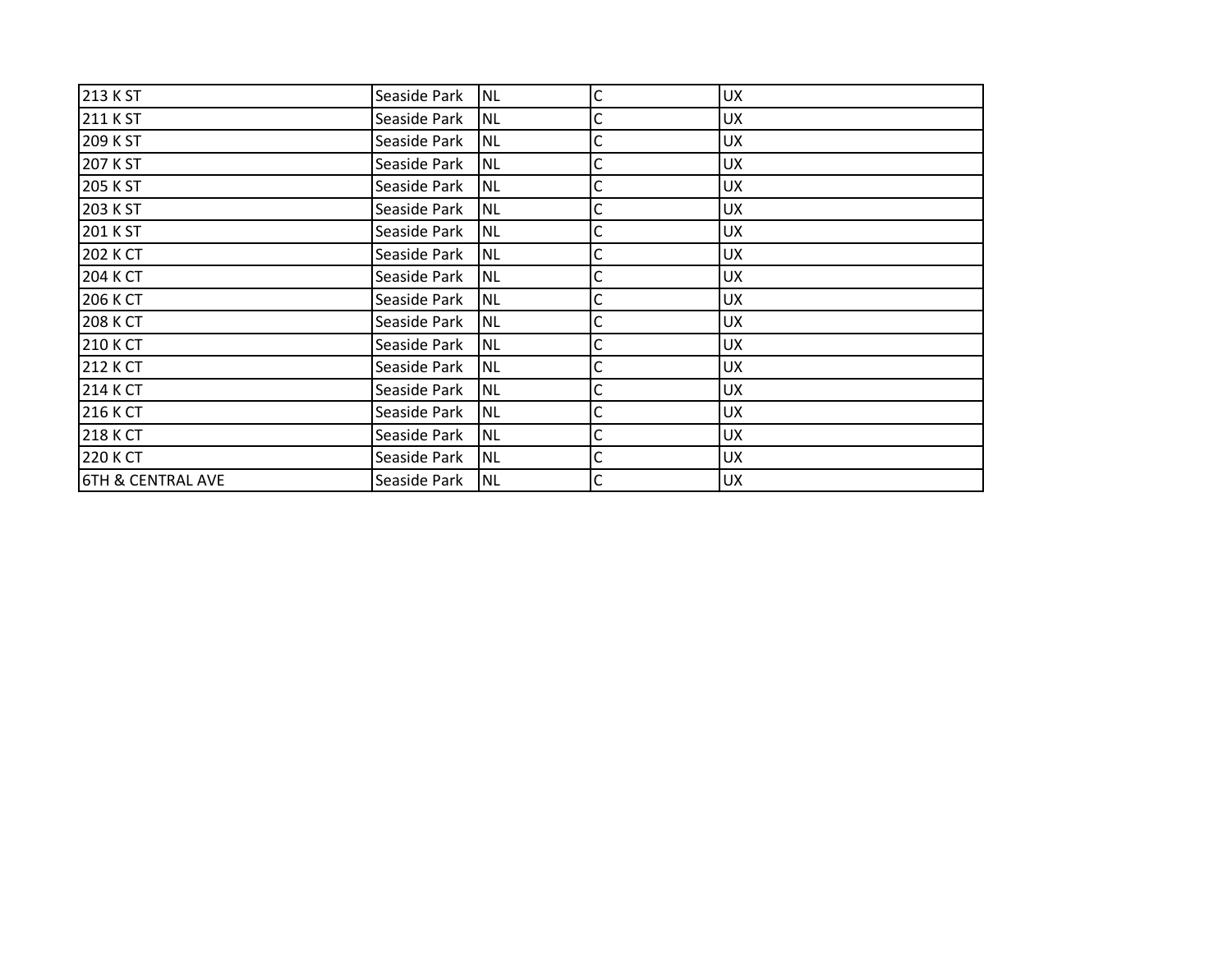| | | | | |
|---|---|---|---|---|
| 213 K ST | Seaside Park | NL | C | UX |
| 211 K ST | Seaside Park | NL | C | UX |
| 209 K ST | Seaside Park | NL | C | UX |
| 207 K ST | Seaside Park | NL | C | UX |
| 205 K ST | Seaside Park | NL | C | UX |
| 203 K ST | Seaside Park | NL | C | UX |
| 201 K ST | Seaside Park | NL | C | UX |
| 202 K CT | Seaside Park | NL | C | UX |
| 204 K CT | Seaside Park | NL | C | UX |
| 206 K CT | Seaside Park | NL | C | UX |
| 208 K CT | Seaside Park | NL | C | UX |
| 210 K CT | Seaside Park | NL | C | UX |
| 212 K CT | Seaside Park | NL | C | UX |
| 214 K CT | Seaside Park | NL | C | UX |
| 216 K CT | Seaside Park | NL | C | UX |
| 218 K CT | Seaside Park | NL | C | UX |
| 220 K CT | Seaside Park | NL | C | UX |
| 6TH & CENTRAL AVE | Seaside Park | NL | C | UX |